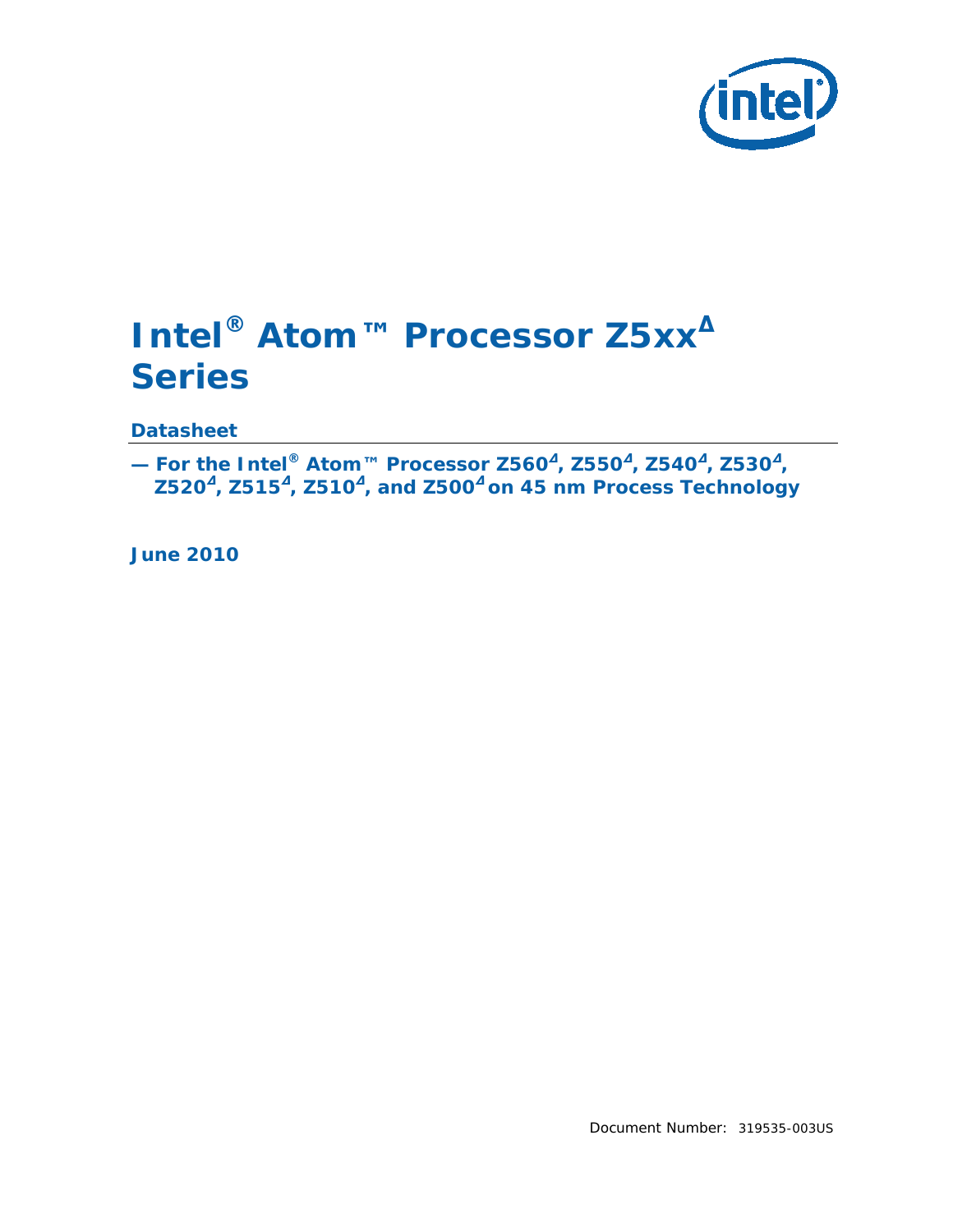# Intel® Atom™ Processor Z5xx[Δ] Series

## Datasheet

**— For the Intel® Atom™ Processor Z560[Δ], Z550[Δ], Z540[Δ], Z530[Δ], Z520[Δ], Z515[Δ], Z510[Δ], and Z500[Δ] on 45 nm Process Technology**

**June 2010**

Document Number: 319535-003US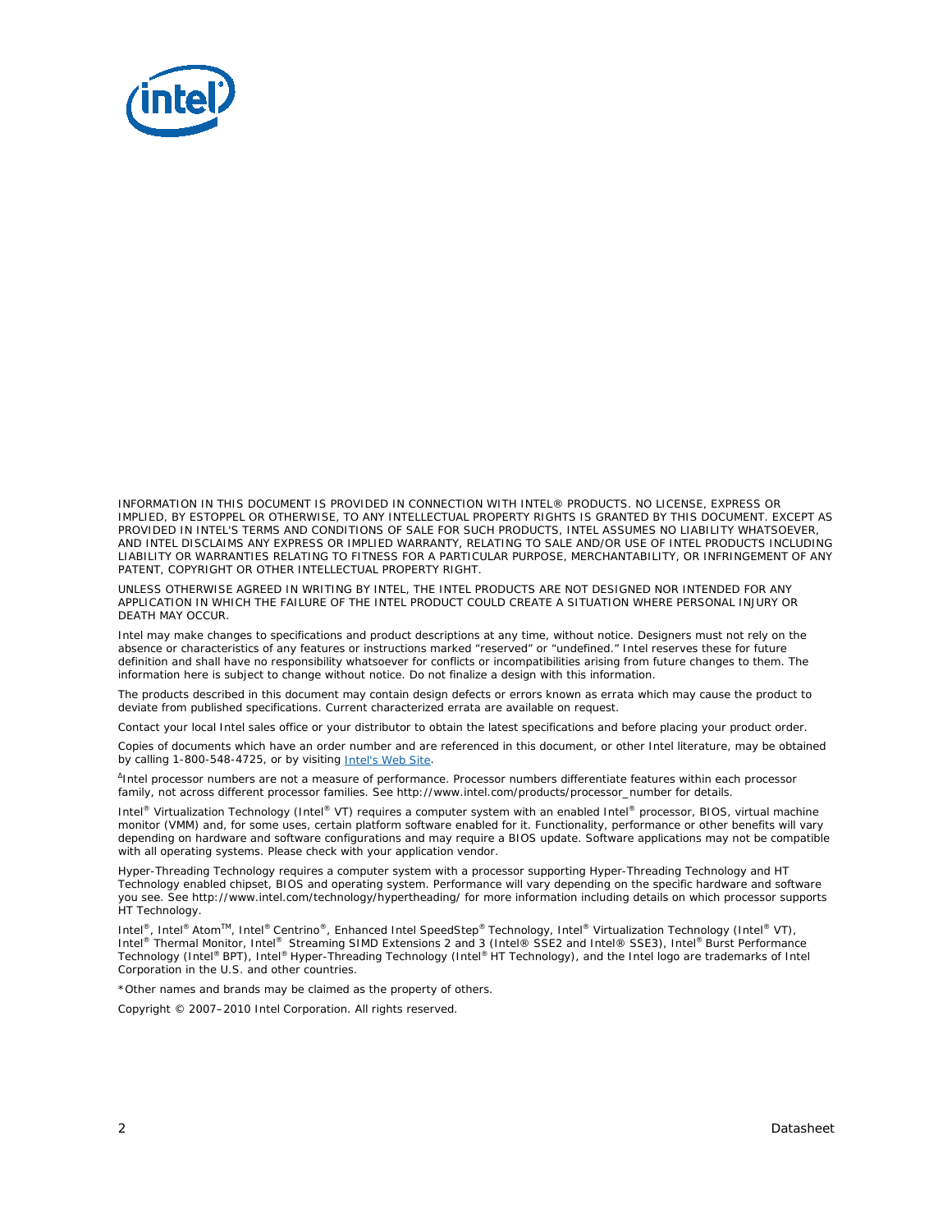INFORMATION IN THIS DOCUMENT IS PROVIDED IN CONNECTION WITH INTEL® PRODUCTS. NO LICENSE, EXPRESS OR IMPLIED, BY ESTOPPEL OR OTHERWISE, TO ANY INTELLECTUAL PROPERTY RIGHTS IS GRANTED BY THIS DOCUMENT. EXCEPT AS PROVIDED IN INTEL'S TERMS AND CONDITIONS OF SALE FOR SUCH PRODUCTS, INTEL ASSUMES NO LIABILITY WHATSOEVER, AND INTEL DISCLAIMS ANY EXPRESS OR IMPLIED WARRANTY, RELATING TO SALE AND/OR USE OF INTEL PRODUCTS INCLUDING LIABILITY OR WARRANTIES RELATING TO FITNESS FOR A PARTICULAR PURPOSE, MERCHANTABILITY, OR INFRINGEMENT OF ANY PATENT, COPYRIGHT OR OTHER INTELLECTUAL PROPERTY RIGHT.

UNLESS OTHERWISE AGREED IN WRITING BY INTEL, THE INTEL PRODUCTS ARE NOT DESIGNED NOR INTENDED FOR ANY APPLICATION IN WHICH THE FAILURE OF THE INTEL PRODUCT COULD CREATE A SITUATION WHERE PERSONAL INJURY OR DEATH MAY OCCUR.

Intel may make changes to specifications and product descriptions at any time, without notice. Designers must not rely on the absence or characteristics of any features or instructions marked "reserved" or "undefined." Intel reserves these for future definition and shall have no responsibility whatsoever for conflicts or incompatibilities arising from future changes to them. The information here is subject to change without notice. Do not finalize a design with this information.

The products described in this document may contain design defects or errors known as errata which may cause the product to deviate from published specifications. Current characterized errata are available on request.

Contact your local Intel sales office or your distributor to obtain the latest specifications and before placing your product order.

Copies of documents which have an order number and are referenced in this document, or other Intel literature, may be obtained by calling 1-800-548-4725, or by visiting Intel's Web Site.

ΔIntel processor numbers are not a measure of performance. Processor numbers differentiate features within each processor family, not across different processor families. See http://www.intel.com/products/processor_number for details.

Intel® Virtualization Technology (Intel® VT) requires a computer system with an enabled Intel® processor, BIOS, virtual machine monitor (VMM) and, for some uses, certain platform software enabled for it. Functionality, performance or other benefits will vary depending on hardware and software configurations and may require a BIOS update. Software applications may not be compatible with all operating systems. Please check with your application vendor.

Hyper-Threading Technology requires a computer system with a processor supporting Hyper-Threading Technology and HT Technology enabled chipset, BIOS and operating system. Performance will vary depending on the specific hardware and software you see. See http://www.intel.com/technology/hypertheading/ for more information including details on which processor supports HT Technology.

Intel®, Intel® Atom™, Intel® Centrino®, Enhanced Intel SpeedStep® Technology, Intel® Virtualization Technology (Intel® VT), Intel® Thermal Monitor, Intel® Streaming SIMD Extensions 2 and 3 (Intel® SSE2 and Intel® SSE3), Intel® Burst Performance Technology (Intel® BPT), Intel® Hyper-Threading Technology (Intel® HT Technology), and the Intel logo are trademarks of Intel Corporation in the U.S. and other countries.

*Other names and brands may be claimed as the property of others.

Copyright © 2007–2010 Intel Corporation. All rights reserved.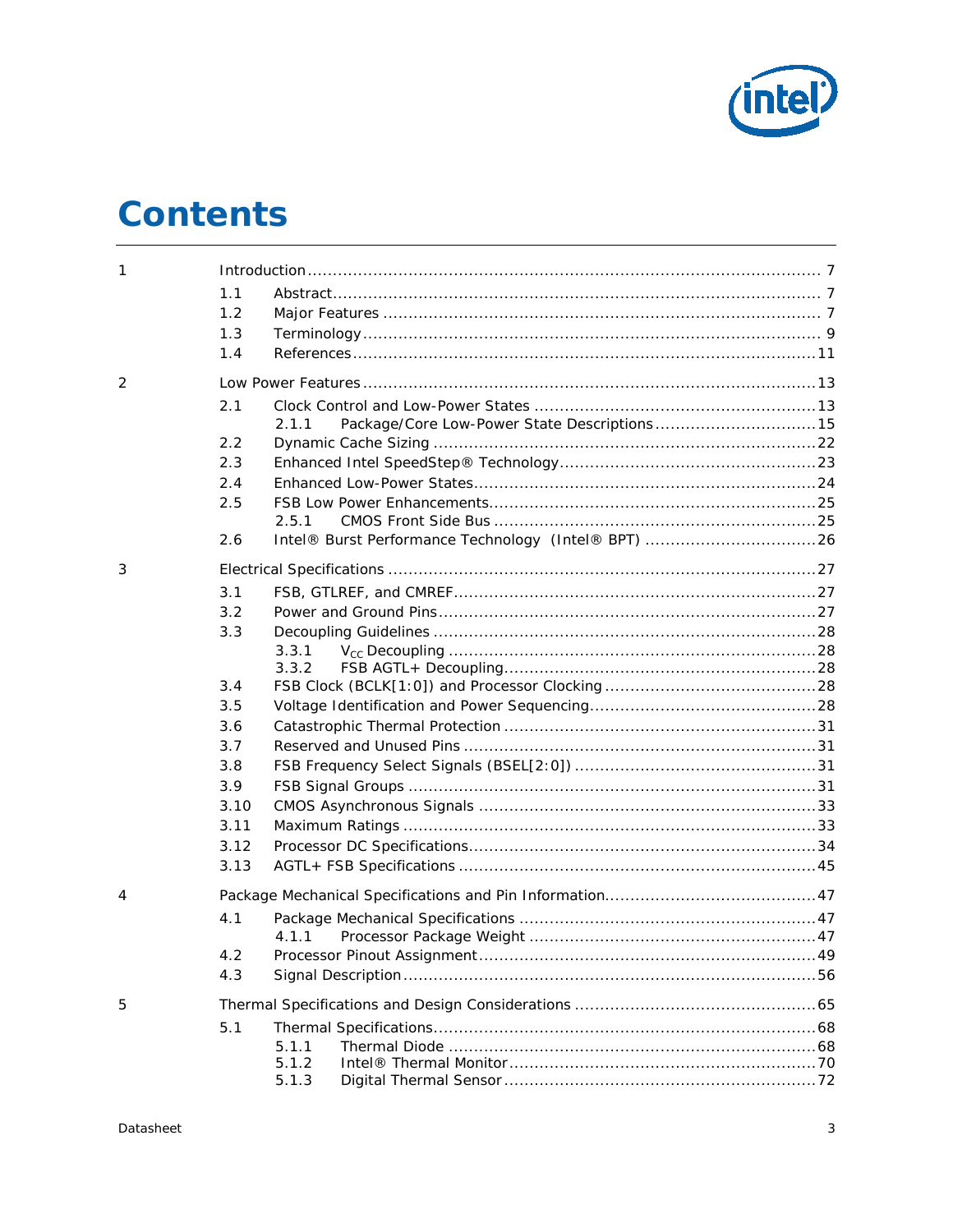# Contents

- 1 Introduction ... 7
  - 1.1 Abstract ... 7
  - 1.2 Major Features ... 7
  - 1.3 Terminology ... 9
  - 1.4 References ... 11
- 2 Low Power Features ... 13
  - 2.1 Clock Control and Low-Power States ... 13
    - 2.1.1 Package/Core Low-Power State Descriptions ... 15
  - 2.2 Dynamic Cache Sizing ... 22
  - 2.3 Enhanced Intel SpeedStep® Technology ... 23
  - 2.4 Enhanced Low-Power States ... 24
  - 2.5 FSB Low Power Enhancements ... 25
    - 2.5.1 CMOS Front Side Bus ... 25
  - 2.6 Intel® Burst Performance Technology (Intel® BPT) ... 26
- 3 Electrical Specifications ... 27
  - 3.1 FSB, GTLREF, and CMREF ... 27
  - 3.2 Power and Ground Pins ... 27
  - 3.3 Decoupling Guidelines ... 28
    - 3.3.1 $V_{CC}$ Decoupling ... 28
    - 3.3.2 FSB AGTL+ Decoupling ... 28
  - 3.4 FSB Clock (BCLK[1:0]) and Processor Clocking ... 28
  - 3.5 Voltage Identification and Power Sequencing ... 28
  - 3.6 Catastrophic Thermal Protection ... 31
  - 3.7 Reserved and Unused Pins ... 31
  - 3.8 FSB Frequency Select Signals (BSEL[2:0]) ... 31
  - 3.9 FSB Signal Groups ... 31
  - 3.10 CMOS Asynchronous Signals ... 33
  - 3.11 Maximum Ratings ... 33
  - 3.12 Processor DC Specifications ... 34
  - 3.13 AGTL+ FSB Specifications ... 45
- 4 Package Mechanical Specifications and Pin Information ... 47
  - 4.1 Package Mechanical Specifications ... 47
    - 4.1.1 Processor Package Weight ... 47
  - 4.2 Processor Pinout Assignment ... 49
  - 4.3 Signal Description ... 56
- 5 Thermal Specifications and Design Considerations ... 65
  - 5.1 Thermal Specifications ... 68
    - 5.1.1 Thermal Diode ... 68
    - 5.1.2 Intel® Thermal Monitor ... 70
    - 5.1.3 Digital Thermal Sensor ... 72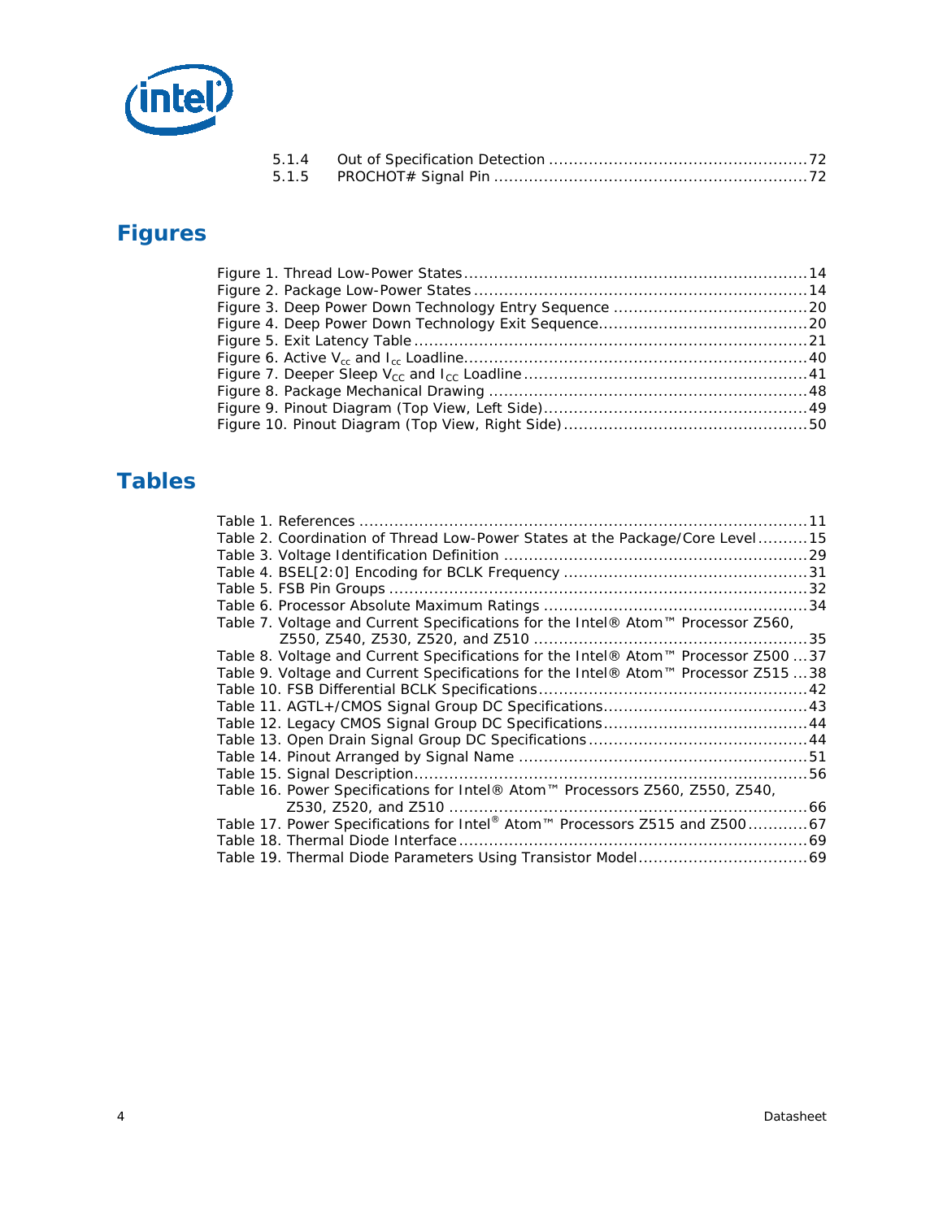5.1.4 Out of Specification Detection ....................................................72
5.1.5 PROCHOT# Signal Pin ...............................................................72

## Figures

Figure 1. Thread Low-Power States.....................................................................14
Figure 2. Package Low-Power States...................................................................14
Figure 3. Deep Power Down Technology Entry Sequence .......................................20
Figure 4. Deep Power Down Technology Exit Sequence..........................................20
Figure 5. Exit Latency Table ..............................................................................21
Figure 6. Active $V_{cc}$ and $I_{cc}$ Loadline.....................................................................40
Figure 7. Deeper Sleep $V_{CC}$ and $I_{CC}$ Loadline........................................................41
Figure 8. Package Mechanical Drawing ................................................................48
Figure 9. Pinout Diagram (Top View, Left Side).....................................................49
Figure 10. Pinout Diagram (Top View, Right Side).................................................50

## Tables

Table 1. References ..........................................................................................11
Table 2. Coordination of Thread Low-Power States at the Package/Core Level..........15
Table 3. Voltage Identification Definition .............................................................29
Table 4. BSEL[2:0] Encoding for BCLK Frequency .................................................31
Table 5. FSB Pin Groups ....................................................................................32
Table 6. Processor Absolute Maximum Ratings .....................................................34
Table 7. Voltage and Current Specifications for the Intel® Atom™ Processor Z560, Z550, Z540, Z530, Z520, and Z510 .......................................................35
Table 8. Voltage and Current Specifications for the Intel® Atom™ Processor Z500 ...37
Table 9. Voltage and Current Specifications for the Intel® Atom™ Processor Z515 ...38
Table 10. FSB Differential BCLK Specifications......................................................42
Table 11. AGTL+/CMOS Signal Group DC Specifications.........................................43
Table 12. Legacy CMOS Signal Group DC Specifications.........................................44
Table 13. Open Drain Signal Group DC Specifications............................................44
Table 14. Pinout Arranged by Signal Name ..........................................................51
Table 15. Signal Description...............................................................................56
Table 16. Power Specifications for Intel® Atom™ Processors Z560, Z550, Z540, Z530, Z520, and Z510 ........................................................................66
Table 17. Power Specifications for Intel® Atom™ Processors Z515 and Z500............67
Table 18. Thermal Diode Interface......................................................................69
Table 19. Thermal Diode Parameters Using Transistor Model..................................69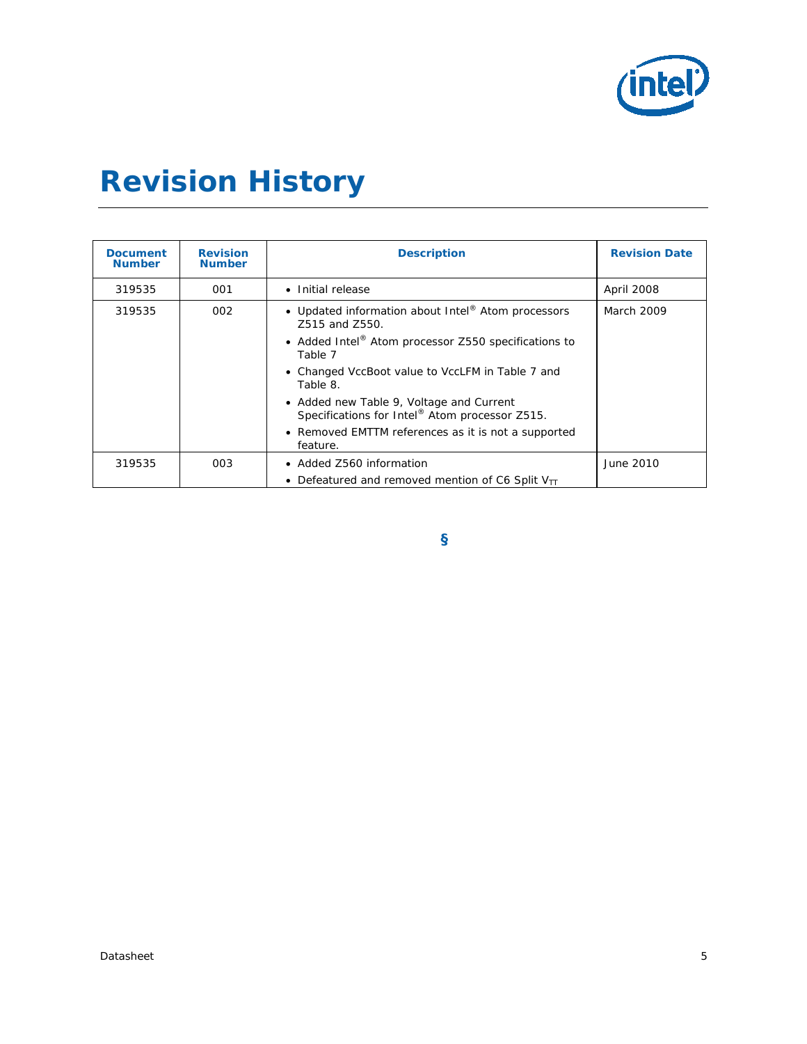# Revision History

| Document Number | Revision Number | Description | Revision Date |
|---|---|---|---|
| 319535 | 001 | • Initial release | April 2008 |
| 319535 | 002 | • Updated information about Intel® Atom processors Z515 and Z550.<br>• Added Intel® Atom processor Z550 specifications to Table 7<br>• Changed VccBoot value to VccLFM in Table 7 and Table 8.<br>• Added new Table 9, Voltage and Current Specifications for Intel® Atom processor Z515.<br>• Removed EMTTM references as it is not a supported feature. | March 2009 |
| 319535 | 003 | • Added Z560 information<br>• Defeatured and removed mention of C6 Split $V_{TT}$ | June 2010 |

§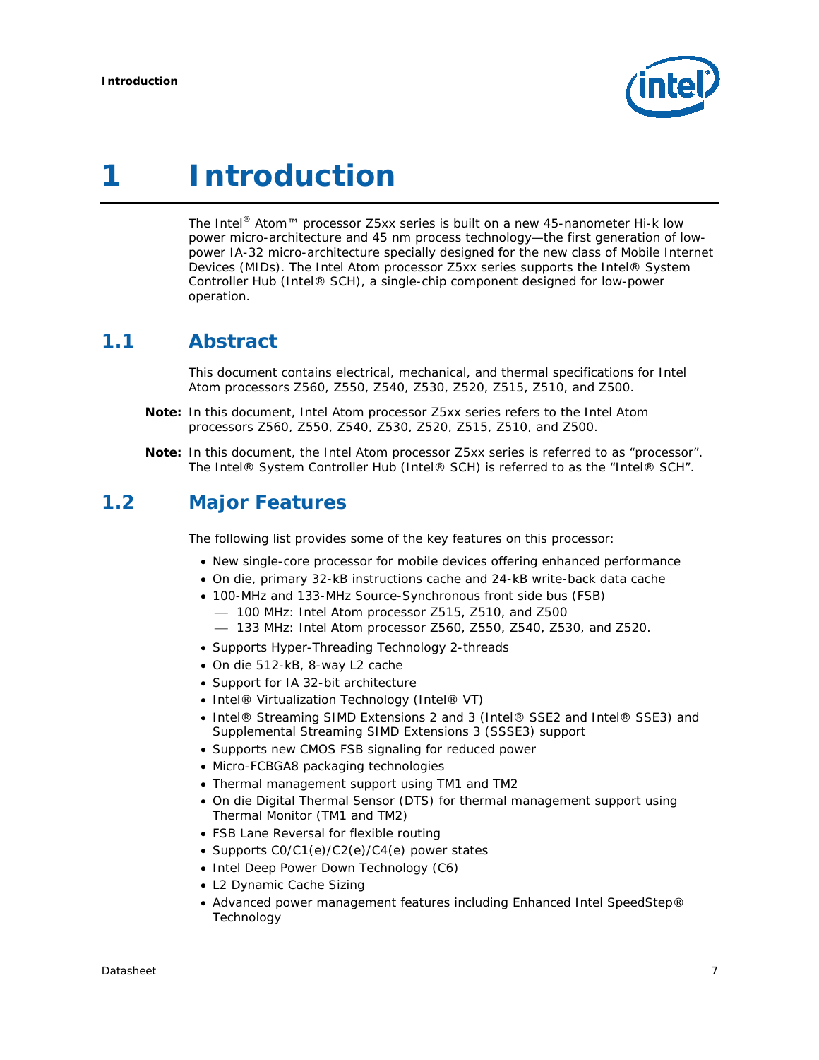# 1 Introduction

The Intel® Atom™ processor Z5xx series is built on a new 45-nanometer Hi-k low power micro-architecture and 45 nm process technology—the first generation of low-power IA-32 micro-architecture specially designed for the new class of Mobile Internet Devices (MIDs). The Intel Atom processor Z5xx series supports the Intel® System Controller Hub (Intel® SCH), a single-chip component designed for low-power operation.

## 1.1 Abstract

This document contains electrical, mechanical, and thermal specifications for Intel Atom processors Z560, Z550, Z540, Z530, Z520, Z515, Z510, and Z500.

**Note:** In this document, Intel Atom processor Z5xx series refers to the Intel Atom processors Z560, Z550, Z540, Z530, Z520, Z515, Z510, and Z500.

**Note:** In this document, the Intel Atom processor Z5xx series is referred to as “processor”. The Intel® System Controller Hub (Intel® SCH) is referred to as the “Intel® SCH”.

## 1.2 Major Features

The following list provides some of the key features on this processor:

- New single-core processor for mobile devices offering enhanced performance
- On die, primary 32-kB instructions cache and 24-kB write-back data cache
- 100-MHz and 133-MHz Source-Synchronous front side bus (FSB)
  - 100 MHz: Intel Atom processor Z515, Z510, and Z500
  - 133 MHz: Intel Atom processor Z560, Z550, Z540, Z530, and Z520.
- Supports Hyper-Threading Technology 2-threads
- On die 512-kB, 8-way L2 cache
- Support for IA 32-bit architecture
- Intel® Virtualization Technology (Intel® VT)
- Intel® Streaming SIMD Extensions 2 and 3 (Intel® SSE2 and Intel® SSE3) and Supplemental Streaming SIMD Extensions 3 (SSSE3) support
- Supports new CMOS FSB signaling for reduced power
- Micro-FCBGA8 packaging technologies
- Thermal management support using TM1 and TM2
- On die Digital Thermal Sensor (DTS) for thermal management support using Thermal Monitor (TM1 and TM2)
- FSB Lane Reversal for flexible routing
- Supports C0/C1(e)/C2(e)/C4(e) power states
- Intel Deep Power Down Technology (C6)
- L2 Dynamic Cache Sizing
- Advanced power management features including Enhanced Intel SpeedStep® Technology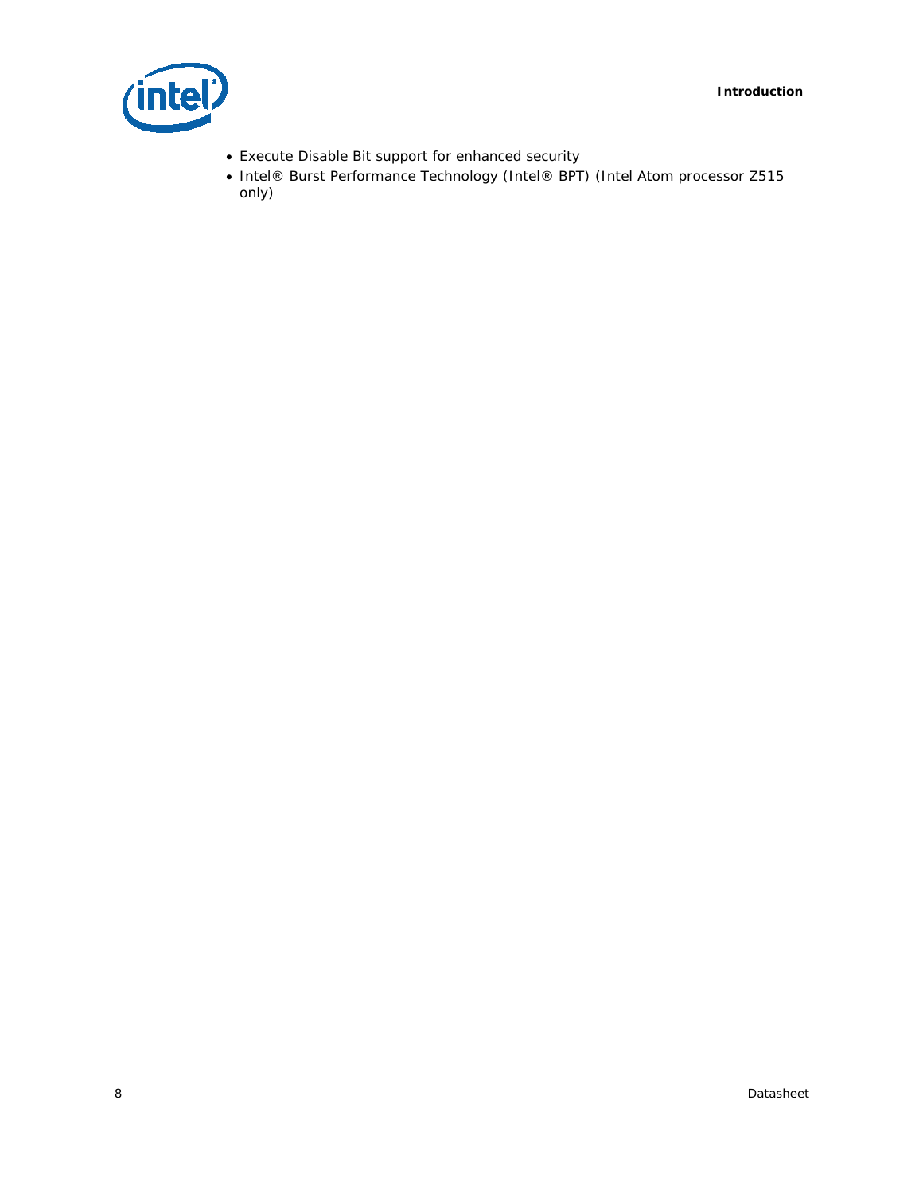- Execute Disable Bit support for enhanced security
- Intel® Burst Performance Technology (Intel® BPT) (Intel Atom processor Z515 only)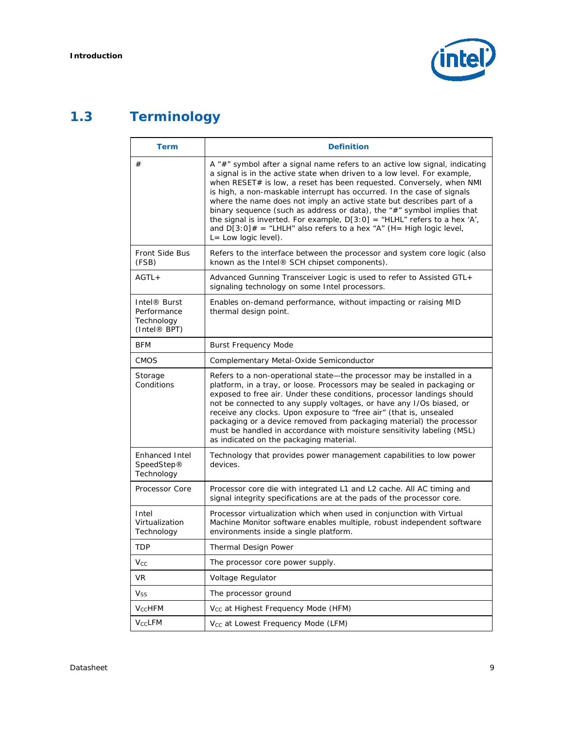## 1.3 Terminology

| Term | Definition |
|---|---|
| # | A “#” symbol after a signal name refers to an active low signal, indicating a signal is in the active state when driven to a low level. For example, when RESET# is low, a reset has been requested. Conversely, when NMI is high, a non-maskable interrupt has occurred. In the case of signals where the name does not imply an active state but describes part of a binary sequence (such as address or data), the “#” symbol implies that the signal is inverted. For example, D[3:0] = “HLHL” refers to a hex ‘A’, and D[3:0]# = “LHLH” also refers to a hex “A” (H= High logic level, L= Low logic level). |
| Front Side Bus (FSB) | Refers to the interface between the processor and system core logic (also known as the Intel® SCH chipset components). |
| AGTL+ | Advanced Gunning Transceiver Logic is used to refer to Assisted GTL+ signaling technology on some Intel processors. |
| Intel® Burst Performance Technology (Intel® BPT) | Enables on-demand performance, without impacting or raising MID thermal design point. |
| BFM | Burst Frequency Mode |
| CMOS | Complementary Metal-Oxide Semiconductor |
| Storage Conditions | Refers to a non-operational state—the processor may be installed in a platform, in a tray, or loose. Processors may be sealed in packaging or exposed to free air. Under these conditions, processor landings should not be connected to any supply voltages, or have any I/Os biased, or receive any clocks. Upon exposure to “free air” (that is, unsealed packaging or a device removed from packaging material) the processor must be handled in accordance with moisture sensitivity labeling (MSL) as indicated on the packaging material. |
| Enhanced Intel SpeedStep® Technology | Technology that provides power management capabilities to low power devices. |
| Processor Core | Processor core die with integrated L1 and L2 cache. All AC timing and signal integrity specifications are at the pads of the processor core. |
| Intel Virtualization Technology | Processor virtualization which when used in conjunction with Virtual Machine Monitor software enables multiple, robust independent software environments inside a single platform. |
| TDP | Thermal Design Power |
| $V_{CC}$ | The processor core power supply. |
| VR | Voltage Regulator |
| $V_{SS}$ | The processor ground |
| $V_{CC}$HFM | $V_{CC}$ at Highest Frequency Mode (HFM) |
| $V_{CC}$LFM | $V_{CC}$ at Lowest Frequency Mode (LFM) |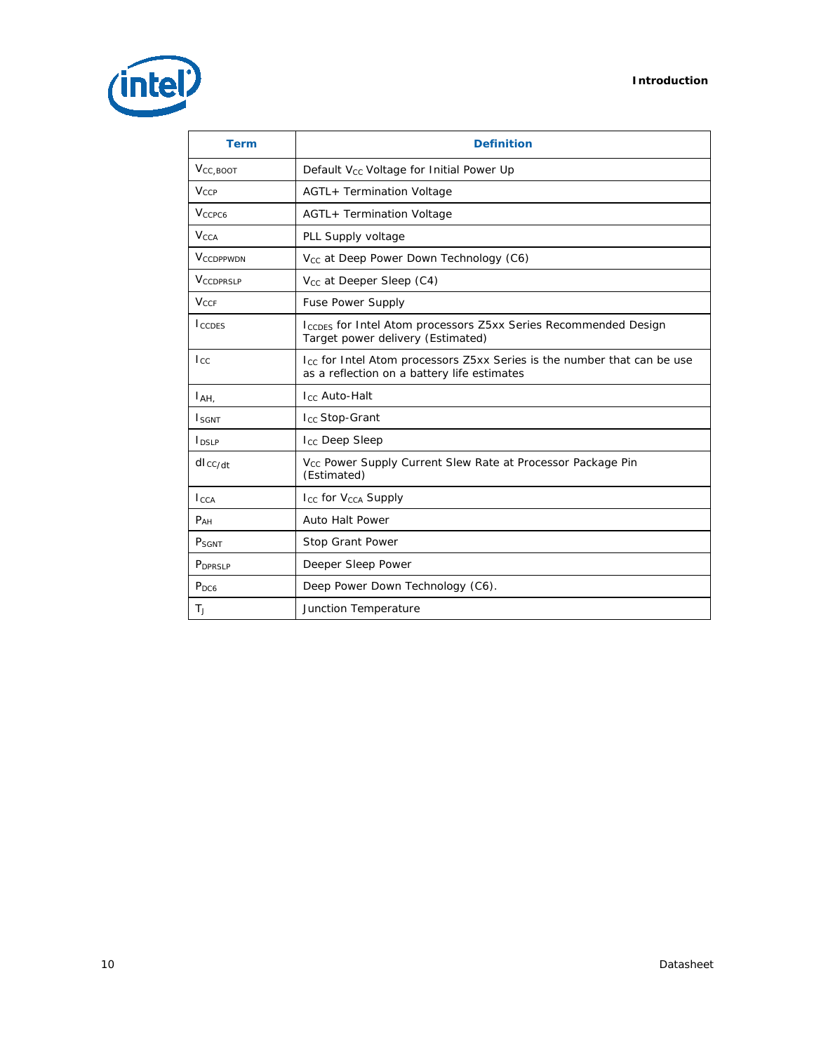| Term | Definition |
|---|---|
| $V_{CC,BOOT}$ | Default $V_{CC}$ Voltage for Initial Power Up |
| $V_{CCP}$ | AGTL+ Termination Voltage |
| $V_{CCPC6}$ | AGTL+ Termination Voltage |
| $V_{CCA}$ | PLL Supply voltage |
| $V_{CCDPPWDN}$ | $V_{CC}$ at Deep Power Down Technology (C6) |
| $V_{CCDPRSLP}$ | $V_{CC}$ at Deeper Sleep (C4) |
| $V_{CCF}$ | Fuse Power Supply |
| $I_{CCDES}$ | $I_{CCDES}$ for Intel Atom processors Z5xx Series Recommended Design Target power delivery (Estimated) |
| $I_{CC}$ | $I_{CC}$ for Intel Atom processors Z5xx Series is the number that can be use as a reflection on a battery life estimates |
| $I_{AH,}$ | $I_{CC}$ Auto-Halt |
| $I_{SGNT}$ | $I_{CC}$ Stop-Grant |
| $I_{DSLP}$ | $I_{CC}$ Deep Sleep |
| $dI_{CC/dt}$ | $V_{CC}$ Power Supply Current Slew Rate at Processor Package Pin (Estimated) |
| $I_{CCA}$ | $I_{CC}$ for $V_{CCA}$ Supply |
| $P_{AH}$ | Auto Halt Power |
| $P_{SGNT}$ | Stop Grant Power |
| $P_{DPRSLP}$ | Deeper Sleep Power |
| $P_{DC6}$ | Deep Power Down Technology (C6). |
| $T_J$ | Junction Temperature |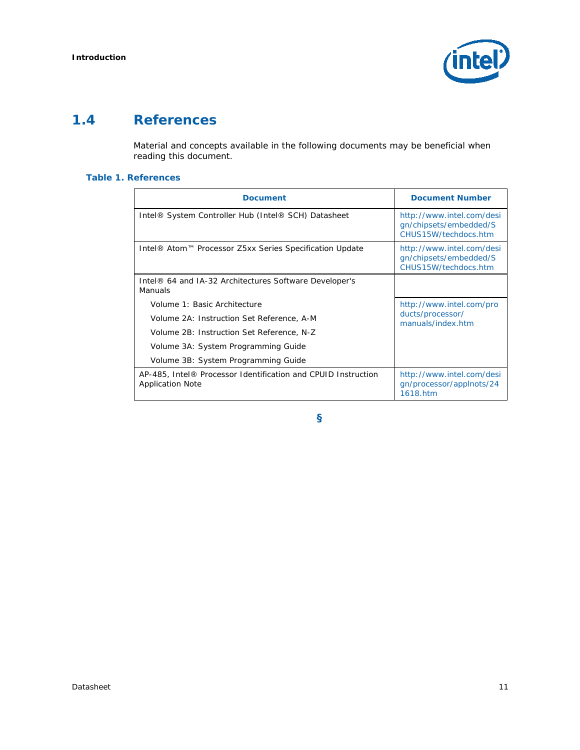## 1.4 References

Material and concepts available in the following documents may be beneficial when reading this document.

**Table 1. References**

| Document | Document Number |
|---|---|
| Intel® System Controller Hub (Intel® SCH) Datasheet | http://www.intel.com/design/chipsets/embedded/SCHUS15W/techdocs.htm |
| Intel® Atom™ Processor Z5xx Series Specification Update | http://www.intel.com/design/chipsets/embedded/SCHUS15W/techdocs.htm |
| Intel® 64 and IA-32 Architectures Software Developer's Manuals | |
| Volume 1: Basic Architecture<br>Volume 2A: Instruction Set Reference, A-M<br>Volume 2B: Instruction Set Reference, N-Z<br>Volume 3A: System Programming Guide<br>Volume 3B: System Programming Guide | http://www.intel.com/products/processor/manuals/index.htm |
| AP-485, Intel® Processor Identification and CPUID Instruction Application Note | http://www.intel.com/design/processor/applnots/241618.htm |

§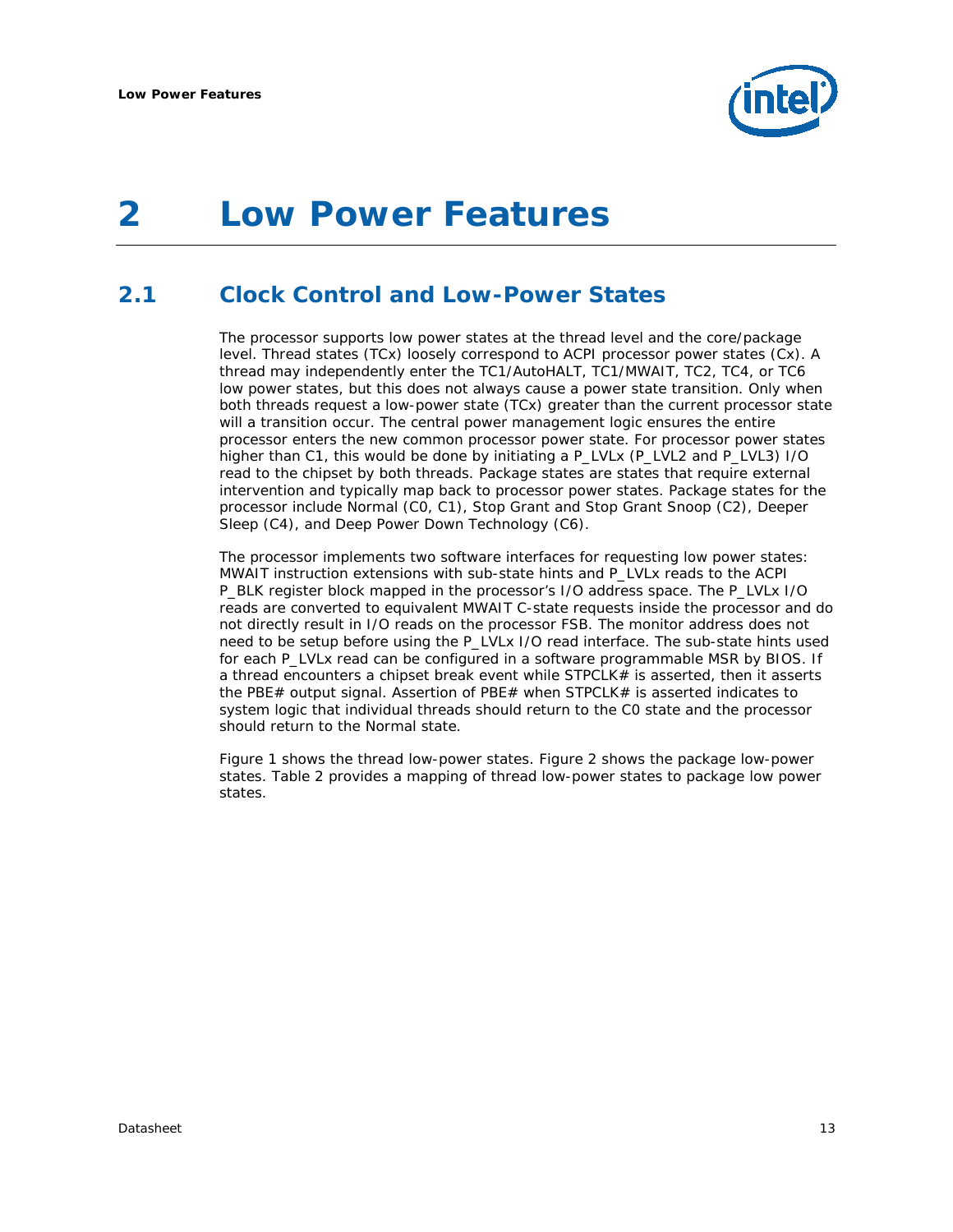# 2 Low Power Features

## 2.1 Clock Control and Low-Power States

The processor supports low power states at the thread level and the core/package level. Thread states (TCx) loosely correspond to ACPI processor power states (Cx). A thread may independently enter the TC1/AutoHALT, TC1/MWAIT, TC2, TC4, or TC6 low power states, but this does not always cause a power state transition. Only when both threads request a low-power state (TCx) greater than the current processor state will a transition occur. The central power management logic ensures the entire processor enters the new common processor power state. For processor power states higher than C1, this would be done by initiating a P_LVLx (P_LVL2 and P_LVL3) I/O read to the chipset by both threads. Package states are states that require external intervention and typically map back to processor power states. Package states for the processor include Normal (C0, C1), Stop Grant and Stop Grant Snoop (C2), Deeper Sleep (C4), and Deep Power Down Technology (C6).

The processor implements two software interfaces for requesting low power states: MWAIT instruction extensions with sub-state hints and P_LVLx reads to the ACPI P_BLK register block mapped in the processor's I/O address space. The P_LVLx I/O reads are converted to equivalent MWAIT C-state requests inside the processor and do not directly result in I/O reads on the processor FSB. The monitor address does not need to be setup before using the P_LVLx I/O read interface. The sub-state hints used for each P_LVLx read can be configured in a software programmable MSR by BIOS. If a thread encounters a chipset break event while STPCLK# is asserted, then it asserts the PBE# output signal. Assertion of PBE# when STPCLK# is asserted indicates to system logic that individual threads should return to the C0 state and the processor should return to the Normal state.

Figure 1 shows the thread low-power states. Figure 2 shows the package low-power states. Table 2 provides a mapping of thread low-power states to package low power states.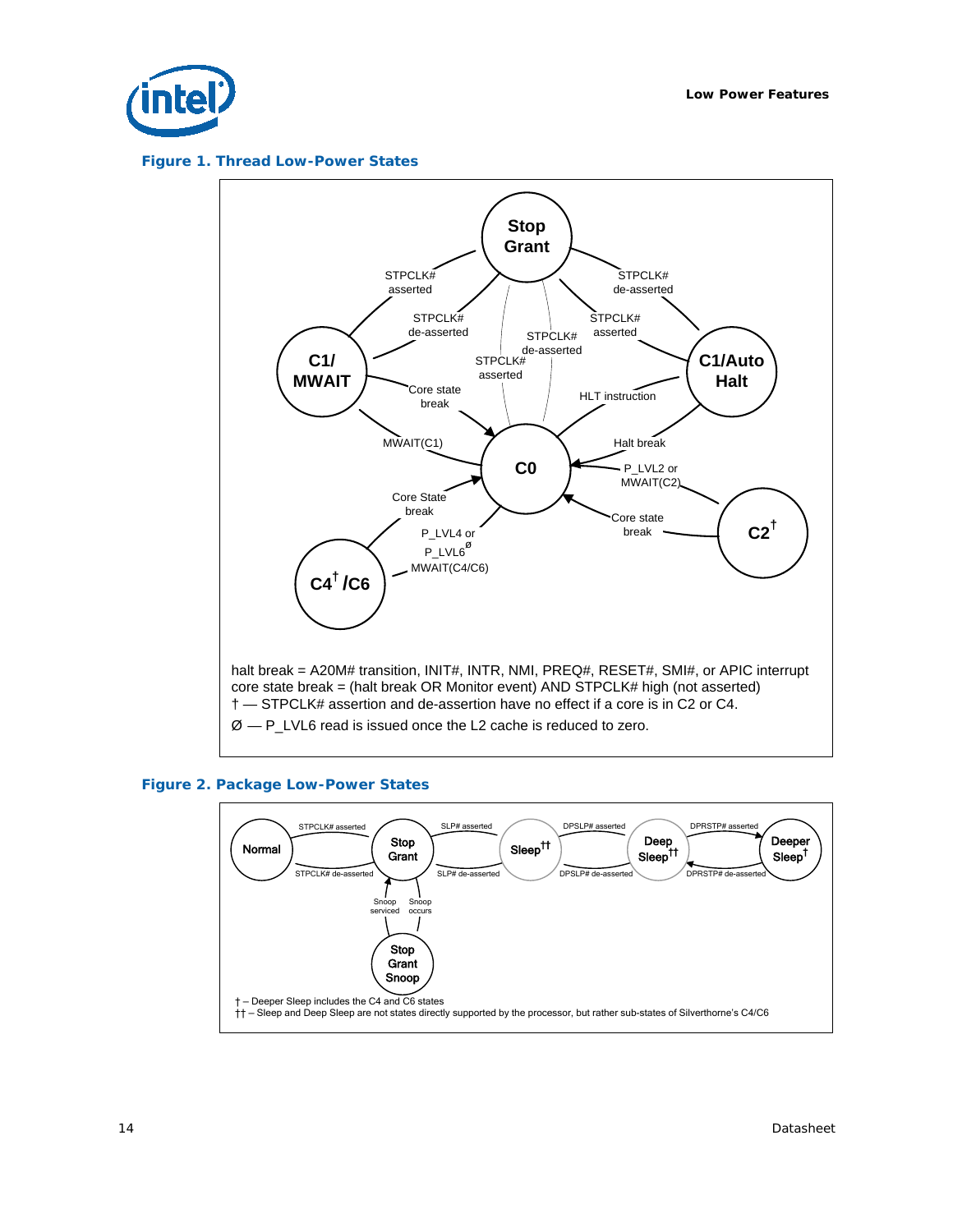**Figure 1. Thread Low-Power States**

halt break = A20M# transition, INIT#, INTR, NMI, PREQ#, RESET#, SMI#, or APIC interrupt
core state break = (halt break OR Monitor event) AND STPCLK# high (not asserted)
† — STPCLK# assertion and de-assertion have no effect if a core is in C2 or C4.
Ø — P_LVL6 read is issued once the L2 cache is reduced to zero.

**Figure 2. Package Low-Power States**

† – Deeper Sleep includes the C4 and C6 states
†† – Sleep and Deep Sleep are not states directly supported by the processor, but rather sub-states of Silverthorne's C4/C6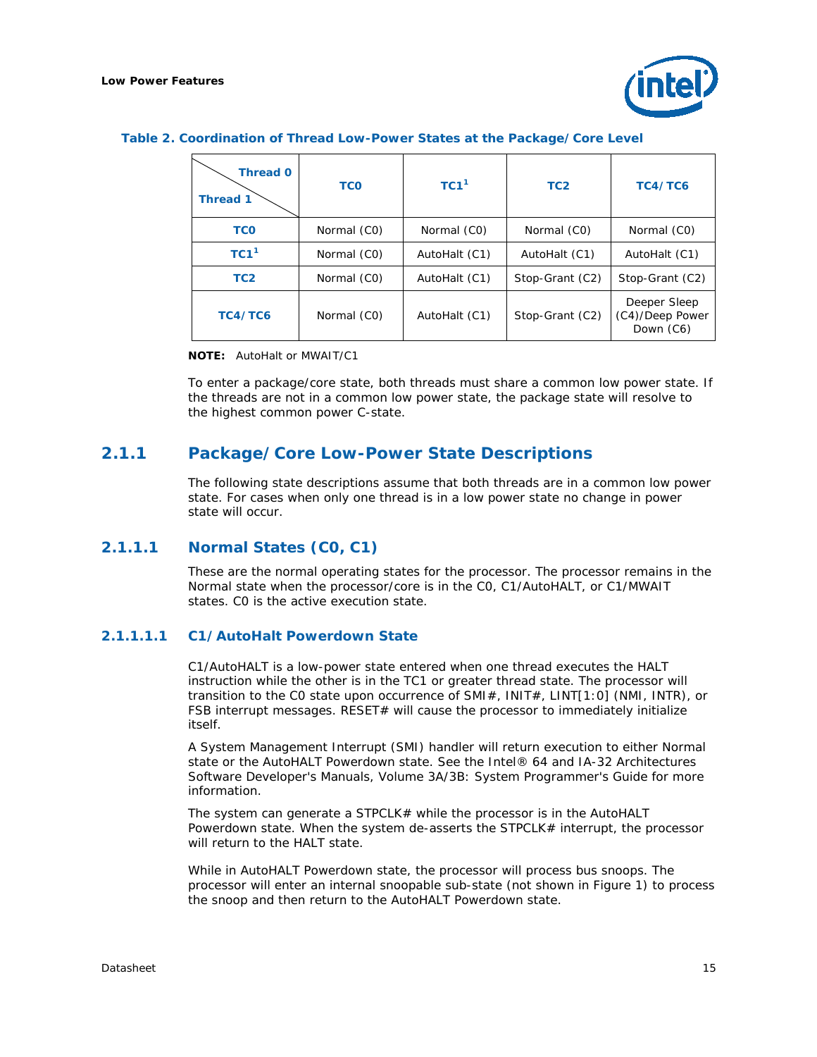**Table 2. Coordination of Thread Low-Power States at the Package/Core Level**

| Thread 1 \ Thread 0 | TC0 | TC1[1] | TC2 | TC4/TC6 |
|---|---|---|---|---|
| **TC0** | Normal (C0) | Normal (C0) | Normal (C0) | Normal (C0) |
| **TC1[1]** | Normal (C0) | AutoHalt (C1) | AutoHalt (C1) | AutoHalt (C1) |
| **TC2** | Normal (C0) | AutoHalt (C1) | Stop-Grant (C2) | Stop-Grant (C2) |
| **TC4/TC6** | Normal (C0) | AutoHalt (C1) | Stop-Grant (C2) | Deeper Sleep (C4)/Deep Power Down (C6) |

**NOTE:** AutoHalt or MWAIT/C1

To enter a package/core state, both threads must share a common low power state. If the threads are not in a common low power state, the package state will resolve to the highest common power C-state.

## 2.1.1 Package/Core Low-Power State Descriptions

The following state descriptions assume that both threads are in a common low power state. For cases when only one thread is in a low power state no change in power state will occur.

### 2.1.1.1 Normal States (C0, C1)

These are the normal operating states for the processor. The processor remains in the Normal state when the processor/core is in the C0, C1/AutoHALT, or C1/MWAIT states. C0 is the active execution state.

#### 2.1.1.1.1 C1/AutoHalt Powerdown State

C1/AutoHALT is a low-power state entered when one thread executes the HALT instruction while the other is in the TC1 or greater thread state. The processor will transition to the C0 state upon occurrence of SMI#, INIT#, LINT[1:0] (NMI, INTR), or FSB interrupt messages. RESET# will cause the processor to immediately initialize itself.

A System Management Interrupt (SMI) handler will return execution to either Normal state or the AutoHALT Powerdown state. See the Intel® 64 and IA-32 Architectures Software Developer's Manuals, Volume 3A/3B: System Programmer's Guide for more information.

The system can generate a STPCLK# while the processor is in the AutoHALT Powerdown state. When the system de-asserts the STPCLK# interrupt, the processor will return to the HALT state.

While in AutoHALT Powerdown state, the processor will process bus snoops. The processor will enter an internal snoopable sub-state (not shown in Figure 1) to process the snoop and then return to the AutoHALT Powerdown state.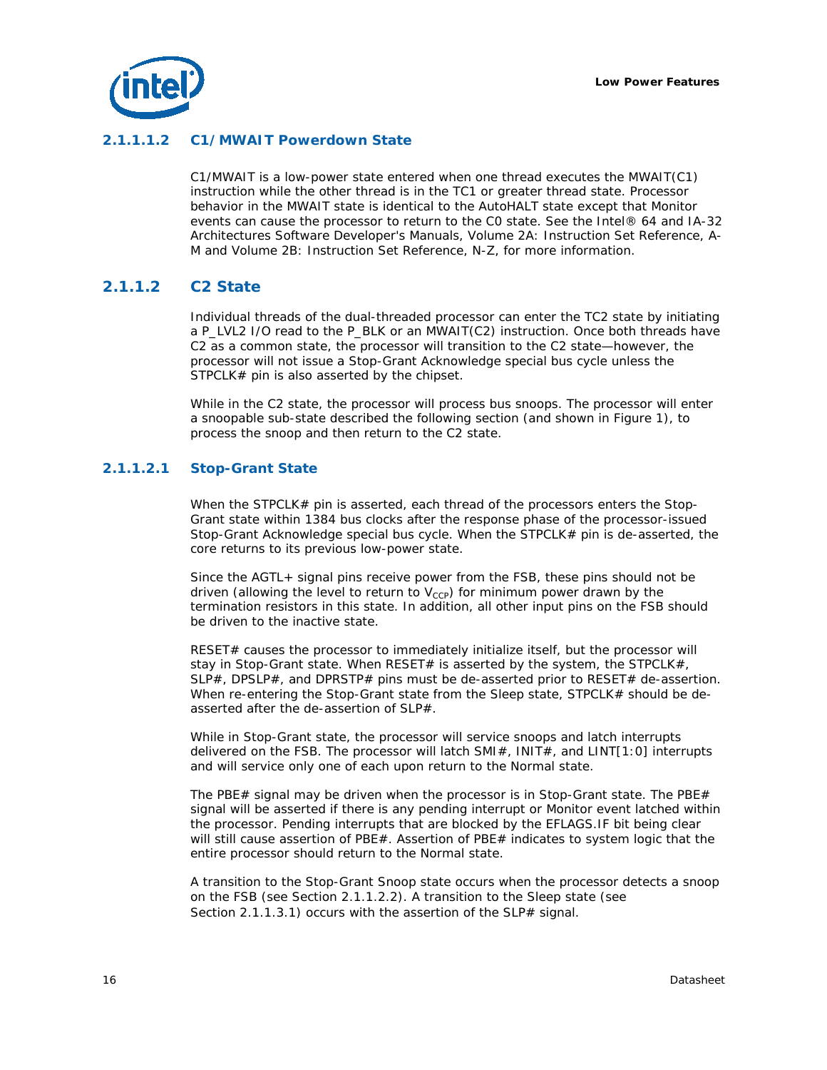#### 2.1.1.1.2 C1/MWAIT Powerdown State

C1/MWAIT is a low-power state entered when one thread executes the MWAIT(C1) instruction while the other thread is in the TC1 or greater thread state. Processor behavior in the MWAIT state is identical to the AutoHALT state except that Monitor events can cause the processor to return to the C0 state. See the Intel® 64 and IA-32 Architectures Software Developer's Manuals, Volume 2A: Instruction Set Reference, A-M and Volume 2B: Instruction Set Reference, N-Z, for more information.

### 2.1.1.2 C2 State

Individual threads of the dual-threaded processor can enter the TC2 state by initiating a P_LVL2 I/O read to the P_BLK or an MWAIT(C2) instruction. Once both threads have C2 as a common state, the processor will transition to the C2 state—however, the processor will not issue a Stop-Grant Acknowledge special bus cycle unless the STPCLK# pin is also asserted by the chipset.

While in the C2 state, the processor will process bus snoops. The processor will enter a snoopable sub-state described the following section (and shown in Figure 1), to process the snoop and then return to the C2 state.

#### 2.1.1.2.1 Stop-Grant State

When the STPCLK# pin is asserted, each thread of the processors enters the Stop-Grant state within 1384 bus clocks after the response phase of the processor-issued Stop-Grant Acknowledge special bus cycle. When the STPCLK# pin is de-asserted, the core returns to its previous low-power state.

Since the AGTL+ signal pins receive power from the FSB, these pins should not be driven (allowing the level to return to $V_{CCP}$) for minimum power drawn by the termination resistors in this state. In addition, all other input pins on the FSB should be driven to the inactive state.

RESET# causes the processor to immediately initialize itself, but the processor will stay in Stop-Grant state. When RESET# is asserted by the system, the STPCLK#, SLP#, DPSLP#, and DPRSTP# pins must be de-asserted prior to RESET# de-assertion. When re-entering the Stop-Grant state from the Sleep state, STPCLK# should be de-asserted after the de-assertion of SLP#.

While in Stop-Grant state, the processor will service snoops and latch interrupts delivered on the FSB. The processor will latch SMI#, INIT#, and LINT[1:0] interrupts and will service only one of each upon return to the Normal state.

The PBE# signal may be driven when the processor is in Stop-Grant state. The PBE# signal will be asserted if there is any pending interrupt or Monitor event latched within the processor. Pending interrupts that are blocked by the EFLAGS.IF bit being clear will still cause assertion of PBE#. Assertion of PBE# indicates to system logic that the entire processor should return to the Normal state.

A transition to the Stop-Grant Snoop state occurs when the processor detects a snoop on the FSB (see Section 2.1.1.2.2). A transition to the Sleep state (see Section 2.1.1.3.1) occurs with the assertion of the SLP# signal.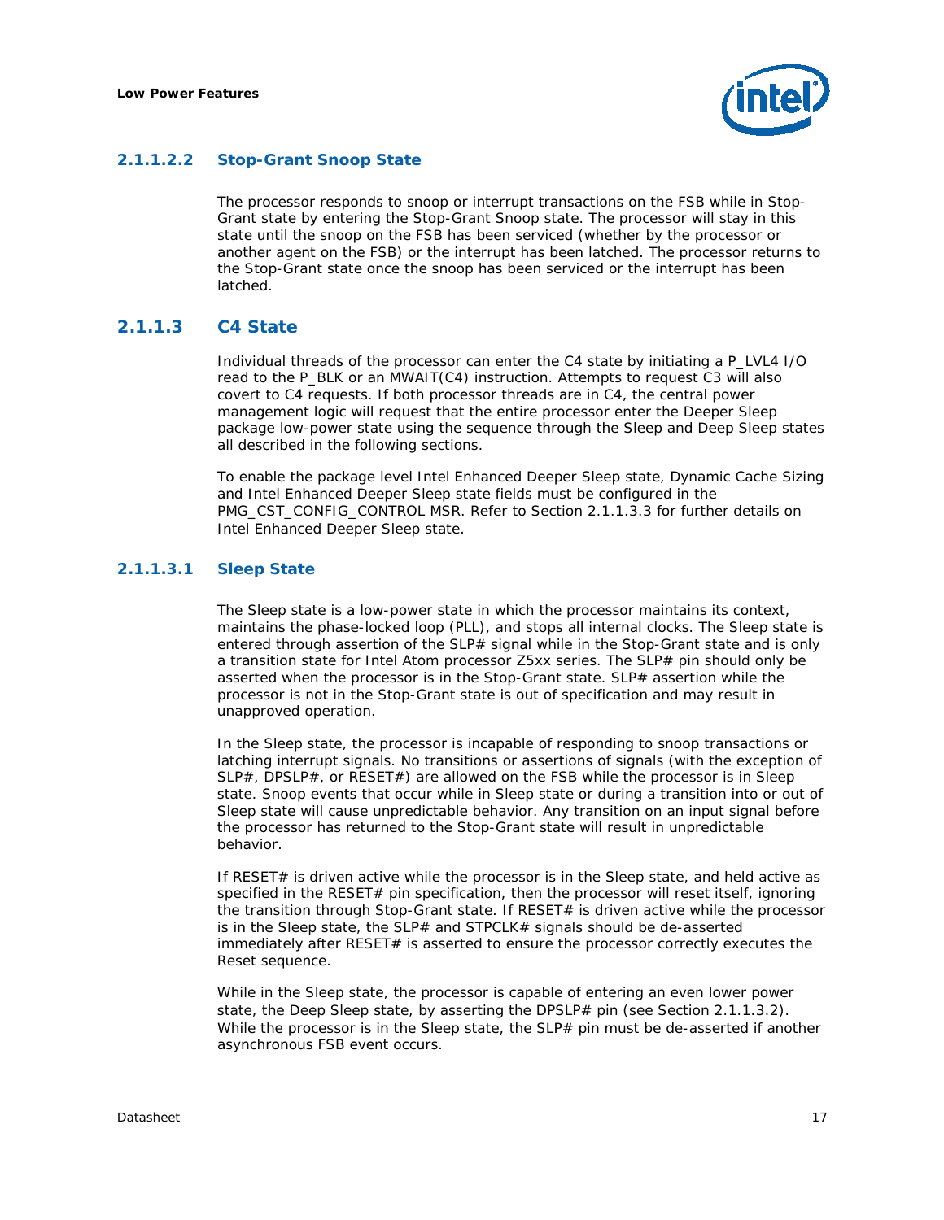#### 2.1.1.2.2 Stop-Grant Snoop State

The processor responds to snoop or interrupt transactions on the FSB while in Stop-Grant state by entering the Stop-Grant Snoop state. The processor will stay in this state until the snoop on the FSB has been serviced (whether by the processor or another agent on the FSB) or the interrupt has been latched. The processor returns to the Stop-Grant state once the snoop has been serviced or the interrupt has been latched.

### 2.1.1.3 C4 State

Individual threads of the processor can enter the C4 state by initiating a P_LVL4 I/O read to the P_BLK or an MWAIT(C4) instruction. Attempts to request C3 will also covert to C4 requests. If both processor threads are in C4, the central power management logic will request that the entire processor enter the Deeper Sleep package low-power state using the sequence through the Sleep and Deep Sleep states all described in the following sections.

To enable the package level Intel Enhanced Deeper Sleep state, Dynamic Cache Sizing and Intel Enhanced Deeper Sleep state fields must be configured in the PMG_CST_CONFIG_CONTROL MSR. Refer to Section 2.1.1.3.3 for further details on Intel Enhanced Deeper Sleep state.

#### 2.1.1.3.1 Sleep State

The Sleep state is a low-power state in which the processor maintains its context, maintains the phase-locked loop (PLL), and stops all internal clocks. The Sleep state is entered through assertion of the SLP# signal while in the Stop-Grant state and is only a transition state for Intel Atom processor Z5xx series. The SLP# pin should only be asserted when the processor is in the Stop-Grant state. SLP# assertion while the processor is not in the Stop-Grant state is out of specification and may result in unapproved operation.

In the Sleep state, the processor is incapable of responding to snoop transactions or latching interrupt signals. No transitions or assertions of signals (with the exception of SLP#, DPSLP#, or RESET#) are allowed on the FSB while the processor is in Sleep state. Snoop events that occur while in Sleep state or during a transition into or out of Sleep state will cause unpredictable behavior. Any transition on an input signal before the processor has returned to the Stop-Grant state will result in unpredictable behavior.

If RESET# is driven active while the processor is in the Sleep state, and held active as specified in the RESET# pin specification, then the processor will reset itself, ignoring the transition through Stop-Grant state. If RESET# is driven active while the processor is in the Sleep state, the SLP# and STPCLK# signals should be de-asserted immediately after RESET# is asserted to ensure the processor correctly executes the Reset sequence.

While in the Sleep state, the processor is capable of entering an even lower power state, the Deep Sleep state, by asserting the DPSLP# pin (see Section 2.1.1.3.2). While the processor is in the Sleep state, the SLP# pin must be de-asserted if another asynchronous FSB event occurs.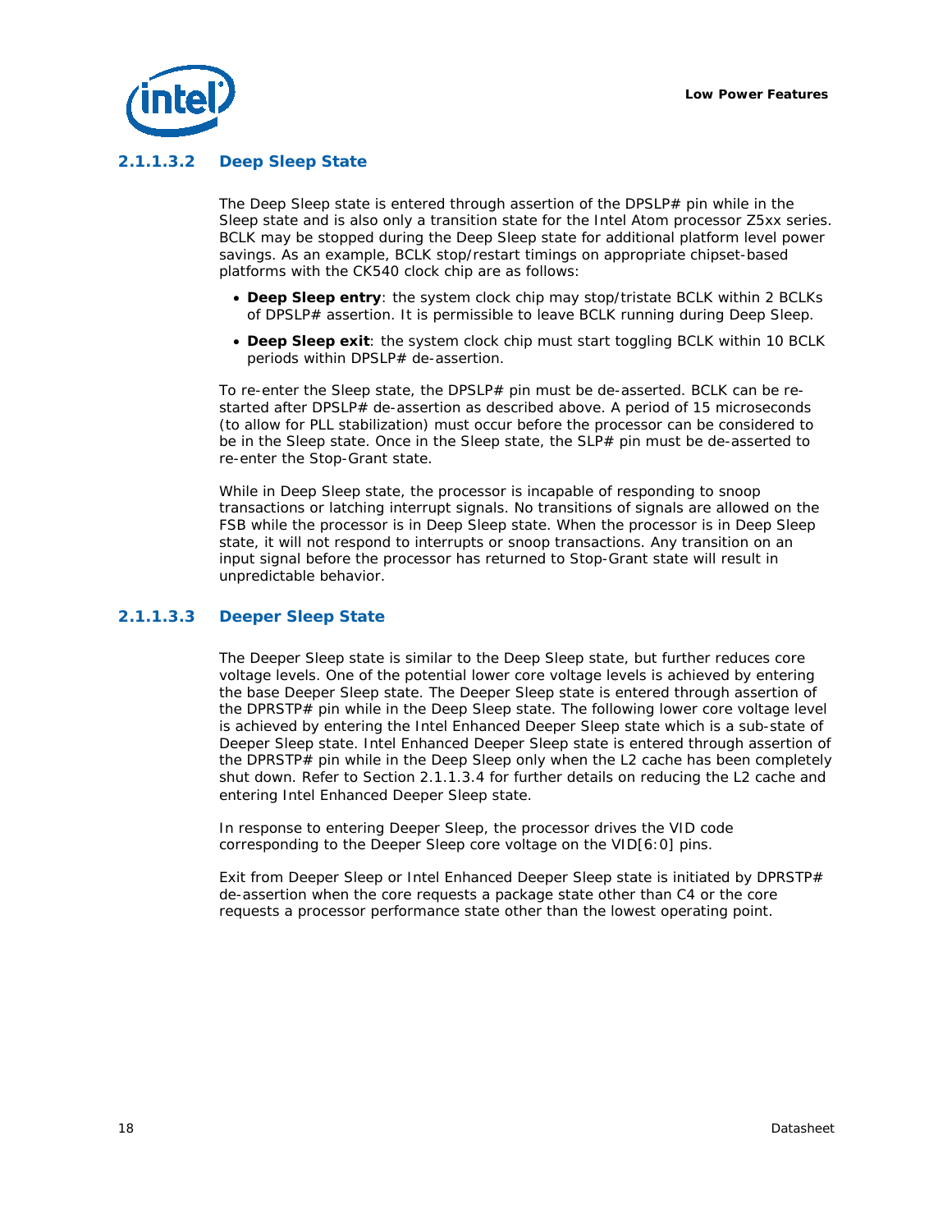#### 2.1.1.3.2 Deep Sleep State

The Deep Sleep state is entered through assertion of the DPSLP# pin while in the Sleep state and is also only a transition state for the Intel Atom processor Z5xx series. BCLK may be stopped during the Deep Sleep state for additional platform level power savings. As an example, BCLK stop/restart timings on appropriate chipset-based platforms with the CK540 clock chip are as follows:

- **Deep Sleep entry**: the system clock chip may stop/tristate BCLK within 2 BCLKs of DPSLP# assertion. It is permissible to leave BCLK running during Deep Sleep.
- **Deep Sleep exit**: the system clock chip must start toggling BCLK within 10 BCLK periods within DPSLP# de-assertion.

To re-enter the Sleep state, the DPSLP# pin must be de-asserted. BCLK can be re-started after DPSLP# de-assertion as described above. A period of 15 microseconds (to allow for PLL stabilization) must occur before the processor can be considered to be in the Sleep state. Once in the Sleep state, the SLP# pin must be de-asserted to re-enter the Stop-Grant state.

While in Deep Sleep state, the processor is incapable of responding to snoop transactions or latching interrupt signals. No transitions of signals are allowed on the FSB while the processor is in Deep Sleep state. When the processor is in Deep Sleep state, it will not respond to interrupts or snoop transactions. Any transition on an input signal before the processor has returned to Stop-Grant state will result in unpredictable behavior.

#### 2.1.1.3.3 Deeper Sleep State

The Deeper Sleep state is similar to the Deep Sleep state, but further reduces core voltage levels. One of the potential lower core voltage levels is achieved by entering the base Deeper Sleep state. The Deeper Sleep state is entered through assertion of the DPRSTP# pin while in the Deep Sleep state. The following lower core voltage level is achieved by entering the Intel Enhanced Deeper Sleep state which is a sub-state of Deeper Sleep state. Intel Enhanced Deeper Sleep state is entered through assertion of the DPRSTP# pin while in the Deep Sleep only when the L2 cache has been completely shut down. Refer to Section 2.1.1.3.4 for further details on reducing the L2 cache and entering Intel Enhanced Deeper Sleep state.

In response to entering Deeper Sleep, the processor drives the VID code corresponding to the Deeper Sleep core voltage on the VID[6:0] pins.

Exit from Deeper Sleep or Intel Enhanced Deeper Sleep state is initiated by DPRSTP# de-assertion when the core requests a package state other than C4 or the core requests a processor performance state other than the lowest operating point.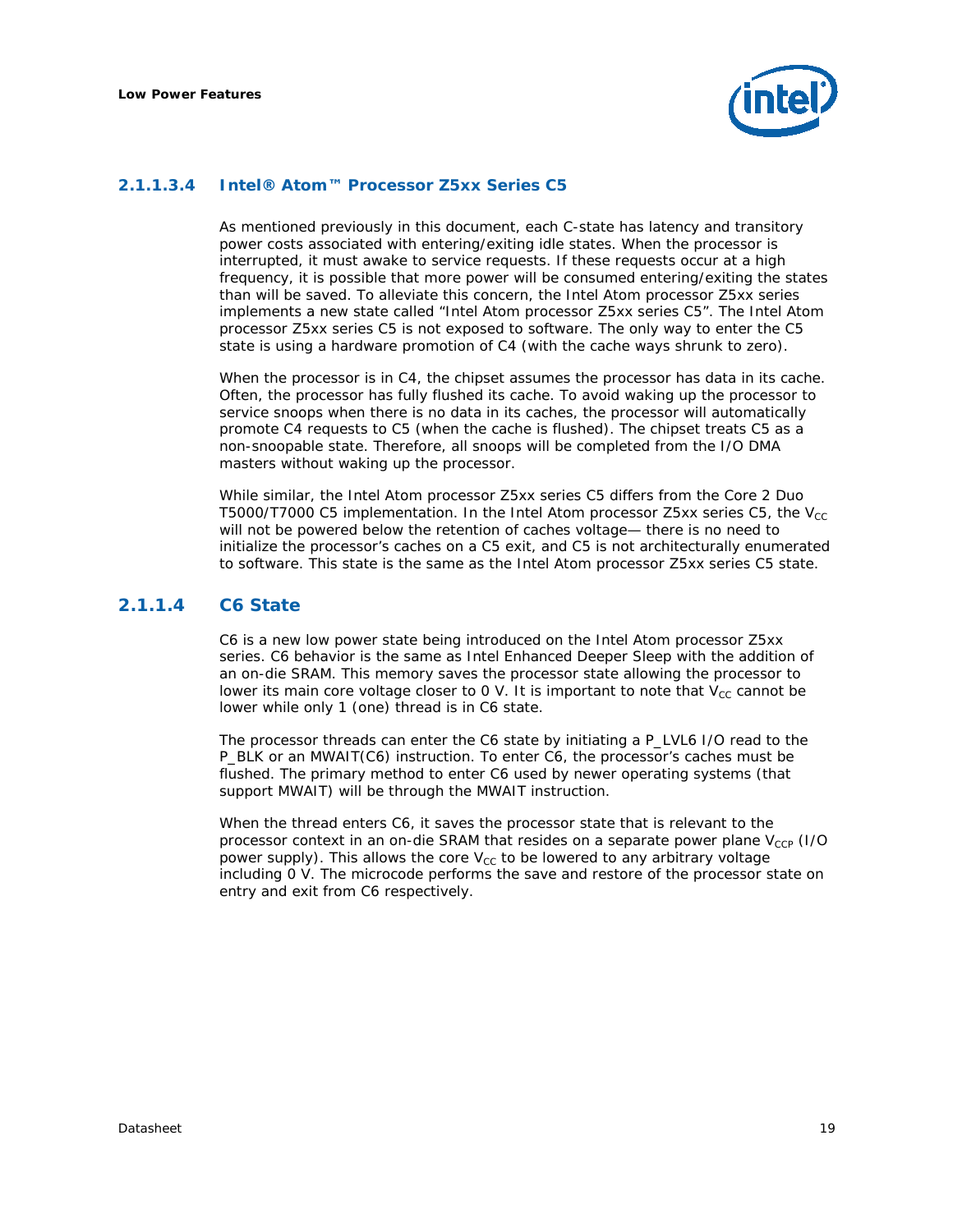#### 2.1.1.3.4 Intel® Atom™ Processor Z5xx Series C5

As mentioned previously in this document, each C-state has latency and transitory power costs associated with entering/exiting idle states. When the processor is interrupted, it must awake to service requests. If these requests occur at a high frequency, it is possible that more power will be consumed entering/exiting the states than will be saved. To alleviate this concern, the Intel Atom processor Z5xx series implements a new state called "Intel Atom processor Z5xx series C5". The Intel Atom processor Z5xx series C5 is not exposed to software. The only way to enter the C5 state is using a hardware promotion of C4 (with the cache ways shrunk to zero).

When the processor is in C4, the chipset assumes the processor has data in its cache. Often, the processor has fully flushed its cache. To avoid waking up the processor to service snoops when there is no data in its caches, the processor will automatically promote C4 requests to C5 (when the cache is flushed). The chipset treats C5 as a non-snoopable state. Therefore, all snoops will be completed from the I/O DMA masters without waking up the processor.

While similar, the Intel Atom processor Z5xx series C5 differs from the Core 2 Duo T5000/T7000 C5 implementation. In the Intel Atom processor Z5xx series C5, the $V_{CC}$ will not be powered below the retention of caches voltage— there is no need to initialize the processor's caches on a C5 exit, and C5 is not architecturally enumerated to software. This state is the same as the Intel Atom processor Z5xx series C5 state.

### 2.1.1.4 C6 State

C6 is a new low power state being introduced on the Intel Atom processor Z5xx series. C6 behavior is the same as Intel Enhanced Deeper Sleep with the addition of an on-die SRAM. This memory saves the processor state allowing the processor to lower its main core voltage closer to 0 V. It is important to note that $V_{CC}$ cannot be lower while only 1 (one) thread is in C6 state.

The processor threads can enter the C6 state by initiating a P_LVL6 I/O read to the P_BLK or an MWAIT(C6) instruction. To enter C6, the processor's caches must be flushed. The primary method to enter C6 used by newer operating systems (that support MWAIT) will be through the MWAIT instruction.

When the thread enters C6, it saves the processor state that is relevant to the processor context in an on-die SRAM that resides on a separate power plane $V_{CCP}$ (I/O power supply). This allows the core $V_{CC}$ to be lowered to any arbitrary voltage including 0 V. The microcode performs the save and restore of the processor state on entry and exit from C6 respectively.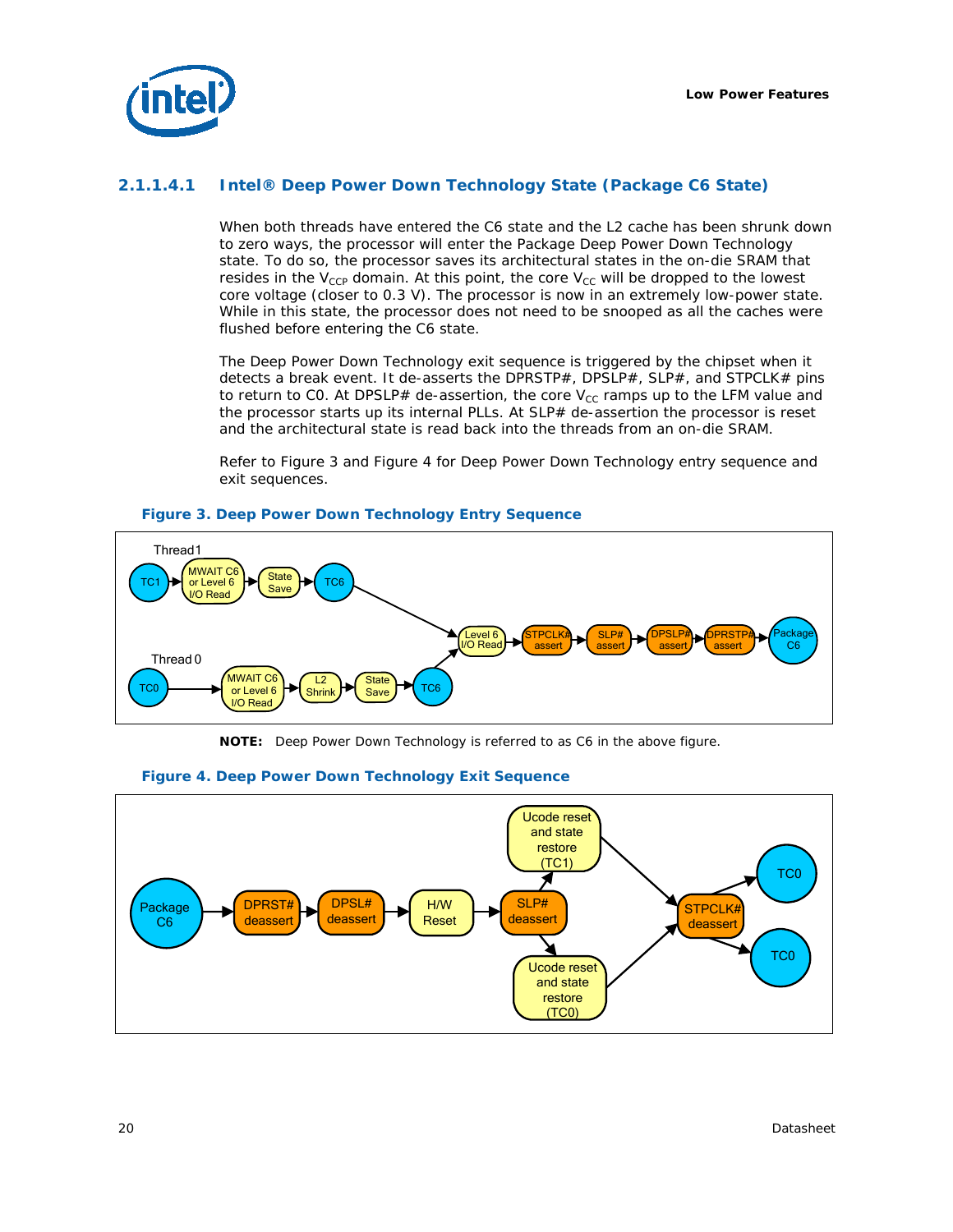#### 2.1.1.4.1 Intel® Deep Power Down Technology State (Package C6 State)

When both threads have entered the C6 state and the L2 cache has been shrunk down to zero ways, the processor will enter the Package Deep Power Down Technology state. To do so, the processor saves its architectural states in the on-die SRAM that resides in the $V_{CCP}$ domain. At this point, the core $V_{CC}$ will be dropped to the lowest core voltage (closer to 0.3 V). The processor is now in an extremely low-power state. While in this state, the processor does not need to be snooped as all the caches were flushed before entering the C6 state.

The Deep Power Down Technology exit sequence is triggered by the chipset when it detects a break event. It de-asserts the DPRSTP#, DPSLP#, SLP#, and STPCLK# pins to return to C0. At DPSLP# de-assertion, the core $V_{CC}$ ramps up to the LFM value and the processor starts up its internal PLLs. At SLP# de-assertion the processor is reset and the architectural state is read back into the threads from an on-die SRAM.

Refer to Figure 3 and Figure 4 for Deep Power Down Technology entry sequence and exit sequences.

**Figure 3. Deep Power Down Technology Entry Sequence**

Thread1: TC1 → MWAIT C6 or Level 6 I/O Read → State Save → TC6

Thread 0: TC0 → MWAIT C6 or Level 6 I/O Read → L2 Shrink → State Save → TC6

Both → Level 6 I/O Read → STPCLK# assert → SLP# assert → DPSLP# assert → DPRSTP# assert → Package C6

**NOTE:** Deep Power Down Technology is referred to as C6 in the above figure.

**Figure 4. Deep Power Down Technology Exit Sequence**

Package C6 → DPRST# deassert → DPSL# deassert → H/W Reset → SLP# deassert → Ucode reset and state restore (TC1) / Ucode reset and state restore (TC0) → STPCLK# deassert → TC0 / TC0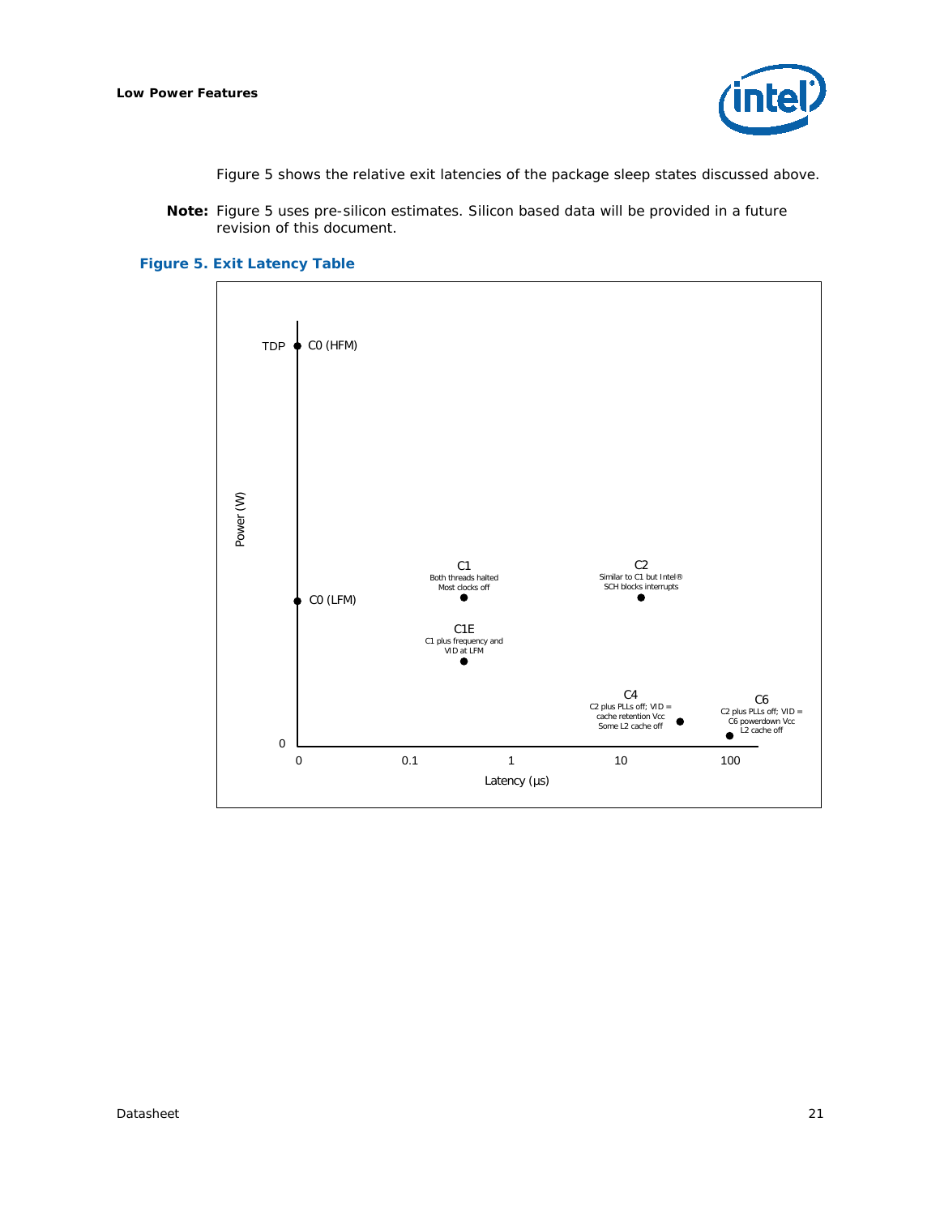Figure 5 shows the relative exit latencies of the package sleep states discussed above.

**Note:** Figure 5 uses pre-silicon estimates. Silicon based data will be provided in a future revision of this document.

**Figure 5. Exit Latency Table**

TDP C0 (HFM)

Power (W)

C1
Both threads halted
Most clocks off

C2
Similar to C1 but Intel®
SCH blocks interrupts

C0 (LFM)

C1E
C1 plus frequency and
VID at LFM

C4
C2 plus PLLs off; VID =
cache retention Vcc
Some L2 cache off

C6
C2 plus PLLs off; VID =
C6 powerdown Vcc
L2 cache off

0

0 0.1 1 10 100

Latency (µs)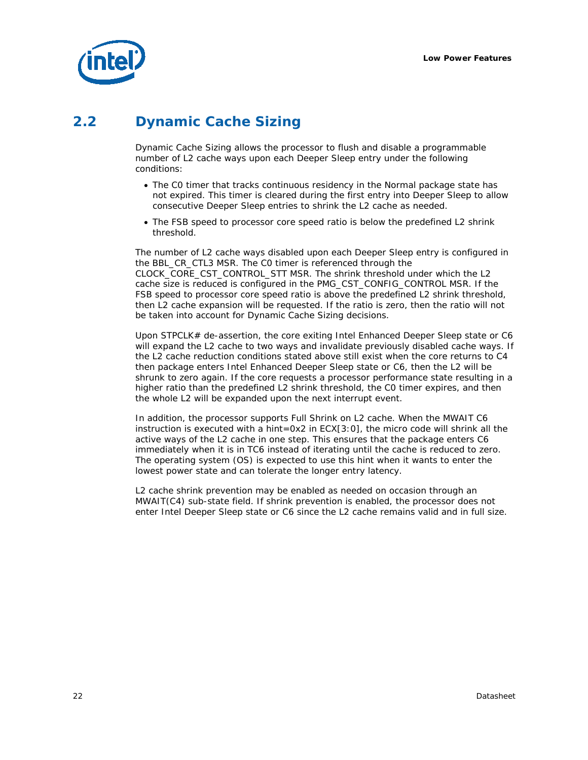## 2.2 Dynamic Cache Sizing

Dynamic Cache Sizing allows the processor to flush and disable a programmable number of L2 cache ways upon each Deeper Sleep entry under the following conditions:

- The C0 timer that tracks continuous residency in the Normal package state has not expired. This timer is cleared during the first entry into Deeper Sleep to allow consecutive Deeper Sleep entries to shrink the L2 cache as needed.
- The FSB speed to processor core speed ratio is below the predefined L2 shrink threshold.

The number of L2 cache ways disabled upon each Deeper Sleep entry is configured in the BBL_CR_CTL3 MSR. The C0 timer is referenced through the CLOCK_CORE_CST_CONTROL_STT MSR. The shrink threshold under which the L2 cache size is reduced is configured in the PMG_CST_CONFIG_CONTROL MSR. If the FSB speed to processor core speed ratio is above the predefined L2 shrink threshold, then L2 cache expansion will be requested. If the ratio is zero, then the ratio will not be taken into account for Dynamic Cache Sizing decisions.

Upon STPCLK# de-assertion, the core exiting Intel Enhanced Deeper Sleep state or C6 will expand the L2 cache to two ways and invalidate previously disabled cache ways. If the L2 cache reduction conditions stated above still exist when the core returns to C4 then package enters Intel Enhanced Deeper Sleep state or C6, then the L2 will be shrunk to zero again. If the core requests a processor performance state resulting in a higher ratio than the predefined L2 shrink threshold, the C0 timer expires, and then the whole L2 will be expanded upon the next interrupt event.

In addition, the processor supports Full Shrink on L2 cache. When the MWAIT C6 instruction is executed with a hint=0x2 in ECX[3:0], the micro code will shrink all the active ways of the L2 cache in one step. This ensures that the package enters C6 immediately when it is in TC6 instead of iterating until the cache is reduced to zero. The operating system (OS) is expected to use this hint when it wants to enter the lowest power state and can tolerate the longer entry latency.

L2 cache shrink prevention may be enabled as needed on occasion through an MWAIT(C4) sub-state field. If shrink prevention is enabled, the processor does not enter Intel Deeper Sleep state or C6 since the L2 cache remains valid and in full size.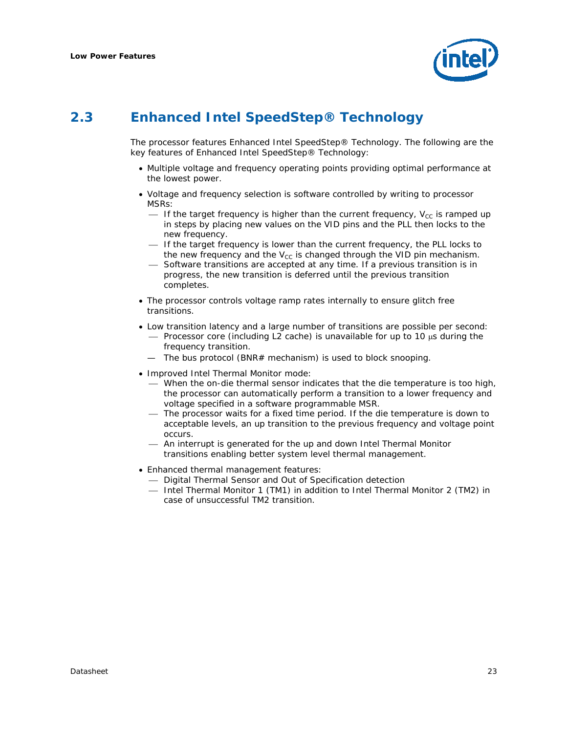## 2.3 Enhanced Intel SpeedStep® Technology

The processor features Enhanced Intel SpeedStep® Technology. The following are the key features of Enhanced Intel SpeedStep® Technology:

- Multiple voltage and frequency operating points providing optimal performance at the lowest power.
- Voltage and frequency selection is software controlled by writing to processor MSRs:
  - If the target frequency is higher than the current frequency, $V_{CC}$ is ramped up in steps by placing new values on the VID pins and the PLL then locks to the new frequency.
  - If the target frequency is lower than the current frequency, the PLL locks to the new frequency and the $V_{CC}$ is changed through the VID pin mechanism.
  - Software transitions are accepted at any time. If a previous transition is in progress, the new transition is deferred until the previous transition completes.
- The processor controls voltage ramp rates internally to ensure glitch free transitions.
- Low transition latency and a large number of transitions are possible per second:
  - Processor core (including L2 cache) is unavailable for up to 10 μs during the frequency transition.
  - The bus protocol (BNR# mechanism) is used to block snooping.
- Improved Intel Thermal Monitor mode:
  - When the on-die thermal sensor indicates that the die temperature is too high, the processor can automatically perform a transition to a lower frequency and voltage specified in a software programmable MSR.
  - The processor waits for a fixed time period. If the die temperature is down to acceptable levels, an up transition to the previous frequency and voltage point occurs.
  - An interrupt is generated for the up and down Intel Thermal Monitor transitions enabling better system level thermal management.
- Enhanced thermal management features:
  - Digital Thermal Sensor and Out of Specification detection
  - Intel Thermal Monitor 1 (TM1) in addition to Intel Thermal Monitor 2 (TM2) in case of unsuccessful TM2 transition.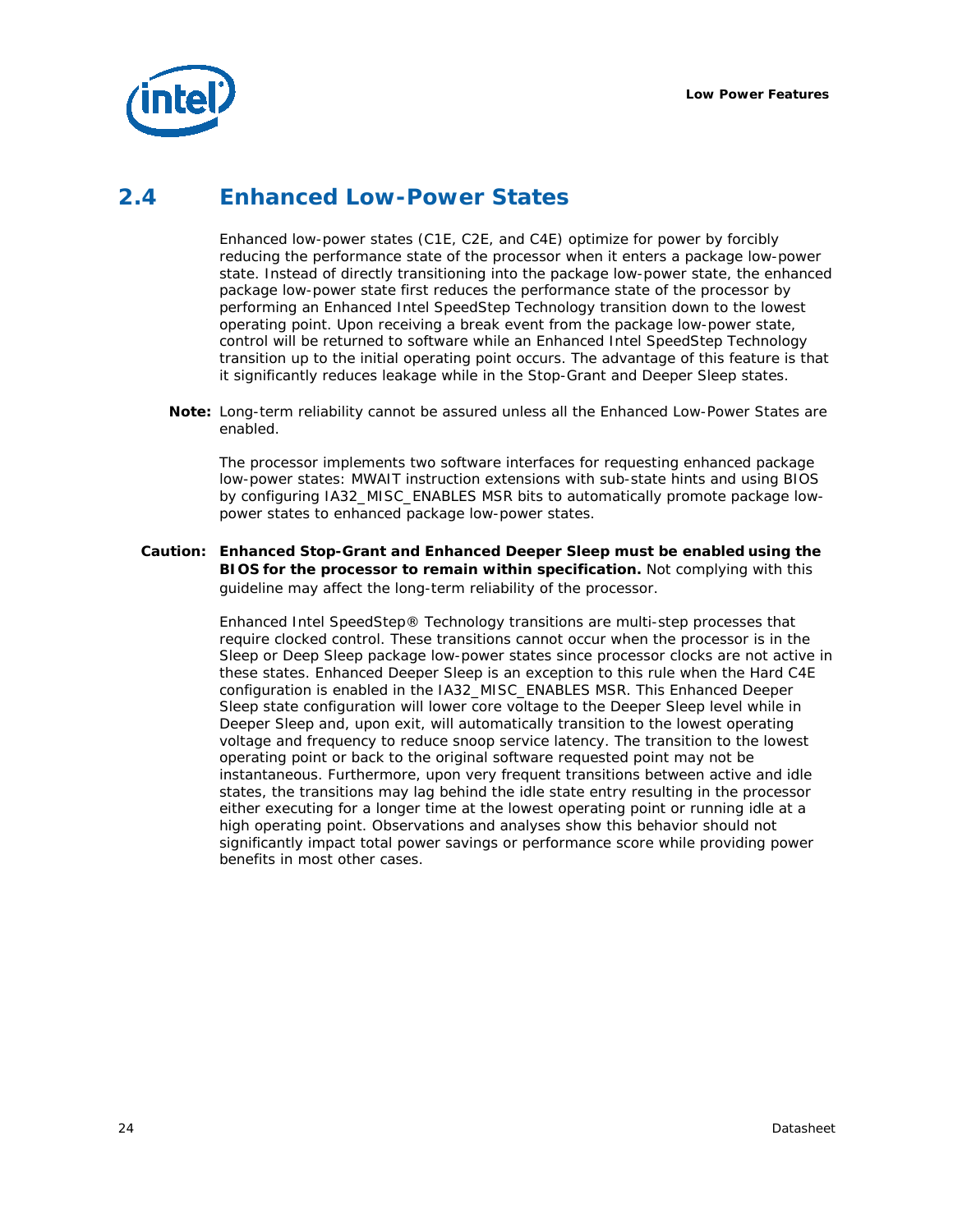## 2.4 Enhanced Low-Power States

Enhanced low-power states (C1E, C2E, and C4E) optimize for power by forcibly reducing the performance state of the processor when it enters a package low-power state. Instead of directly transitioning into the package low-power state, the enhanced package low-power state first reduces the performance state of the processor by performing an Enhanced Intel SpeedStep Technology transition down to the lowest operating point. Upon receiving a break event from the package low-power state, control will be returned to software while an Enhanced Intel SpeedStep Technology transition up to the initial operating point occurs. The advantage of this feature is that it significantly reduces leakage while in the Stop-Grant and Deeper Sleep states.

**Note:** Long-term reliability cannot be assured unless all the Enhanced Low-Power States are enabled.

The processor implements two software interfaces for requesting enhanced package low-power states: MWAIT instruction extensions with sub-state hints and using BIOS by configuring IA32_MISC_ENABLES MSR bits to automatically promote package low-power states to enhanced package low-power states.

**Caution:** **Enhanced Stop-Grant and Enhanced Deeper Sleep must be enabled using the BIOS for the processor to remain within specification.** Not complying with this guideline may affect the long-term reliability of the processor.

Enhanced Intel SpeedStep® Technology transitions are multi-step processes that require clocked control. These transitions cannot occur when the processor is in the Sleep or Deep Sleep package low-power states since processor clocks are not active in these states. Enhanced Deeper Sleep is an exception to this rule when the Hard C4E configuration is enabled in the IA32_MISC_ENABLES MSR. This Enhanced Deeper Sleep state configuration will lower core voltage to the Deeper Sleep level while in Deeper Sleep and, upon exit, will automatically transition to the lowest operating voltage and frequency to reduce snoop service latency. The transition to the lowest operating point or back to the original software requested point may not be instantaneous. Furthermore, upon very frequent transitions between active and idle states, the transitions may lag behind the idle state entry resulting in the processor either executing for a longer time at the lowest operating point or running idle at a high operating point. Observations and analyses show this behavior should not significantly impact total power savings or performance score while providing power benefits in most other cases.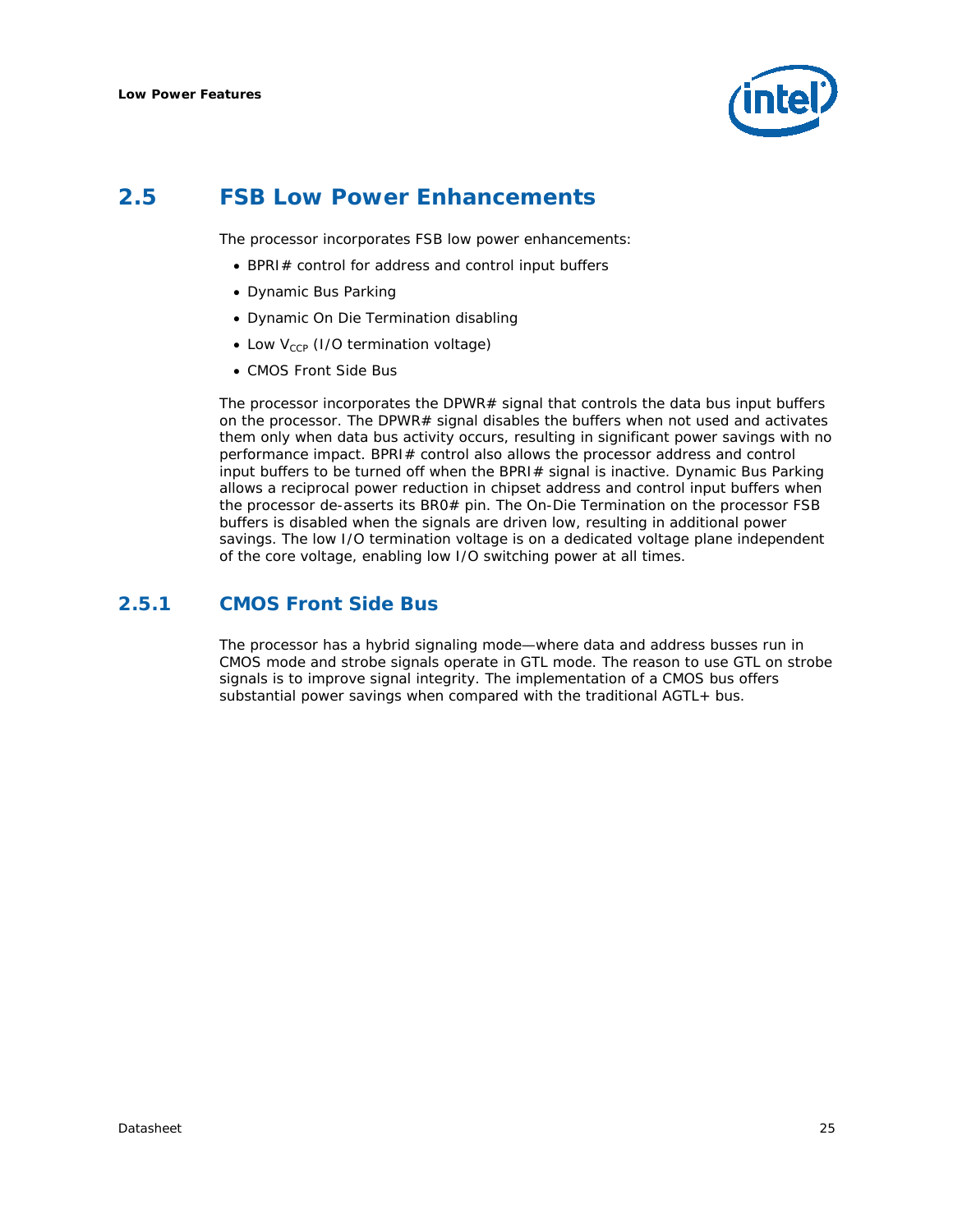## 2.5 FSB Low Power Enhancements

The processor incorporates FSB low power enhancements:

- BPRI# control for address and control input buffers
- Dynamic Bus Parking
- Dynamic On Die Termination disabling
- Low $V_{CCP}$ (I/O termination voltage)
- CMOS Front Side Bus

The processor incorporates the DPWR# signal that controls the data bus input buffers on the processor. The DPWR# signal disables the buffers when not used and activates them only when data bus activity occurs, resulting in significant power savings with no performance impact. BPRI# control also allows the processor address and control input buffers to be turned off when the BPRI# signal is inactive. Dynamic Bus Parking allows a reciprocal power reduction in chipset address and control input buffers when the processor de-asserts its BR0# pin. The On-Die Termination on the processor FSB buffers is disabled when the signals are driven low, resulting in additional power savings. The low I/O termination voltage is on a dedicated voltage plane independent of the core voltage, enabling low I/O switching power at all times.

### 2.5.1 CMOS Front Side Bus

The processor has a hybrid signaling mode—where data and address busses run in CMOS mode and strobe signals operate in GTL mode. The reason to use GTL on strobe signals is to improve signal integrity. The implementation of a CMOS bus offers substantial power savings when compared with the traditional AGTL+ bus.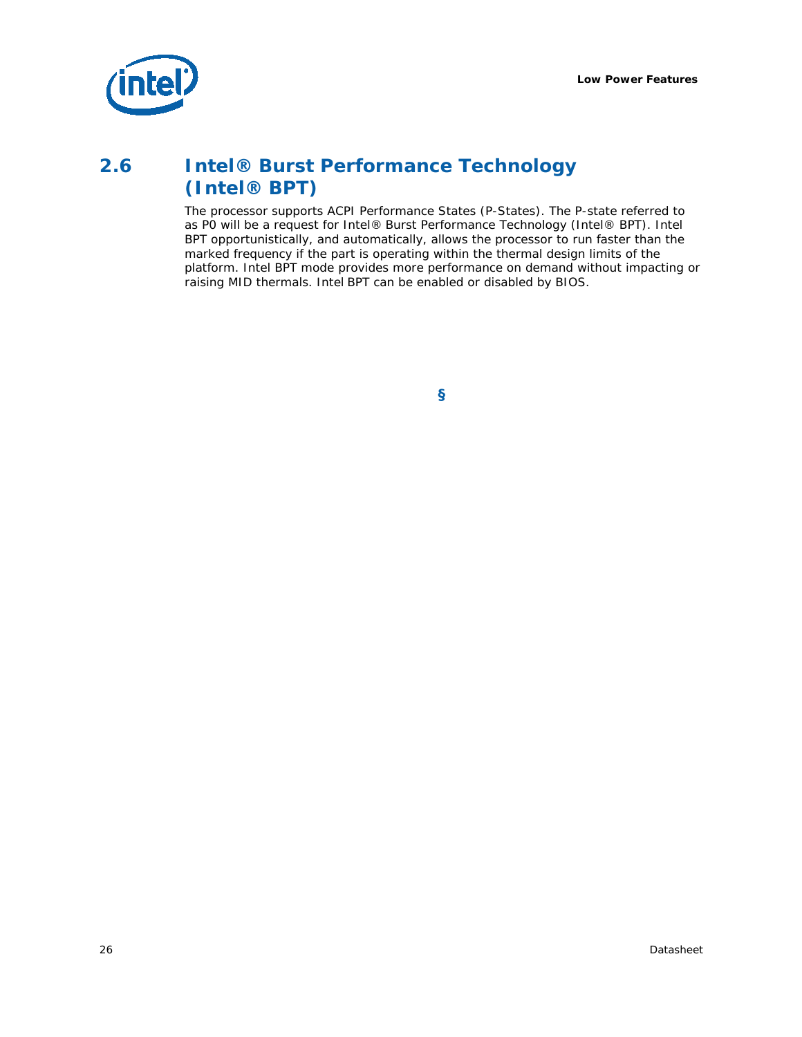## 2.6 Intel® Burst Performance Technology (Intel® BPT)

The processor supports ACPI Performance States (P-States). The P-state referred to as P0 will be a request for Intel® Burst Performance Technology (Intel® BPT). Intel BPT opportunistically, and automatically, allows the processor to run faster than the marked frequency if the part is operating within the thermal design limits of the platform. Intel BPT mode provides more performance on demand without impacting or raising MID thermals. Intel BPT can be enabled or disabled by BIOS.

§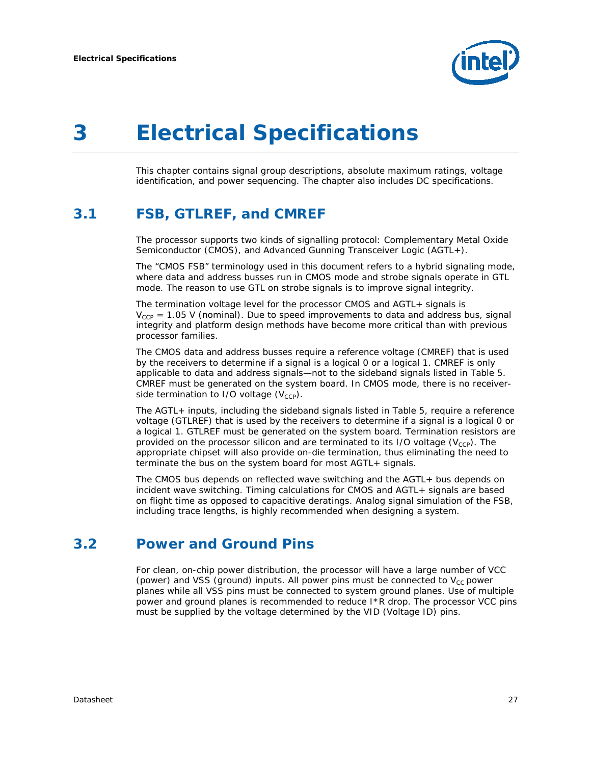# 3 Electrical Specifications

This chapter contains signal group descriptions, absolute maximum ratings, voltage identification, and power sequencing. The chapter also includes DC specifications.

## 3.1 FSB, GTLREF, and CMREF

The processor supports two kinds of signalling protocol: Complementary Metal Oxide Semiconductor (CMOS), and Advanced Gunning Transceiver Logic (AGTL+).

The “CMOS FSB” terminology used in this document refers to a hybrid signaling mode, where data and address busses run in CMOS mode and strobe signals operate in GTL mode. The reason to use GTL on strobe signals is to improve signal integrity.

The termination voltage level for the processor CMOS and AGTL+ signals is $V_{CCP}$ = 1.05 V (nominal). Due to speed improvements to data and address bus, signal integrity and platform design methods have become more critical than with previous processor families.

The CMOS data and address busses require a reference voltage (CMREF) that is used by the receivers to determine if a signal is a logical 0 or a logical 1. CMREF is only applicable to data and address signals—not to the sideband signals listed in Table 5. CMREF must be generated on the system board. In CMOS mode, there is no receiver-side termination to I/O voltage ($V_{CCP}$).

The AGTL+ inputs, including the sideband signals listed in Table 5, require a reference voltage (GTLREF) that is used by the receivers to determine if a signal is a logical 0 or a logical 1. GTLREF must be generated on the system board. Termination resistors are provided on the processor silicon and are terminated to its I/O voltage ($V_{CCP}$). The appropriate chipset will also provide on-die termination, thus eliminating the need to terminate the bus on the system board for most AGTL+ signals.

The CMOS bus depends on reflected wave switching and the AGTL+ bus depends on incident wave switching. Timing calculations for CMOS and AGTL+ signals are based on flight time as opposed to capacitive deratings. Analog signal simulation of the FSB, including trace lengths, is highly recommended when designing a system.

## 3.2 Power and Ground Pins

For clean, on-chip power distribution, the processor will have a large number of VCC (power) and VSS (ground) inputs. All power pins must be connected to $V_{CC}$ power planes while all VSS pins must be connected to system ground planes. Use of multiple power and ground planes is recommended to reduce I*R drop. The processor VCC pins must be supplied by the voltage determined by the VID (Voltage ID) pins.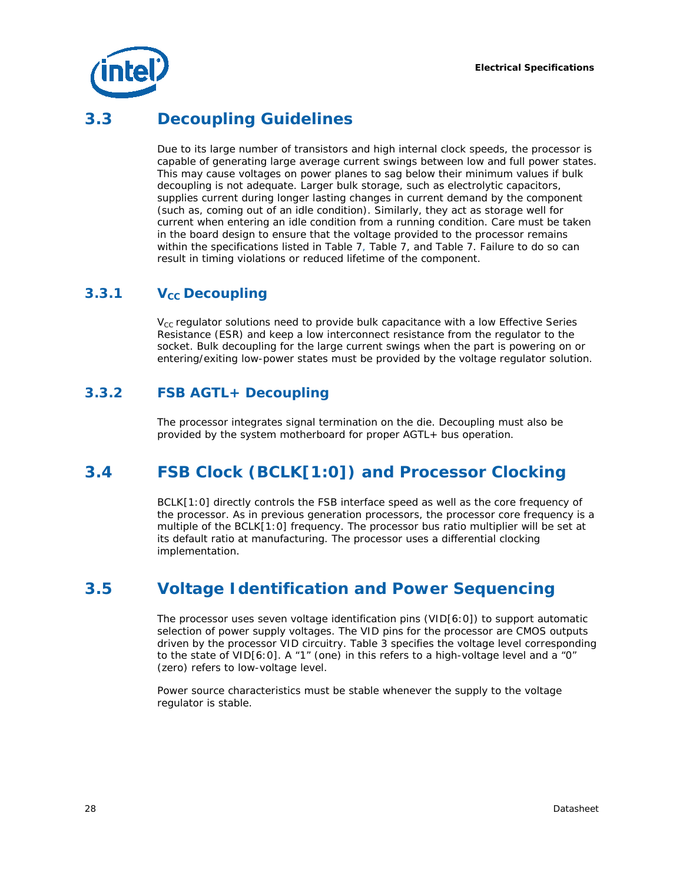## 3.3 Decoupling Guidelines

Due to its large number of transistors and high internal clock speeds, the processor is capable of generating large average current swings between low and full power states. This may cause voltages on power planes to sag below their minimum values if bulk decoupling is not adequate. Larger bulk storage, such as electrolytic capacitors, supplies current during longer lasting changes in current demand by the component (such as, coming out of an idle condition). Similarly, they act as storage well for current when entering an idle condition from a running condition. Care must be taken in the board design to ensure that the voltage provided to the processor remains within the specifications listed in Table 7, Table 7, and Table 7. Failure to do so can result in timing violations or reduced lifetime of the component.

### 3.3.1 $V_{CC}$ Decoupling

$V_{CC}$ regulator solutions need to provide bulk capacitance with a low Effective Series Resistance (ESR) and keep a low interconnect resistance from the regulator to the socket. Bulk decoupling for the large current swings when the part is powering on or entering/exiting low-power states must be provided by the voltage regulator solution.

### 3.3.2 FSB AGTL+ Decoupling

The processor integrates signal termination on the die. Decoupling must also be provided by the system motherboard for proper AGTL+ bus operation.

## 3.4 FSB Clock (BCLK[1:0]) and Processor Clocking

BCLK[1:0] directly controls the FSB interface speed as well as the core frequency of the processor. As in previous generation processors, the processor core frequency is a multiple of the BCLK[1:0] frequency. The processor bus ratio multiplier will be set at its default ratio at manufacturing. The processor uses a differential clocking implementation.

## 3.5 Voltage Identification and Power Sequencing

The processor uses seven voltage identification pins (VID[6:0]) to support automatic selection of power supply voltages. The VID pins for the processor are CMOS outputs driven by the processor VID circuitry. Table 3 specifies the voltage level corresponding to the state of VID[6:0]. A "1" (one) in this refers to a high-voltage level and a "0" (zero) refers to low-voltage level.

Power source characteristics must be stable whenever the supply to the voltage regulator is stable.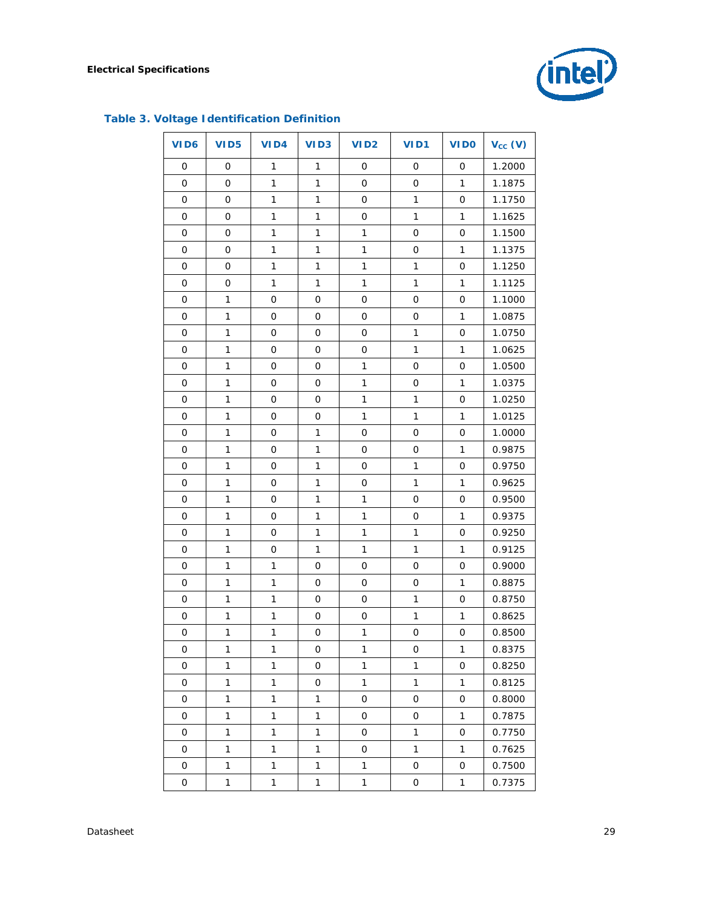### Table 3. Voltage Identification Definition

| VID6 | VID5 | VID4 | VID3 | VID2 | VID1 | VID0 | $V_{CC}$ (V) |
|---|---|---|---|---|---|---|---|
| 0 | 0 | 1 | 1 | 0 | 0 | 0 | 1.2000 |
| 0 | 0 | 1 | 1 | 0 | 0 | 1 | 1.1875 |
| 0 | 0 | 1 | 1 | 0 | 1 | 0 | 1.1750 |
| 0 | 0 | 1 | 1 | 0 | 1 | 1 | 1.1625 |
| 0 | 0 | 1 | 1 | 1 | 0 | 0 | 1.1500 |
| 0 | 0 | 1 | 1 | 1 | 0 | 1 | 1.1375 |
| 0 | 0 | 1 | 1 | 1 | 1 | 0 | 1.1250 |
| 0 | 0 | 1 | 1 | 1 | 1 | 1 | 1.1125 |
| 0 | 1 | 0 | 0 | 0 | 0 | 0 | 1.1000 |
| 0 | 1 | 0 | 0 | 0 | 0 | 1 | 1.0875 |
| 0 | 1 | 0 | 0 | 0 | 1 | 0 | 1.0750 |
| 0 | 1 | 0 | 0 | 0 | 1 | 1 | 1.0625 |
| 0 | 1 | 0 | 0 | 1 | 0 | 0 | 1.0500 |
| 0 | 1 | 0 | 0 | 1 | 0 | 1 | 1.0375 |
| 0 | 1 | 0 | 0 | 1 | 1 | 0 | 1.0250 |
| 0 | 1 | 0 | 0 | 1 | 1 | 1 | 1.0125 |
| 0 | 1 | 0 | 1 | 0 | 0 | 0 | 1.0000 |
| 0 | 1 | 0 | 1 | 0 | 0 | 1 | 0.9875 |
| 0 | 1 | 0 | 1 | 0 | 1 | 0 | 0.9750 |
| 0 | 1 | 0 | 1 | 0 | 1 | 1 | 0.9625 |
| 0 | 1 | 0 | 1 | 1 | 0 | 0 | 0.9500 |
| 0 | 1 | 0 | 1 | 1 | 0 | 1 | 0.9375 |
| 0 | 1 | 0 | 1 | 1 | 1 | 0 | 0.9250 |
| 0 | 1 | 0 | 1 | 1 | 1 | 1 | 0.9125 |
| 0 | 1 | 1 | 0 | 0 | 0 | 0 | 0.9000 |
| 0 | 1 | 1 | 0 | 0 | 0 | 1 | 0.8875 |
| 0 | 1 | 1 | 0 | 0 | 1 | 0 | 0.8750 |
| 0 | 1 | 1 | 0 | 0 | 1 | 1 | 0.8625 |
| 0 | 1 | 1 | 0 | 1 | 0 | 0 | 0.8500 |
| 0 | 1 | 1 | 0 | 1 | 0 | 1 | 0.8375 |
| 0 | 1 | 1 | 0 | 1 | 1 | 0 | 0.8250 |
| 0 | 1 | 1 | 0 | 1 | 1 | 1 | 0.8125 |
| 0 | 1 | 1 | 1 | 0 | 0 | 0 | 0.8000 |
| 0 | 1 | 1 | 1 | 0 | 0 | 1 | 0.7875 |
| 0 | 1 | 1 | 1 | 0 | 1 | 0 | 0.7750 |
| 0 | 1 | 1 | 1 | 0 | 1 | 1 | 0.7625 |
| 0 | 1 | 1 | 1 | 1 | 0 | 0 | 0.7500 |
| 0 | 1 | 1 | 1 | 1 | 0 | 1 | 0.7375 |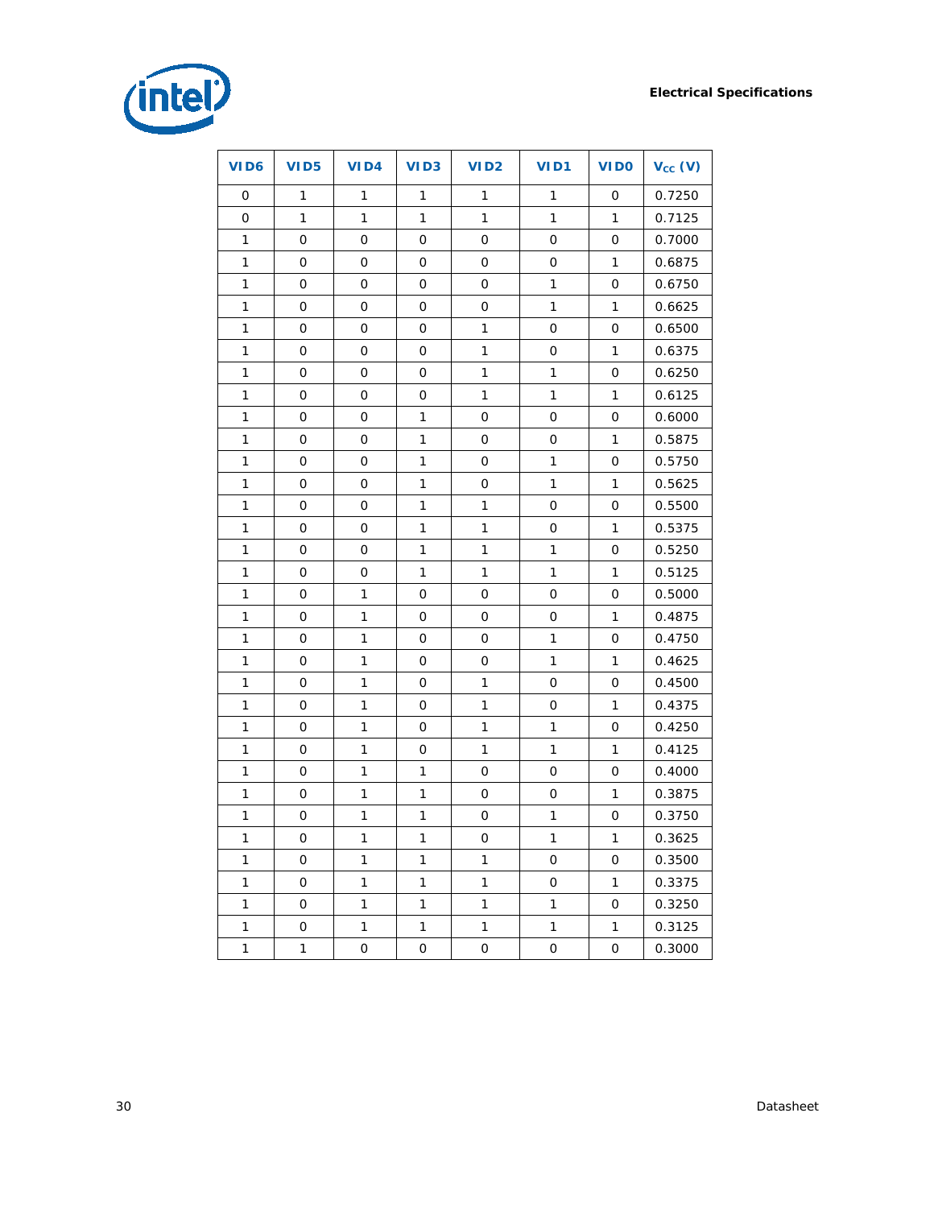| VID6 | VID5 | VID4 | VID3 | VID2 | VID1 | VID0 | $V_{CC}$ (V) |
|---|---|---|---|---|---|---|---|
| 0 | 1 | 1 | 1 | 1 | 1 | 0 | 0.7250 |
| 0 | 1 | 1 | 1 | 1 | 1 | 1 | 0.7125 |
| 1 | 0 | 0 | 0 | 0 | 0 | 0 | 0.7000 |
| 1 | 0 | 0 | 0 | 0 | 0 | 1 | 0.6875 |
| 1 | 0 | 0 | 0 | 0 | 1 | 0 | 0.6750 |
| 1 | 0 | 0 | 0 | 0 | 1 | 1 | 0.6625 |
| 1 | 0 | 0 | 0 | 1 | 0 | 0 | 0.6500 |
| 1 | 0 | 0 | 0 | 1 | 0 | 1 | 0.6375 |
| 1 | 0 | 0 | 0 | 1 | 1 | 0 | 0.6250 |
| 1 | 0 | 0 | 0 | 1 | 1 | 1 | 0.6125 |
| 1 | 0 | 0 | 1 | 0 | 0 | 0 | 0.6000 |
| 1 | 0 | 0 | 1 | 0 | 0 | 1 | 0.5875 |
| 1 | 0 | 0 | 1 | 0 | 1 | 0 | 0.5750 |
| 1 | 0 | 0 | 1 | 0 | 1 | 1 | 0.5625 |
| 1 | 0 | 0 | 1 | 1 | 0 | 0 | 0.5500 |
| 1 | 0 | 0 | 1 | 1 | 0 | 1 | 0.5375 |
| 1 | 0 | 0 | 1 | 1 | 1 | 0 | 0.5250 |
| 1 | 0 | 0 | 1 | 1 | 1 | 1 | 0.5125 |
| 1 | 0 | 1 | 0 | 0 | 0 | 0 | 0.5000 |
| 1 | 0 | 1 | 0 | 0 | 0 | 1 | 0.4875 |
| 1 | 0 | 1 | 0 | 0 | 1 | 0 | 0.4750 |
| 1 | 0 | 1 | 0 | 0 | 1 | 1 | 0.4625 |
| 1 | 0 | 1 | 0 | 1 | 0 | 0 | 0.4500 |
| 1 | 0 | 1 | 0 | 1 | 0 | 1 | 0.4375 |
| 1 | 0 | 1 | 0 | 1 | 1 | 0 | 0.4250 |
| 1 | 0 | 1 | 0 | 1 | 1 | 1 | 0.4125 |
| 1 | 0 | 1 | 1 | 0 | 0 | 0 | 0.4000 |
| 1 | 0 | 1 | 1 | 0 | 0 | 1 | 0.3875 |
| 1 | 0 | 1 | 1 | 0 | 1 | 0 | 0.3750 |
| 1 | 0 | 1 | 1 | 0 | 1 | 1 | 0.3625 |
| 1 | 0 | 1 | 1 | 1 | 0 | 0 | 0.3500 |
| 1 | 0 | 1 | 1 | 1 | 0 | 1 | 0.3375 |
| 1 | 0 | 1 | 1 | 1 | 1 | 0 | 0.3250 |
| 1 | 0 | 1 | 1 | 1 | 1 | 1 | 0.3125 |
| 1 | 1 | 0 | 0 | 0 | 0 | 0 | 0.3000 |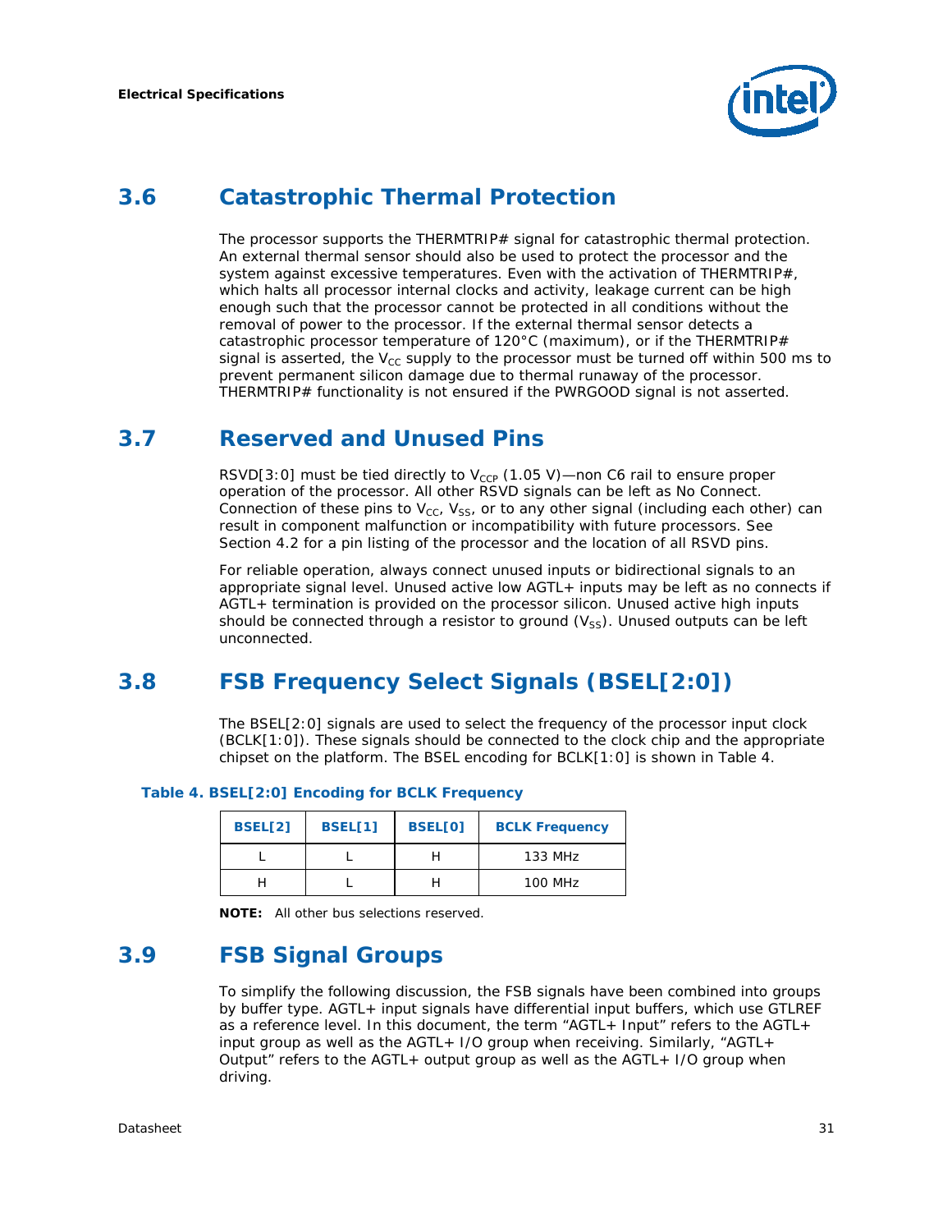## 3.6 Catastrophic Thermal Protection

The processor supports the THERMTRIP# signal for catastrophic thermal protection. An external thermal sensor should also be used to protect the processor and the system against excessive temperatures. Even with the activation of THERMTRIP#, which halts all processor internal clocks and activity, leakage current can be high enough such that the processor cannot be protected in all conditions without the removal of power to the processor. If the external thermal sensor detects a catastrophic processor temperature of 120°C (maximum), or if the THERMTRIP# signal is asserted, the $V_{CC}$ supply to the processor must be turned off within 500 ms to prevent permanent silicon damage due to thermal runaway of the processor. THERMTRIP# functionality is not ensured if the PWRGOOD signal is not asserted.

## 3.7 Reserved and Unused Pins

RSVD[3:0] must be tied directly to $V_{CCP}$ (1.05 V)—non C6 rail to ensure proper operation of the processor. All other RSVD signals can be left as No Connect. Connection of these pins to $V_{CC}$, $V_{SS}$, or to any other signal (including each other) can result in component malfunction or incompatibility with future processors. See Section 4.2 for a pin listing of the processor and the location of all RSVD pins.

For reliable operation, always connect unused inputs or bidirectional signals to an appropriate signal level. Unused active low AGTL+ inputs may be left as no connects if AGTL+ termination is provided on the processor silicon. Unused active high inputs should be connected through a resistor to ground ($V_{SS}$). Unused outputs can be left unconnected.

## 3.8 FSB Frequency Select Signals (BSEL[2:0])

The BSEL[2:0] signals are used to select the frequency of the processor input clock (BCLK[1:0]). These signals should be connected to the clock chip and the appropriate chipset on the platform. The BSEL encoding for BCLK[1:0] is shown in Table 4.

**Table 4. BSEL[2:0] Encoding for BCLK Frequency**

| BSEL[2] | BSEL[1] | BSEL[0] | BCLK Frequency |
|---|---|---|---|
| L | L | H | 133 MHz |
| H | L | H | 100 MHz |

**NOTE:** All other bus selections reserved.

## 3.9 FSB Signal Groups

To simplify the following discussion, the FSB signals have been combined into groups by buffer type. AGTL+ input signals have differential input buffers, which use GTLREF as a reference level. In this document, the term "AGTL+ Input" refers to the AGTL+ input group as well as the AGTL+ I/O group when receiving. Similarly, "AGTL+ Output" refers to the AGTL+ output group as well as the AGTL+ I/O group when driving.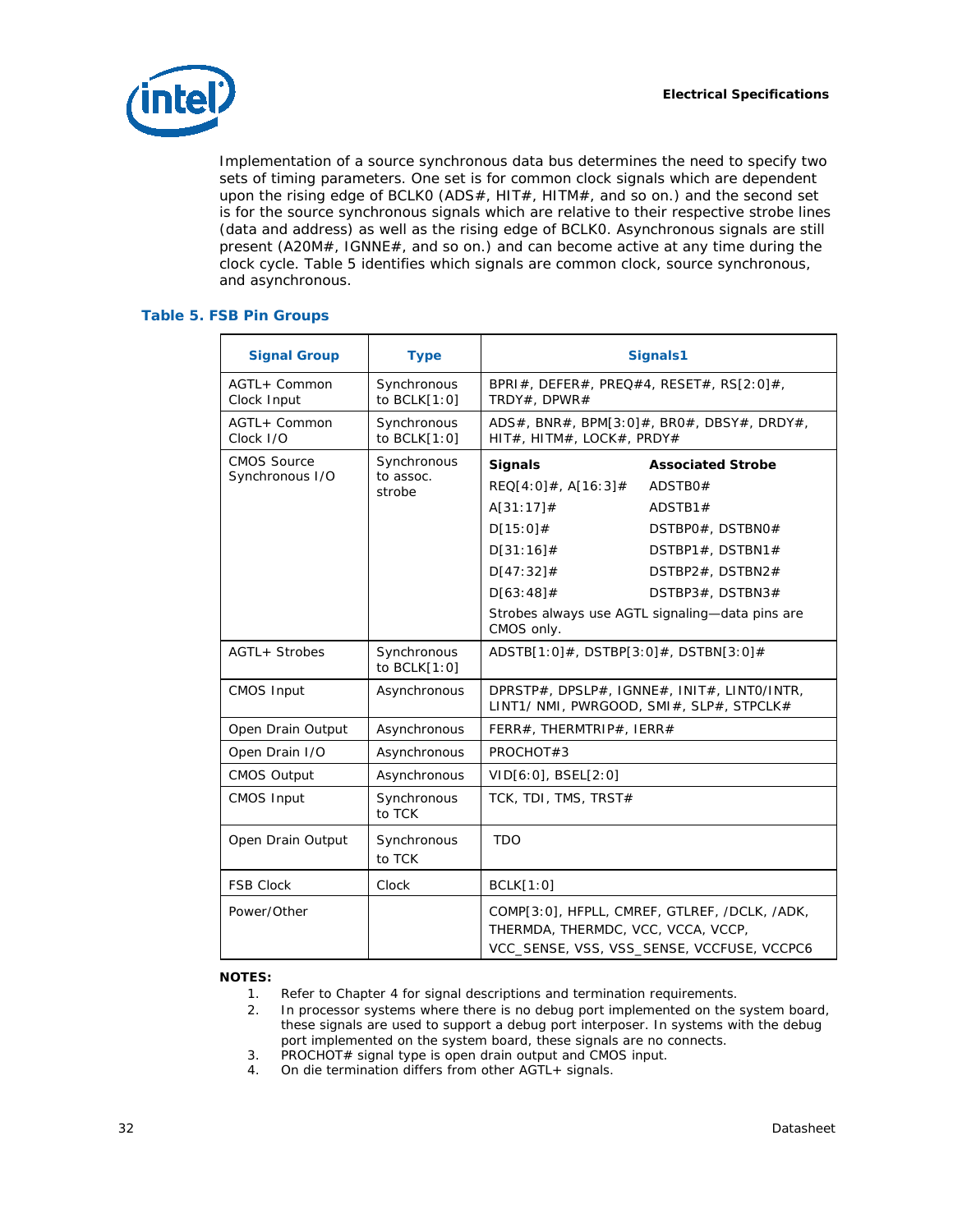Implementation of a source synchronous data bus determines the need to specify two sets of timing parameters. One set is for common clock signals which are dependent upon the rising edge of BCLK0 (ADS#, HIT#, HITM#, and so on.) and the second set is for the source synchronous signals which are relative to their respective strobe lines (data and address) as well as the rising edge of BCLK0. Asynchronous signals are still present (A20M#, IGNNE#, and so on.) and can become active at any time during the clock cycle. Table 5 identifies which signals are common clock, source synchronous, and asynchronous.

### Table 5. FSB Pin Groups

| Signal Group | Type | Signals1 |
|---|---|---|
| AGTL+ Common Clock Input | Synchronous to BCLK[1:0] | BPRI#, DEFER#, PREQ#4, RESET#, RS[2:0]#, TRDY#, DPWR# |
| AGTL+ Common Clock I/O | Synchronous to BCLK[1:0] | ADS#, BNR#, BPM[3:0]#, BR0#, DBSY#, DRDY#, HIT#, HITM#, LOCK#, PRDY# |
| CMOS Source Synchronous I/O | Synchronous to assoc. strobe | **Signals** / **Associated Strobe**<br>REQ[4:0]#, A[16:3]# — ADSTB0#<br>A[31:17]# — ADSTB1#<br>D[15:0]# — DSTBP0#, DSTBN0#<br>D[31:16]# — DSTBP1#, DSTBN1#<br>D[47:32]# — DSTBP2#, DSTBN2#<br>D[63:48]# — DSTBP3#, DSTBN3#<br>Strobes always use AGTL signaling—data pins are CMOS only. |
| AGTL+ Strobes | Synchronous to BCLK[1:0] | ADSTB[1:0]#, DSTBP[3:0]#, DSTBN[3:0]# |
| CMOS Input | Asynchronous | DPRSTP#, DPSLP#, IGNNE#, INIT#, LINT0/INTR, LINT1/ NMI, PWRGOOD, SMI#, SLP#, STPCLK# |
| Open Drain Output | Asynchronous | FERR#, THERMTRIP#, IERR# |
| Open Drain I/O | Asynchronous | PROCHOT#3 |
| CMOS Output | Asynchronous | VID[6:0], BSEL[2:0] |
| CMOS Input | Synchronous to TCK | TCK, TDI, TMS, TRST# |
| Open Drain Output | Synchronous to TCK | TDO |
| FSB Clock | Clock | BCLK[1:0] |
| Power/Other | | COMP[3:0], HFPLL, CMREF, GTLREF, /DCLK, /ADK, THERMDA, THERMDC, VCC, VCCA, VCCP, VCC_SENSE, VSS, VSS_SENSE, VCCFUSE, VCCPC6 |

**NOTES:**

1. Refer to Chapter 4 for signal descriptions and termination requirements.
2. In processor systems where there is no debug port implemented on the system board, these signals are used to support a debug port interposer. In systems with the debug port implemented on the system board, these signals are no connects.
3. PROCHOT# signal type is open drain output and CMOS input.
4. On die termination differs from other AGTL+ signals.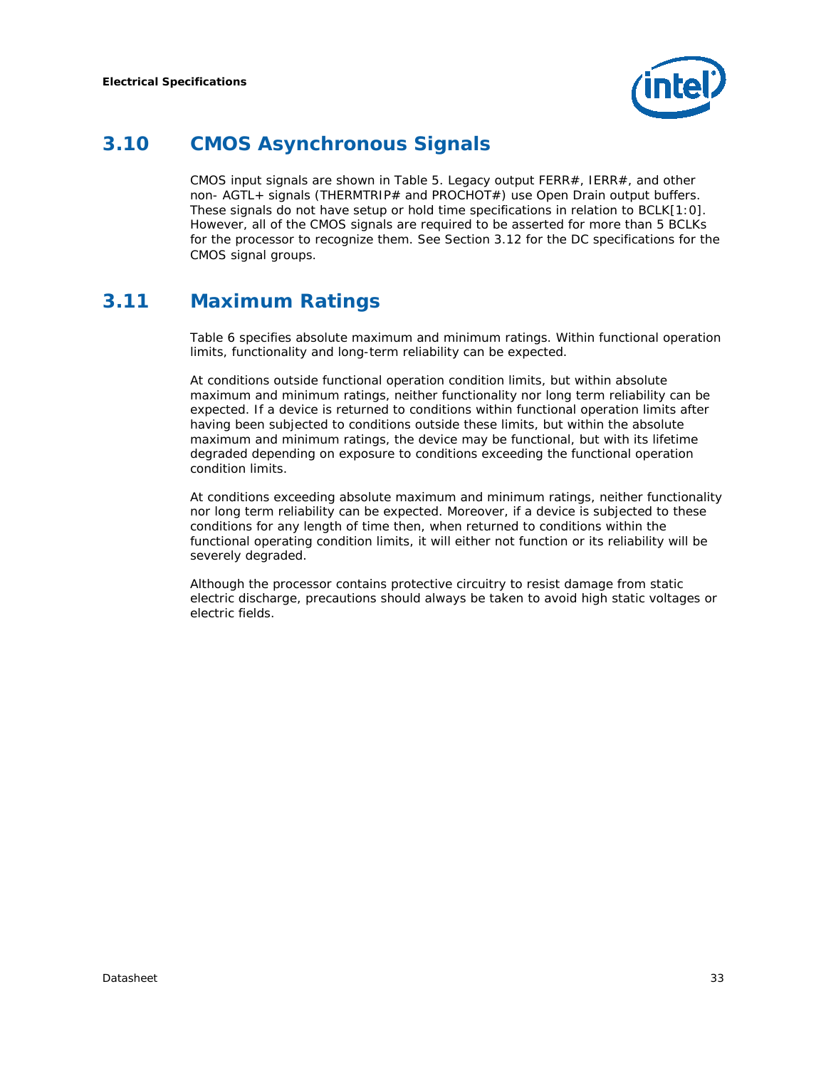## 3.10 CMOS Asynchronous Signals

CMOS input signals are shown in Table 5. Legacy output FERR#, IERR#, and other non- AGTL+ signals (THERMTRIP# and PROCHOT#) use Open Drain output buffers. These signals do not have setup or hold time specifications in relation to BCLK[1:0]. However, all of the CMOS signals are required to be asserted for more than 5 BCLKs for the processor to recognize them. See Section 3.12 for the DC specifications for the CMOS signal groups.

## 3.11 Maximum Ratings

Table 6 specifies absolute maximum and minimum ratings. Within functional operation limits, functionality and long-term reliability can be expected.

At conditions outside functional operation condition limits, but within absolute maximum and minimum ratings, neither functionality nor long term reliability can be expected. If a device is returned to conditions within functional operation limits after having been subjected to conditions outside these limits, but within the absolute maximum and minimum ratings, the device may be functional, but with its lifetime degraded depending on exposure to conditions exceeding the functional operation condition limits.

At conditions exceeding absolute maximum and minimum ratings, neither functionality nor long term reliability can be expected. Moreover, if a device is subjected to these conditions for any length of time then, when returned to conditions within the functional operating condition limits, it will either not function or its reliability will be severely degraded.

Although the processor contains protective circuitry to resist damage from static electric discharge, precautions should always be taken to avoid high static voltages or electric fields.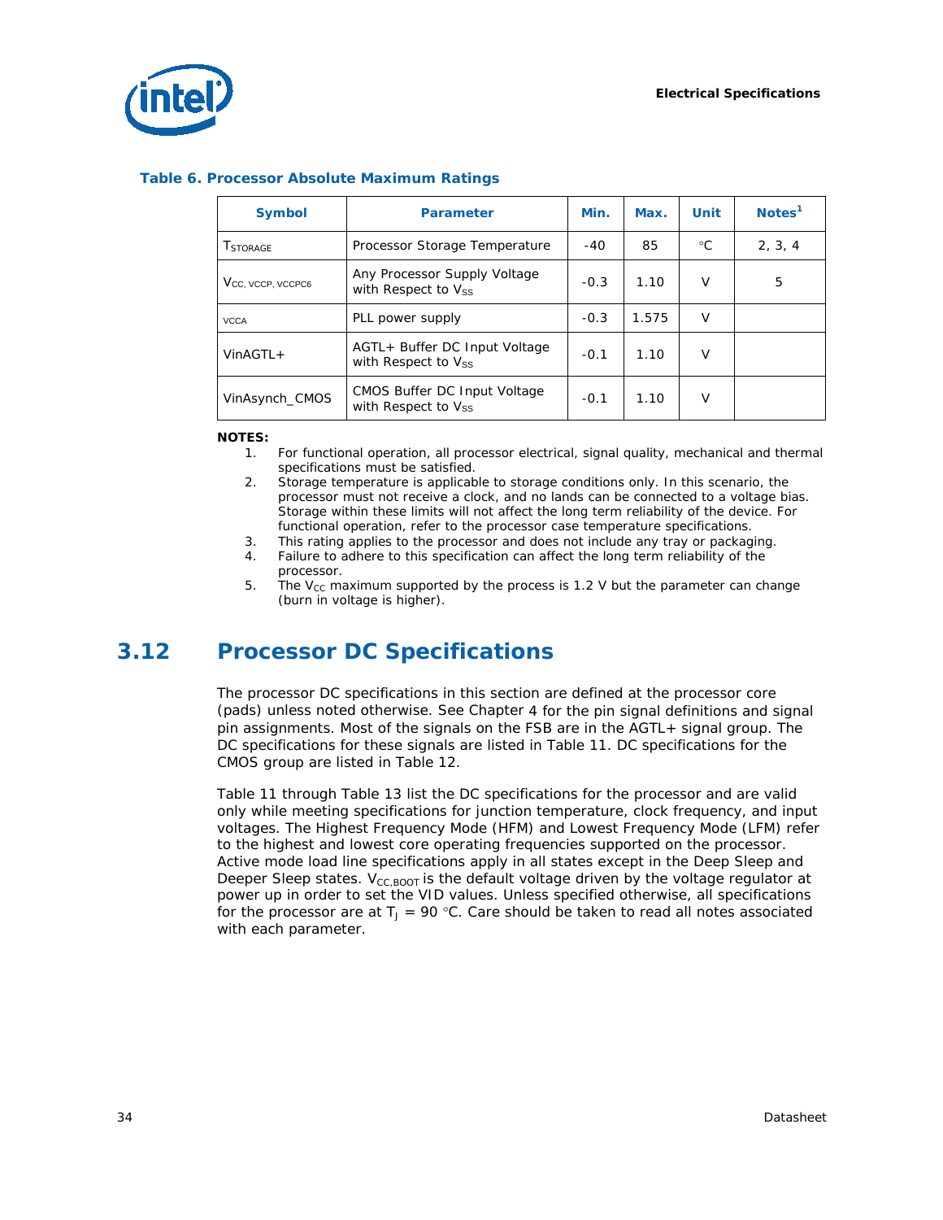**Table 6. Processor Absolute Maximum Ratings**

| Symbol | Parameter | Min. | Max. | Unit | Notes[1] |
|---|---|---|---|---|---|
| $T_{STORAGE}$ | Processor Storage Temperature | -40 | 85 | °C | 2, 3, 4 |
| $V_{CC,\ VCCP,\ VCCPC6}$ | Any Processor Supply Voltage with Respect to $V_{SS}$ | -0.3 | 1.10 | V | 5 |
| VCCA | PLL power supply | -0.3 | 1.575 | V | |
| VinAGTL+ | AGTL+ Buffer DC Input Voltage with Respect to $V_{SS}$ | -0.1 | 1.10 | V | |
| VinAsynch_CMOS | CMOS Buffer DC Input Voltage with Respect to $V_{SS}$ | -0.1 | 1.10 | V | |

**NOTES:**

1. For functional operation, all processor electrical, signal quality, mechanical and thermal specifications must be satisfied.
2. Storage temperature is applicable to storage conditions only. In this scenario, the processor must not receive a clock, and no lands can be connected to a voltage bias. Storage within these limits will not affect the long term reliability of the device. For functional operation, refer to the processor case temperature specifications.
3. This rating applies to the processor and does not include any tray or packaging.
4. Failure to adhere to this specification can affect the long term reliability of the processor.
5. The $V_{CC}$ maximum supported by the process is 1.2 V but the parameter can change (burn in voltage is higher).

## 3.12 Processor DC Specifications

The processor DC specifications in this section are defined at the processor core (pads) unless noted otherwise. See Chapter 4 for the pin signal definitions and signal pin assignments. Most of the signals on the FSB are in the AGTL+ signal group. The DC specifications for these signals are listed in Table 11. DC specifications for the CMOS group are listed in Table 12.

Table 11 through Table 13 list the DC specifications for the processor and are valid only while meeting specifications for junction temperature, clock frequency, and input voltages. The Highest Frequency Mode (HFM) and Lowest Frequency Mode (LFM) refer to the highest and lowest core operating frequencies supported on the processor. Active mode load line specifications apply in all states except in the Deep Sleep and Deeper Sleep states. $V_{CC,BOOT}$ is the default voltage driven by the voltage regulator at power up in order to set the VID values. Unless specified otherwise, all specifications for the processor are at $T_J$ = 90 °C. Care should be taken to read all notes associated with each parameter.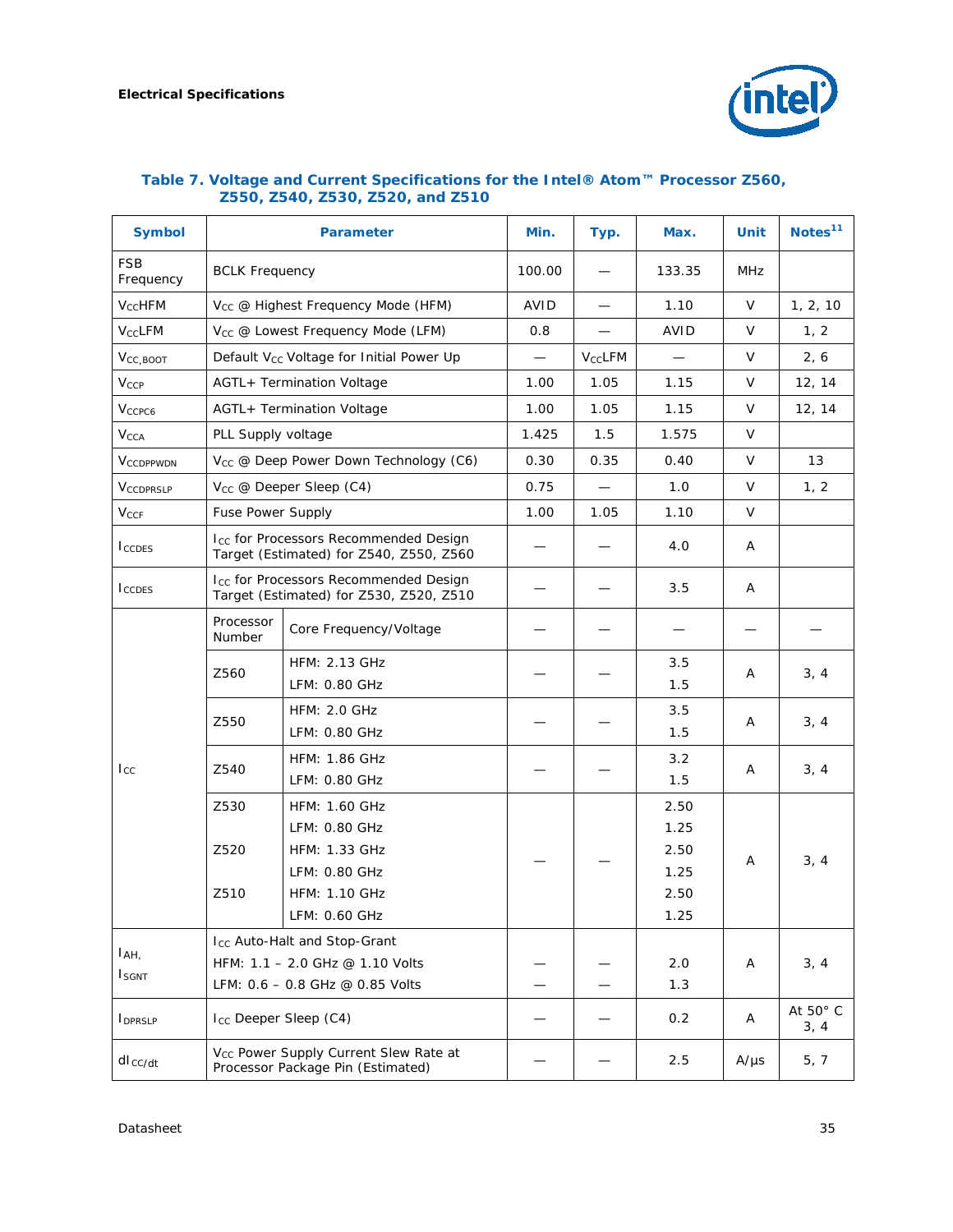**Table 7. Voltage and Current Specifications for the Intel® Atom™ Processor Z560, Z550, Z540, Z530, Z520, and Z510**

| Symbol | Parameter | | Min. | Typ. | Max. | Unit | Notes[11] |
|---|---|---|---|---|---|---|---|
| FSB Frequency | BCLK Frequency | | 100.00 | — | 133.35 | MHz | |
| $V_{CC}$HFM | $V_{CC}$ @ Highest Frequency Mode (HFM) | | AVID | — | 1.10 | V | 1, 2, 10 |
| $V_{CC}$LFM | $V_{CC}$ @ Lowest Frequency Mode (LFM) | | 0.8 | — | AVID | V | 1, 2 |
| $V_{CC,BOOT}$ | Default $V_{CC}$ Voltage for Initial Power Up | | — | $V_{CC}$LFM | — | V | 2, 6 |
| $V_{CCP}$ | AGTL+ Termination Voltage | | 1.00 | 1.05 | 1.15 | V | 12, 14 |
| $V_{CCPC6}$ | AGTL+ Termination Voltage | | 1.00 | 1.05 | 1.15 | V | 12, 14 |
| $V_{CCA}$ | PLL Supply voltage | | 1.425 | 1.5 | 1.575 | V | |
| $V_{CCDPPWDN}$ | $V_{CC}$ @ Deep Power Down Technology (C6) | | 0.30 | 0.35 | 0.40 | V | 13 |
| $V_{CCDPRSLP}$ | $V_{CC}$ @ Deeper Sleep (C4) | | 0.75 | — | 1.0 | V | 1, 2 |
| $V_{CCF}$ | Fuse Power Supply | | 1.00 | 1.05 | 1.10 | V | |
| $I_{CCDES}$ | $I_{CC}$ for Processors Recommended Design Target (Estimated) for Z540, Z550, Z560 | | — | — | 4.0 | A | |
| $I_{CCDES}$ | $I_{CC}$ for Processors Recommended Design Target (Estimated) for Z530, Z520, Z510 | | — | — | 3.5 | A | |
| $I_{CC}$ | Processor Number | Core Frequency/Voltage | — | — | — | — | — |
| | Z560 | HFM: 2.13 GHz<br>LFM: 0.80 GHz | — | — | 3.5<br>1.5 | A | 3, 4 |
| | Z550 | HFM: 2.0 GHz<br>LFM: 0.80 GHz | — | — | 3.5<br>1.5 | A | 3, 4 |
| | Z540 | HFM: 1.86 GHz<br>LFM: 0.80 GHz | — | — | 3.2<br>1.5 | A | 3, 4 |
| | Z530<br><br>Z520<br><br>Z510 | HFM: 1.60 GHz<br>LFM: 0.80 GHz<br>HFM: 1.33 GHz<br>LFM: 0.80 GHz<br>HFM: 1.10 GHz<br>LFM: 0.60 GHz | — | — | 2.50<br>1.25<br>2.50<br>1.25<br>2.50<br>1.25 | A | 3, 4 |
| $I_{AH}$,<br>$I_{SGNT}$ | $I_{CC}$ Auto-Halt and Stop-Grant<br>HFM: 1.1 – 2.0 GHz @ 1.10 Volts<br>LFM: 0.6 – 0.8 GHz @ 0.85 Volts | | —<br>— | —<br>— | 2.0<br>1.3 | A | 3, 4 |
| $I_{DPRSLP}$ | $I_{CC}$ Deeper Sleep (C4) | | — | — | 0.2 | A | At 50° C<br>3, 4 |
| $dI_{CC/dt}$ | $V_{CC}$ Power Supply Current Slew Rate at Processor Package Pin (Estimated) | | — | — | 2.5 | A/µs | 5, 7 |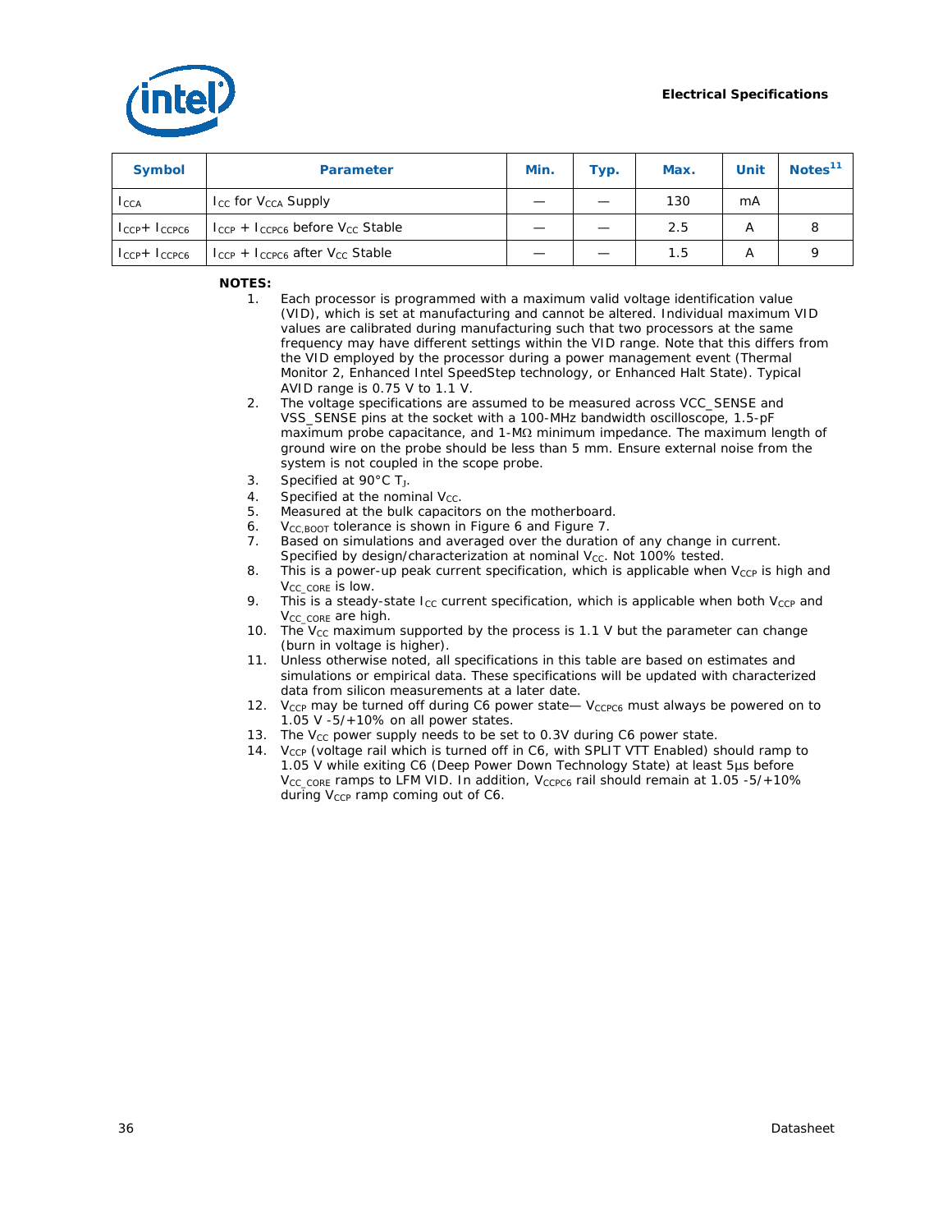| Symbol | Parameter | Min. | Typ. | Max. | Unit | Notes[11] |
|---|---|---|---|---|---|---|
| $I_{CCA}$ | $I_{CC}$ for $V_{CCA}$ Supply | — | — | 130 | mA | |
| $I_{CCP}$+ $I_{CCPC6}$ | $I_{CCP}$ + $I_{CCPC6}$ before $V_{CC}$ Stable | — | — | 2.5 | A | 8 |
| $I_{CCP}$+ $I_{CCPC6}$ | $I_{CCP}$ + $I_{CCPC6}$ after $V_{CC}$ Stable | — | — | 1.5 | A | 9 |

**NOTES:**

1. Each processor is programmed with a maximum valid voltage identification value (VID), which is set at manufacturing and cannot be altered. Individual maximum VID values are calibrated during manufacturing such that two processors at the same frequency may have different settings within the VID range. Note that this differs from the VID employed by the processor during a power management event (Thermal Monitor 2, Enhanced Intel SpeedStep technology, or Enhanced Halt State). Typical AVID range is 0.75 V to 1.1 V.
2. The voltage specifications are assumed to be measured across VCC_SENSE and VSS_SENSE pins at the socket with a 100-MHz bandwidth oscilloscope, 1.5-pF maximum probe capacitance, and 1-MΩ minimum impedance. The maximum length of ground wire on the probe should be less than 5 mm. Ensure external noise from the system is not coupled in the scope probe.
3. Specified at 90°C $T_J$.
4. Specified at the nominal $V_{CC}$.
5. Measured at the bulk capacitors on the motherboard.
6. $V_{CC,BOOT}$ tolerance is shown in Figure 6 and Figure 7.
7. Based on simulations and averaged over the duration of any change in current. Specified by design/characterization at nominal $V_{CC}$. Not 100% tested.
8. This is a power-up peak current specification, which is applicable when $V_{CCP}$ is high and $V_{CC\_CORE}$ is low.
9. This is a steady-state $I_{CC}$ current specification, which is applicable when both $V_{CCP}$ and $V_{CC\_CORE}$ are high.
10. The $V_{CC}$ maximum supported by the process is 1.1 V but the parameter can change (burn in voltage is higher).
11. Unless otherwise noted, all specifications in this table are based on estimates and simulations or empirical data. These specifications will be updated with characterized data from silicon measurements at a later date.
12. $V_{CCP}$ may be turned off during C6 power state— $V_{CCPC6}$ must always be powered on to 1.05 V -5/+10% on all power states.
13. The $V_{CC}$ power supply needs to be set to 0.3V during C6 power state.
14. $V_{CCP}$ (voltage rail which is turned off in C6, with SPLIT VTT Enabled) should ramp to 1.05 V while exiting C6 (Deep Power Down Technology State) at least 5µs before $V_{CC\_CORE}$ ramps to LFM VID. In addition, $V_{CCPC6}$ rail should remain at 1.05 -5/+10% during $V_{CCP}$ ramp coming out of C6.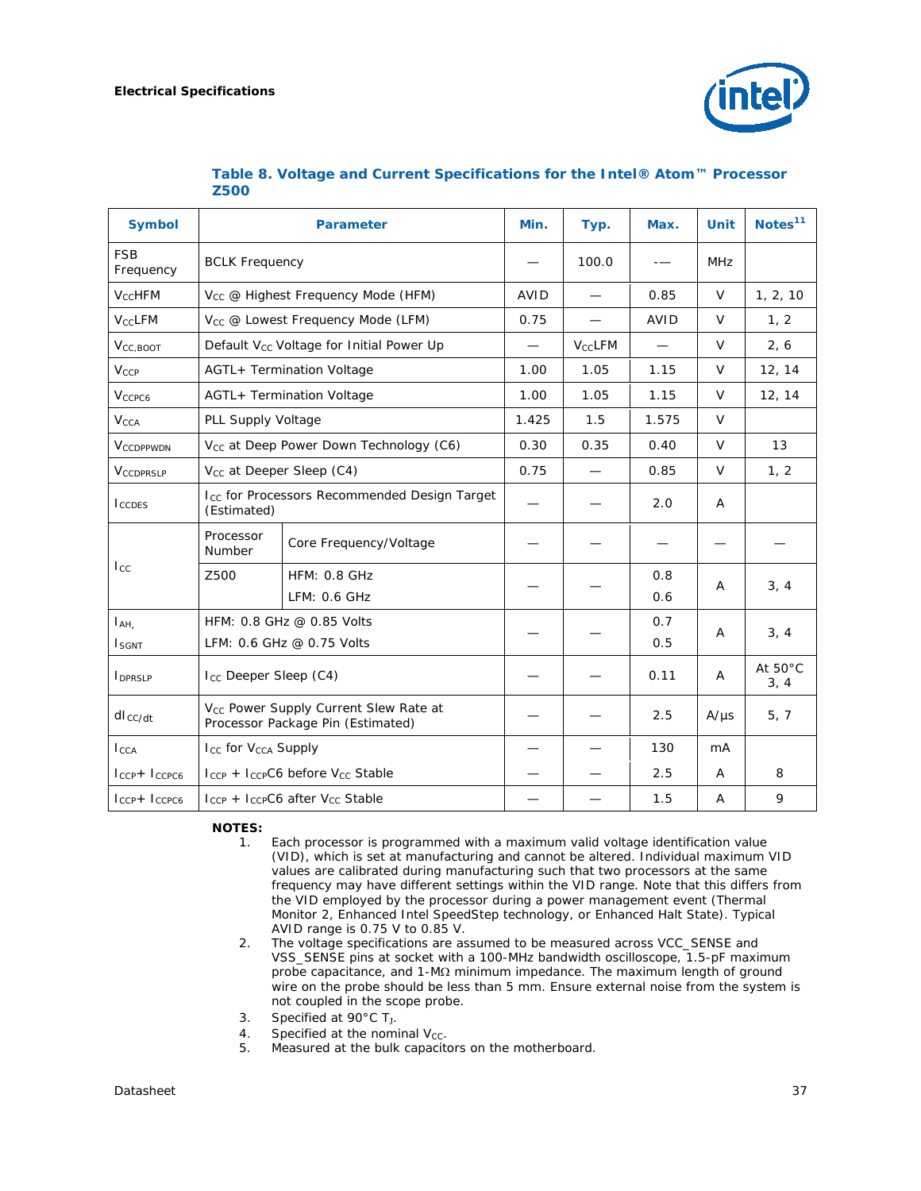**Table 8. Voltage and Current Specifications for the Intel® Atom™ Processor Z500**

| Symbol | Parameter | | Min. | Typ. | Max. | Unit | Notes[11] |
|---|---|---|---|---|---|---|---|
| FSB Frequency | BCLK Frequency | | — | 100.0 | -— | MHz | |
| $V_{CC}$HFM | $V_{CC}$ @ Highest Frequency Mode (HFM) | | AVID | — | 0.85 | V | 1, 2, 10 |
| $V_{CC}$LFM | $V_{CC}$ @ Lowest Frequency Mode (LFM) | | 0.75 | — | AVID | V | 1, 2 |
| $V_{CC,BOOT}$ | Default $V_{CC}$ Voltage for Initial Power Up | | — | $V_{CC}$LFM | — | V | 2, 6 |
| $V_{CCP}$ | AGTL+ Termination Voltage | | 1.00 | 1.05 | 1.15 | V | 12, 14 |
| $V_{CCPC6}$ | AGTL+ Termination Voltage | | 1.00 | 1.05 | 1.15 | V | 12, 14 |
| $V_{CCA}$ | PLL Supply Voltage | | 1.425 | 1.5 | 1.575 | V | |
| $V_{CCDPPWDN}$ | $V_{CC}$ at Deep Power Down Technology (C6) | | 0.30 | 0.35 | 0.40 | V | 13 |
| $V_{CCDPRSLP}$ | $V_{CC}$ at Deeper Sleep (C4) | | 0.75 | — | 0.85 | V | 1, 2 |
| $I_{CCDES}$ | $I_{CC}$ for Processors Recommended Design Target (Estimated) | | — | — | 2.0 | A | |
| $I_{CC}$ | Processor Number | Core Frequency/Voltage | — | — | — | — | — |
| | Z500 | HFM: 0.8 GHz<br>LFM: 0.6 GHz | — | — | 0.8<br>0.6 | A | 3, 4 |
| $I_{AH}$,<br>$I_{SGNT}$ | HFM: 0.8 GHz @ 0.85 Volts<br>LFM: 0.6 GHz @ 0.75 Volts | | — | — | 0.7<br>0.5 | A | 3, 4 |
| $I_{DPRSLP}$ | $I_{CC}$ Deeper Sleep (C4) | | — | — | 0.11 | A | At 50°C<br>3, 4 |
| $dI_{CC/dt}$ | $V_{CC}$ Power Supply Current Slew Rate at Processor Package Pin (Estimated) | | — | — | 2.5 | A/µs | 5, 7 |
| $I_{CCA}$ | $I_{CC}$ for $V_{CCA}$ Supply | | — | — | 130 | mA | |
| $I_{CCP}$+ $I_{CCPC6}$ | $I_{CCP}$ + $I_{CCP}$C6 before $V_{CC}$ Stable | | — | — | 2.5 | A | 8 |
| $I_{CCP}$+ $I_{CCPC6}$ | $I_{CCP}$ + $I_{CCP}$C6 after $V_{CC}$ Stable | | — | — | 1.5 | A | 9 |

**NOTES:**

1. Each processor is programmed with a maximum valid voltage identification value (VID), which is set at manufacturing and cannot be altered. Individual maximum VID values are calibrated during manufacturing such that two processors at the same frequency may have different settings within the VID range. Note that this differs from the VID employed by the processor during a power management event (Thermal Monitor 2, Enhanced Intel SpeedStep technology, or Enhanced Halt State). Typical AVID range is 0.75 V to 0.85 V.
2. The voltage specifications are assumed to be measured across VCC_SENSE and VSS_SENSE pins at socket with a 100-MHz bandwidth oscilloscope, 1.5-pF maximum probe capacitance, and 1-MΩ minimum impedance. The maximum length of ground wire on the probe should be less than 5 mm. Ensure external noise from the system is not coupled in the scope probe.
3. Specified at 90°C $T_J$.
4. Specified at the nominal $V_{CC}$.
5. Measured at the bulk capacitors on the motherboard.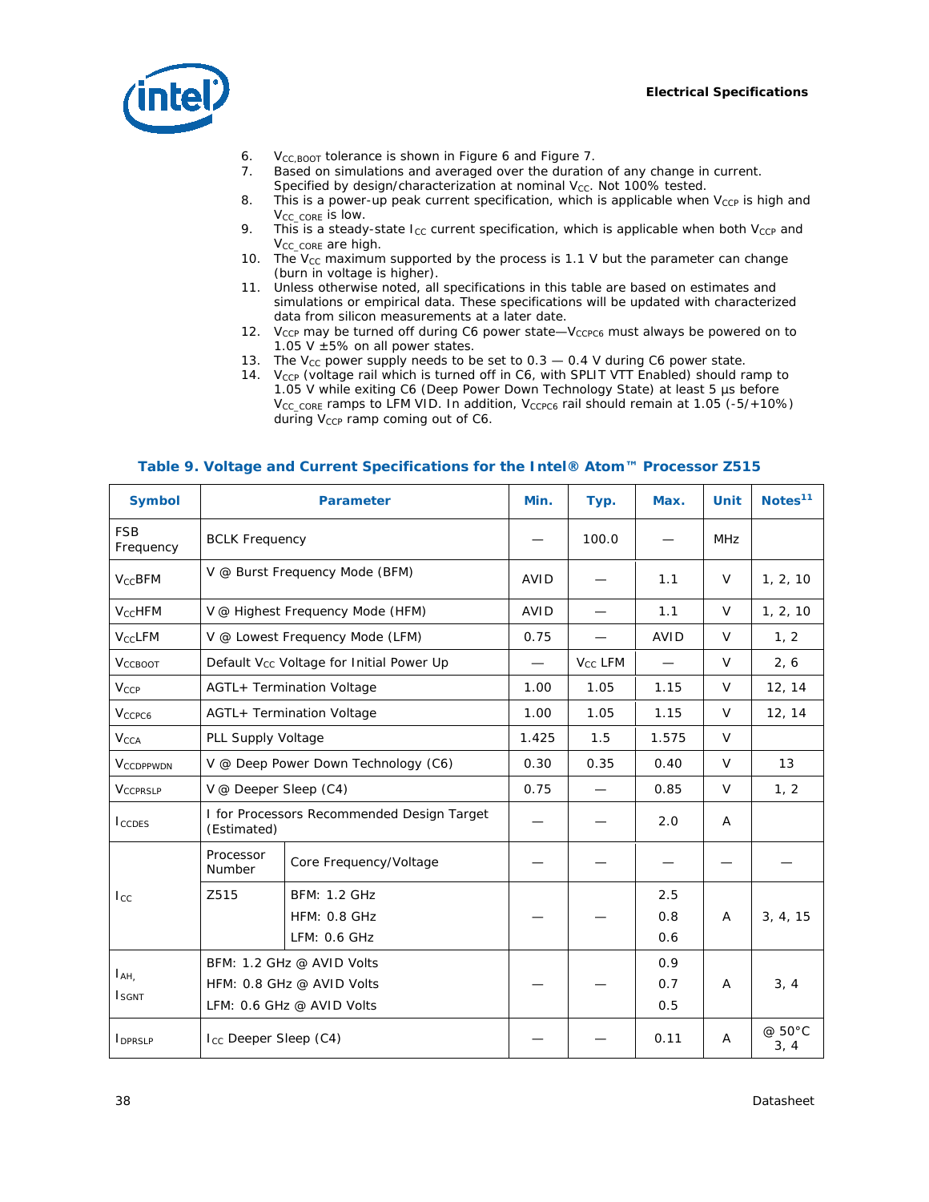6. $V_{CC,BOOT}$ tolerance is shown in Figure 6 and Figure 7.
7. Based on simulations and averaged over the duration of any change in current. Specified by design/characterization at nominal $V_{CC}$. Not 100% tested.
8. This is a power-up peak current specification, which is applicable when $V_{CCP}$ is high and $V_{CC\_CORE}$ is low.
9. This is a steady-state $I_{CC}$ current specification, which is applicable when both $V_{CCP}$ and $V_{CC\_CORE}$ are high.
10. The $V_{CC}$ maximum supported by the process is 1.1 V but the parameter can change (burn in voltage is higher).
11. Unless otherwise noted, all specifications in this table are based on estimates and simulations or empirical data. These specifications will be updated with characterized data from silicon measurements at a later date.
12. $V_{CCP}$ may be turned off during C6 power state—$V_{CCPC6}$ must always be powered on to 1.05 V ±5% on all power states.
13. The $V_{CC}$ power supply needs to be set to 0.3 — 0.4 V during C6 power state.
14. $V_{CCP}$ (voltage rail which is turned off in C6, with SPLIT VTT Enabled) should ramp to 1.05 V while exiting C6 (Deep Power Down Technology State) at least 5 µs before $V_{CC\_CORE}$ ramps to LFM VID. In addition, $V_{CCPC6}$ rail should remain at 1.05 (-5/+10%) during $V_{CCP}$ ramp coming out of C6.

### Table 9. Voltage and Current Specifications for the Intel® Atom™ Processor Z515

| Symbol | Parameter | | Min. | Typ. | Max. | Unit | Notes[11] |
|---|---|---|---|---|---|---|---|
| FSB Frequency | BCLK Frequency | | — | 100.0 | — | MHz | |
| $V_{CC}$BFM | V @ Burst Frequency Mode (BFM) | | AVID | — | 1.1 | V | 1, 2, 10 |
| $V_{CC}$HFM | V @ Highest Frequency Mode (HFM) | | AVID | — | 1.1 | V | 1, 2, 10 |
| $V_{CC}$LFM | V @ Lowest Frequency Mode (LFM) | | 0.75 | — | AVID | V | 1, 2 |
| $V_{CCBOOT}$ | Default $V_{CC}$ Voltage for Initial Power Up | | — | $V_{CC}$ LFM | — | V | 2, 6 |
| $V_{CCP}$ | AGTL+ Termination Voltage | | 1.00 | 1.05 | 1.15 | V | 12, 14 |
| $V_{CCPC6}$ | AGTL+ Termination Voltage | | 1.00 | 1.05 | 1.15 | V | 12, 14 |
| $V_{CCA}$ | PLL Supply Voltage | | 1.425 | 1.5 | 1.575 | V | |
| $V_{CCDPPWDN}$ | V @ Deep Power Down Technology (C6) | | 0.30 | 0.35 | 0.40 | V | 13 |
| $V_{CCPRSLP}$ | V @ Deeper Sleep (C4) | | 0.75 | — | 0.85 | V | 1, 2 |
| $I_{CCDES}$ | I for Processors Recommended Design Target (Estimated) | | — | — | 2.0 | A | |
| $I_{CC}$ | Processor Number | Core Frequency/Voltage | — | — | — | — | — |
| | Z515 | BFM: 1.2 GHz<br>HFM: 0.8 GHz<br>LFM: 0.6 GHz | — | — | 2.5<br>0.8<br>0.6 | A | 3, 4, 15 |
| $I_{AH}$,<br>$I_{SGNT}$ | BFM: 1.2 GHz @ AVID Volts<br>HFM: 0.8 GHz @ AVID Volts<br>LFM: 0.6 GHz @ AVID Volts | | — | — | 0.9<br>0.7<br>0.5 | A | 3, 4 |
| $I_{DPRSLP}$ | $I_{CC}$ Deeper Sleep (C4) | | — | — | 0.11 | A | @ 50°C<br>3, 4 |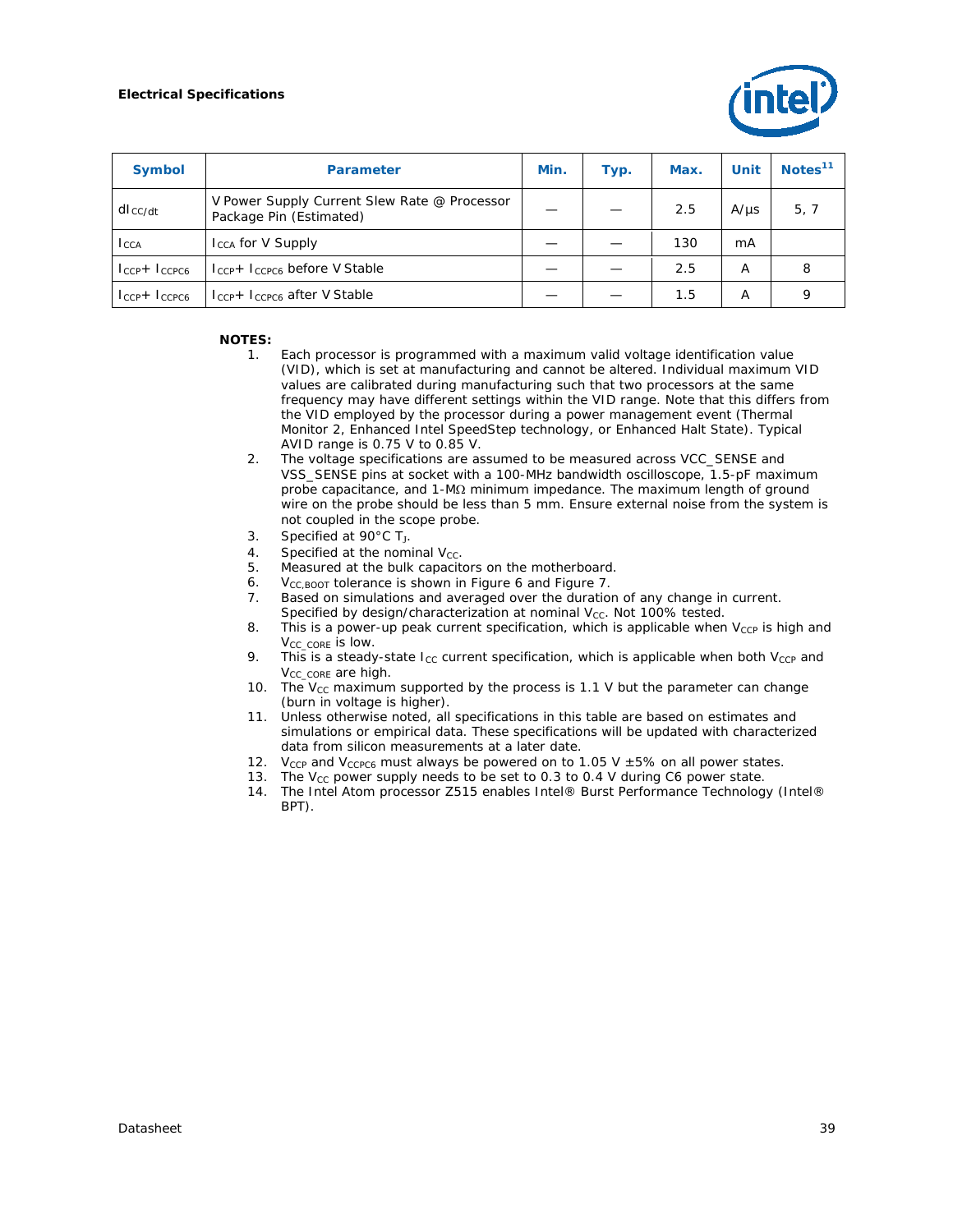| Symbol | Parameter | Min. | Typ. | Max. | Unit | Notes[11] |
|---|---|---|---|---|---|---|
| $dI_{CC/dt}$ | V Power Supply Current Slew Rate @ Processor Package Pin (Estimated) | — | — | 2.5 | A/µs | 5, 7 |
| $I_{CCA}$ | $I_{CCA}$ for V Supply | — | — | 130 | mA | |
| $I_{CCP}$+ $I_{CCPC6}$ | $I_{CCP}$+ $I_{CCPC6}$ before V Stable | — | — | 2.5 | A | 8 |
| $I_{CCP}$+ $I_{CCPC6}$ | $I_{CCP}$+ $I_{CCPC6}$ after V Stable | — | — | 1.5 | A | 9 |

**NOTES:**

1. Each processor is programmed with a maximum valid voltage identification value (VID), which is set at manufacturing and cannot be altered. Individual maximum VID values are calibrated during manufacturing such that two processors at the same frequency may have different settings within the VID range. Note that this differs from the VID employed by the processor during a power management event (Thermal Monitor 2, Enhanced Intel SpeedStep technology, or Enhanced Halt State). Typical AVID range is 0.75 V to 0.85 V.
2. The voltage specifications are assumed to be measured across VCC_SENSE and VSS_SENSE pins at socket with a 100-MHz bandwidth oscilloscope, 1.5-pF maximum probe capacitance, and 1-MΩ minimum impedance. The maximum length of ground wire on the probe should be less than 5 mm. Ensure external noise from the system is not coupled in the scope probe.
3. Specified at 90°C $T_J$.
4. Specified at the nominal $V_{CC}$.
5. Measured at the bulk capacitors on the motherboard.
6. $V_{CC,BOOT}$ tolerance is shown in Figure 6 and Figure 7.
7. Based on simulations and averaged over the duration of any change in current. Specified by design/characterization at nominal $V_{CC}$. Not 100% tested.
8. This is a power-up peak current specification, which is applicable when $V_{CCP}$ is high and $V_{CC\_CORE}$ is low.
9. This is a steady-state $I_{CC}$ current specification, which is applicable when both $V_{CCP}$ and $V_{CC\_CORE}$ are high.
10. The $V_{CC}$ maximum supported by the process is 1.1 V but the parameter can change (burn in voltage is higher).
11. Unless otherwise noted, all specifications in this table are based on estimates and simulations or empirical data. These specifications will be updated with characterized data from silicon measurements at a later date.
12. $V_{CCP}$ and $V_{CCPC6}$ must always be powered on to 1.05 V ±5% on all power states.
13. The $V_{CC}$ power supply needs to be set to 0.3 to 0.4 V during C6 power state.
14. The Intel Atom processor Z515 enables Intel® Burst Performance Technology (Intel® BPT).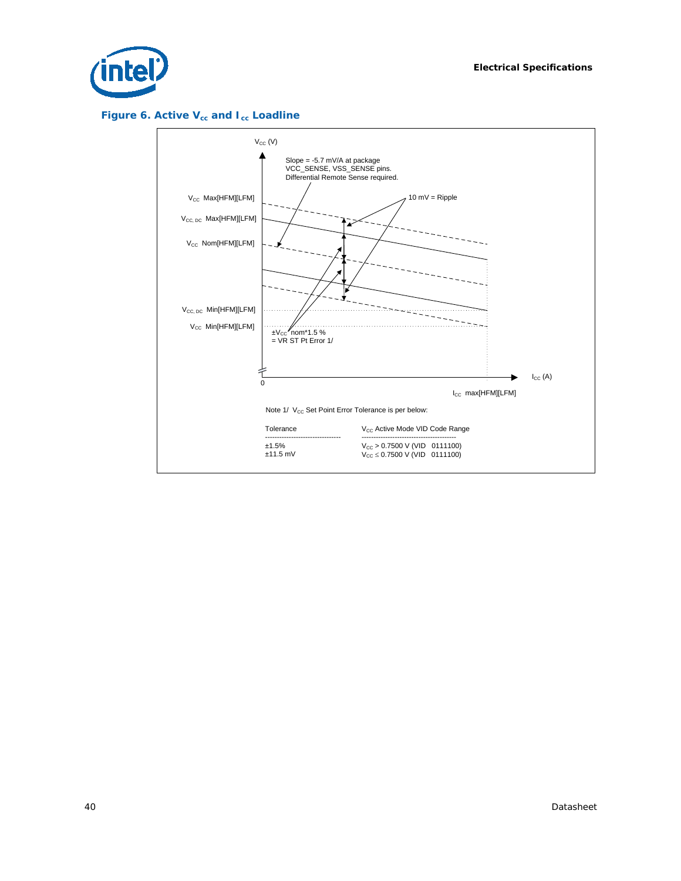**Figure 6. Active $V_{cc}$ and $I_{cc}$ Loadline**

$V_{CC}$ (V)

Slope = -5.7 mV/A at package VCC_SENSE, VSS_SENSE pins. Differential Remote Sense required.

$V_{CC}$ Max[HFM][LFM]

$V_{CC, DC}$ Max[HFM][LFM]

$V_{CC}$ Nom[HFM][LFM]

$V_{CC, DC}$ Min[HFM][LFM]

$V_{CC}$ Min[HFM][LFM]

10 mV = Ripple

$\pm V_{CC}$ nom*1.5 % = VR ST Pt Error 1/

0

$I_{CC}$ (A)

$I_{CC}$ max[HFM][LFM]

Note 1/ $V_{CC}$ Set Point Error Tolerance is per below:

| Tolerance | $V_{CC}$ Active Mode VID Code Range |
|---|---|
| ±1.5% | $V_{CC}$ > 0.7500 V (VID 0111100) |
| ±11.5 mV | $V_{CC} \leq$ 0.7500 V (VID 0111100) |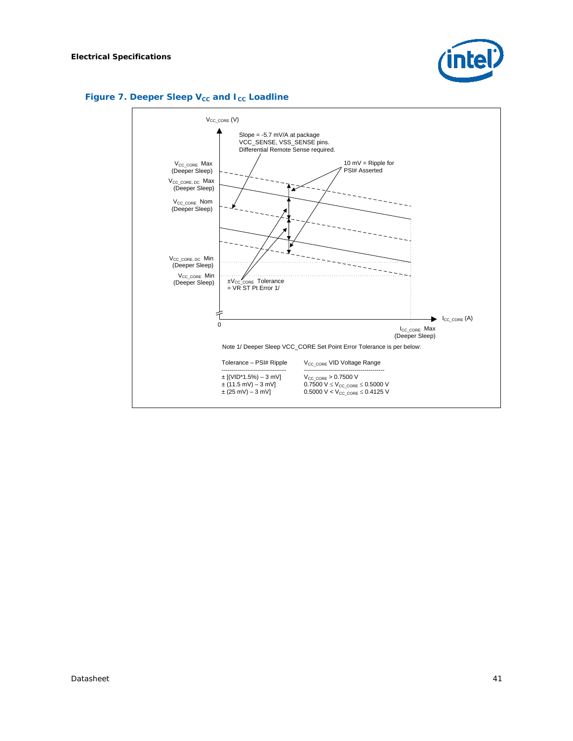## Figure 7. Deeper Sleep $V_{CC}$ and $I_{CC}$ Loadline

$V_{CC\_CORE}$ (V)

Slope = -5.7 mV/A at package VCC_SENSE, VSS_SENSE pins. Differential Remote Sense required.

10 mV = Ripple for PSI# Asserted

$V_{CC\_CORE}$ Max (Deeper Sleep)

$V_{CC\_CORE,\ DC}$ Max (Deeper Sleep)

$V_{CC\_CORE}$ Nom (Deeper Sleep)

$V_{CC\_CORE,\ DC}$ Min (Deeper Sleep)

$V_{CC\_CORE}$ Min (Deeper Sleep)

$\pm V_{CC\_CORE}$ Tolerance = VR ST Pt Error 1/

0

$I_{CC\_CORE}$ (A)

$I_{CC\_CORE}$ Max (Deeper Sleep)

Note 1/ Deeper Sleep VCC_CORE Set Point Error Tolerance is per below:

| Tolerance – PSI# Ripple | $V_{CC\_CORE}$ VID Voltage Range |
|---|---|
| ± [(VID*1.5%) – 3 mV] | $V_{CC\_CORE}$ > 0.7500 V |
| ± (11.5 mV) – 3 mV] | 0.7500 V ≤ $V_{CC\_CORE}$ ≤ 0.5000 V |
| ± (25 mV) – 3 mV] | 0.5000 V < $V_{CC\_CORE}$ ≤ 0.4125 V |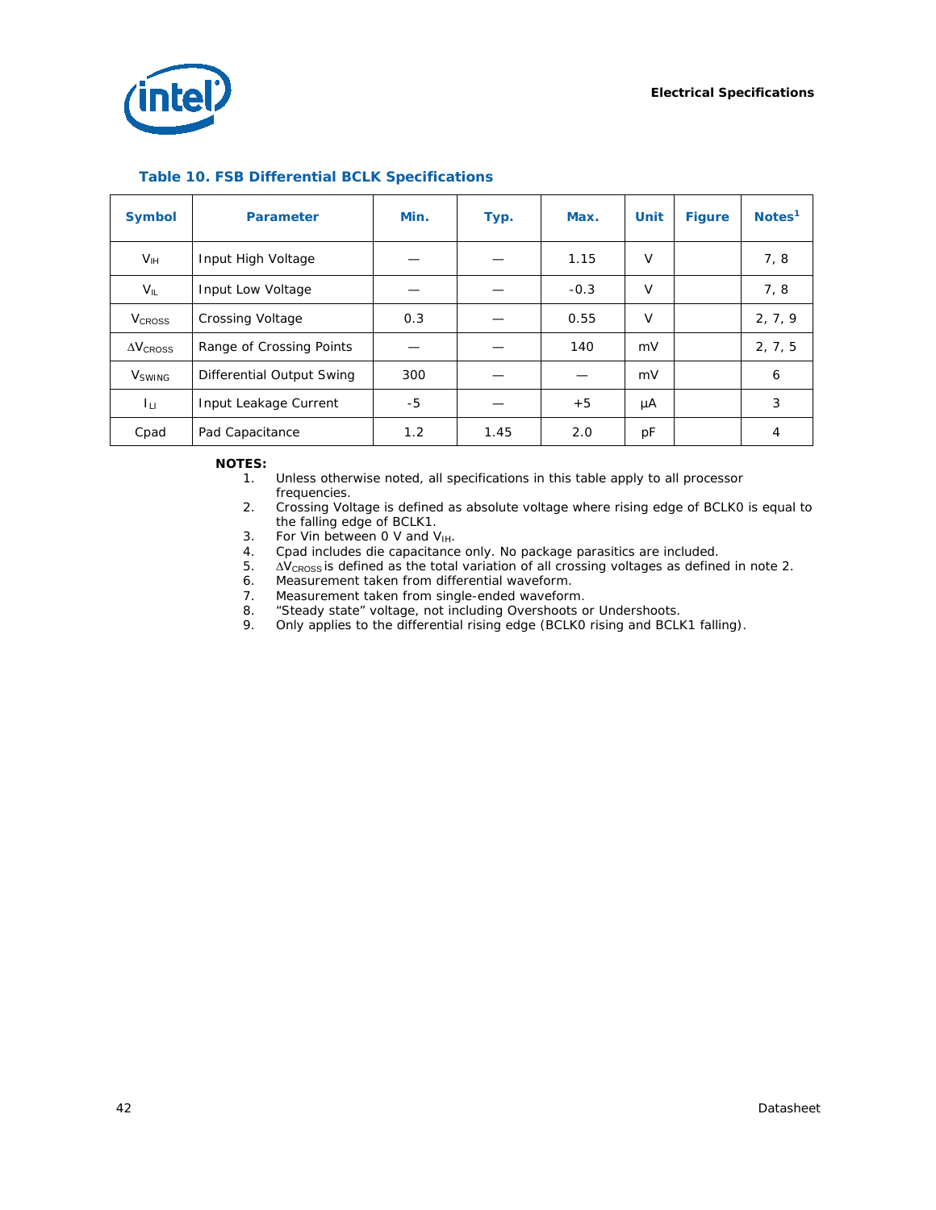**Table 10. FSB Differential BCLK Specifications**

| Symbol | Parameter | Min. | Typ. | Max. | Unit | Figure | Notes[1] |
|---|---|---|---|---|---|---|---|
| $V_{IH}$ | Input High Voltage | — | — | 1.15 | V | | 7, 8 |
| $V_{IL}$ | Input Low Voltage | — | — | -0.3 | V | | 7, 8 |
| $V_{CROSS}$ | Crossing Voltage | 0.3 | — | 0.55 | V | | 2, 7, 9 |
| $\Delta V_{CROSS}$ | Range of Crossing Points | — | — | 140 | mV | | 2, 7, 5 |
| $V_{SWING}$ | Differential Output Swing | 300 | — | — | mV | | 6 |
| $I_{LI}$ | Input Leakage Current | -5 | — | +5 | µA | | 3 |
| Cpad | Pad Capacitance | 1.2 | 1.45 | 2.0 | pF | | 4 |

**NOTES:**

1. Unless otherwise noted, all specifications in this table apply to all processor frequencies.
2. Crossing Voltage is defined as absolute voltage where rising edge of BCLK0 is equal to the falling edge of BCLK1.
3. For Vin between 0 V and $V_{IH}$.
4. Cpad includes die capacitance only. No package parasitics are included.
5. $\Delta V_{CROSS}$ is defined as the total variation of all crossing voltages as defined in note 2.
6. Measurement taken from differential waveform.
7. Measurement taken from single-ended waveform.
8. "Steady state" voltage, not including Overshoots or Undershoots.
9. Only applies to the differential rising edge (BCLK0 rising and BCLK1 falling).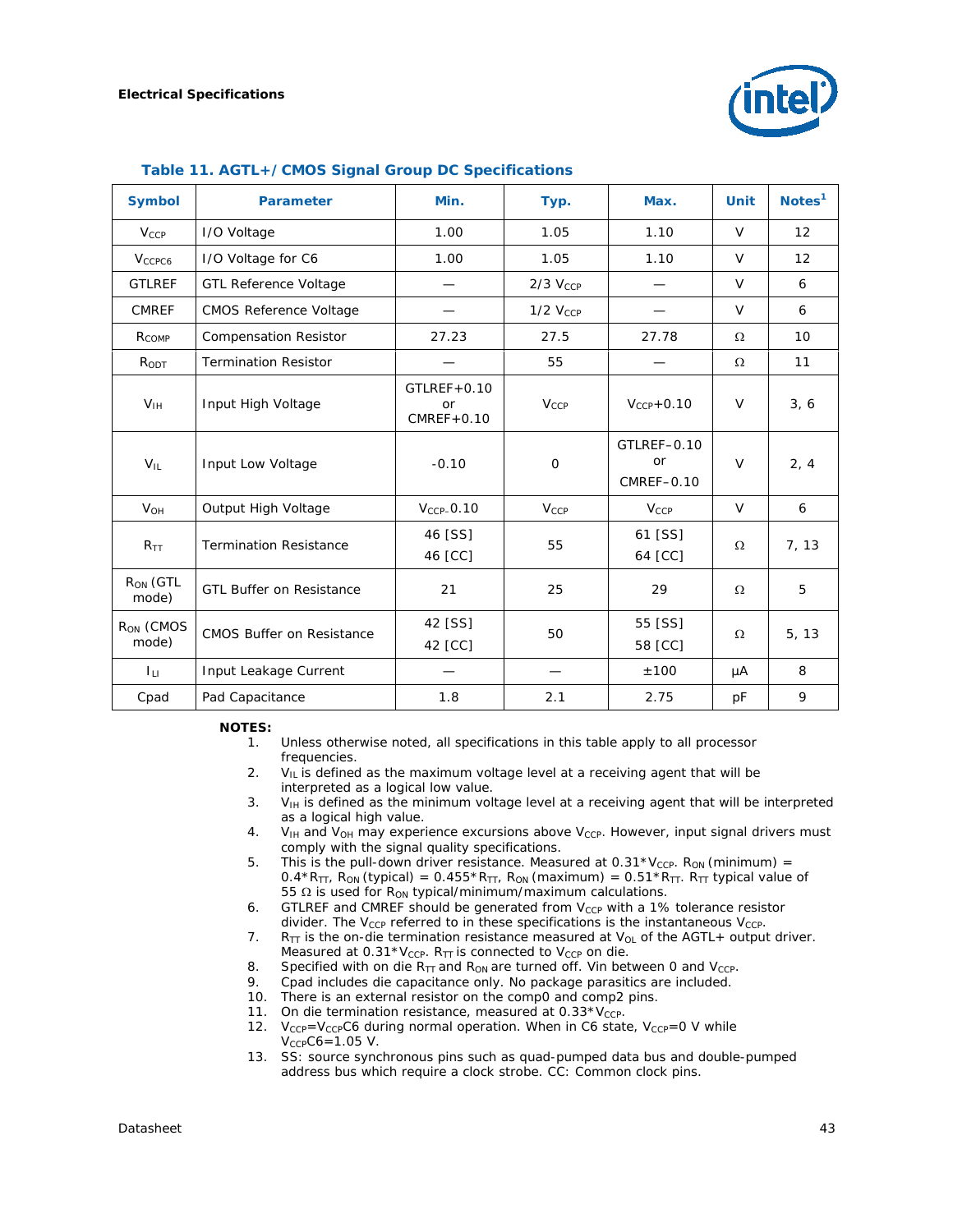**Table 11. AGTL+/CMOS Signal Group DC Specifications**

| Symbol | Parameter | Min. | Typ. | Max. | Unit | Notes[1] |
|---|---|---|---|---|---|---|
| $V_{CCP}$ | I/O Voltage | 1.00 | 1.05 | 1.10 | V | 12 |
| $V_{CCPC6}$ | I/O Voltage for C6 | 1.00 | 1.05 | 1.10 | V | 12 |
| GTLREF | GTL Reference Voltage | — | 2/3 $V_{CCP}$ | — | V | 6 |
| CMREF | CMOS Reference Voltage | — | 1/2 $V_{CCP}$ | — | V | 6 |
| $R_{COMP}$ | Compensation Resistor | 27.23 | 27.5 | 27.78 | Ω | 10 |
| $R_{ODT}$ | Termination Resistor | — | 55 | — | Ω | 11 |
| $V_{IH}$ | Input High Voltage | GTLREF+0.10 or CMREF+0.10 | $V_{CCP}$ | $V_{CCP}$+0.10 | V | 3, 6 |
| $V_{IL}$ | Input Low Voltage | -0.10 | 0 | GTLREF–0.10 or CMREF–0.10 | V | 2, 4 |
| $V_{OH}$ | Output High Voltage | $V_{CCP}$–0.10 | $V_{CCP}$ | $V_{CCP}$ | V | 6 |
| $R_{TT}$ | Termination Resistance | 46 [SS] 46 [CC] | 55 | 61 [SS] 64 [CC] | Ω | 7, 13 |
| $R_{ON}$ (GTL mode) | GTL Buffer on Resistance | 21 | 25 | 29 | Ω | 5 |
| $R_{ON}$ (CMOS mode) | CMOS Buffer on Resistance | 42 [SS] 42 [CC] | 50 | 55 [SS] 58 [CC] | Ω | 5, 13 |
| $I_{LI}$ | Input Leakage Current | — | — | ±100 | µA | 8 |
| Cpad | Pad Capacitance | 1.8 | 2.1 | 2.75 | pF | 9 |

**NOTES:**

1. Unless otherwise noted, all specifications in this table apply to all processor frequencies.
2. $V_{IL}$ is defined as the maximum voltage level at a receiving agent that will be interpreted as a logical low value.
3. $V_{IH}$ is defined as the minimum voltage level at a receiving agent that will be interpreted as a logical high value.
4. $V_{IH}$ and $V_{OH}$ may experience excursions above $V_{CCP}$. However, input signal drivers must comply with the signal quality specifications.
5. This is the pull-down driver resistance. Measured at 0.31*$V_{CCP}$. $R_{ON}$ (minimum) = 0.4*$R_{TT}$, $R_{ON}$ (typical) = 0.455*$R_{TT}$, $R_{ON}$ (maximum) = 0.51*$R_{TT}$. $R_{TT}$ typical value of 55 Ω is used for $R_{ON}$ typical/minimum/maximum calculations.
6. GTLREF and CMREF should be generated from $V_{CCP}$ with a 1% tolerance resistor divider. The $V_{CCP}$ referred to in these specifications is the instantaneous $V_{CCP}$.
7. $R_{TT}$ is the on-die termination resistance measured at $V_{OL}$ of the AGTL+ output driver. Measured at 0.31*$V_{CCP}$. $R_{TT}$ is connected to $V_{CCP}$ on die.
8. Specified with on die $R_{TT}$ and $R_{ON}$ are turned off. Vin between 0 and $V_{CCP}$.
9. Cpad includes die capacitance only. No package parasitics are included.
10. There is an external resistor on the comp0 and comp2 pins.
11. On die termination resistance, measured at 0.33*$V_{CCP}$.
12. $V_{CCP}$=$V_{CCP}$C6 during normal operation. When in C6 state, $V_{CCP}$=0 V while $V_{CCP}$C6=1.05 V.
13. SS: source synchronous pins such as quad-pumped data bus and double-pumped address bus which require a clock strobe. CC: Common clock pins.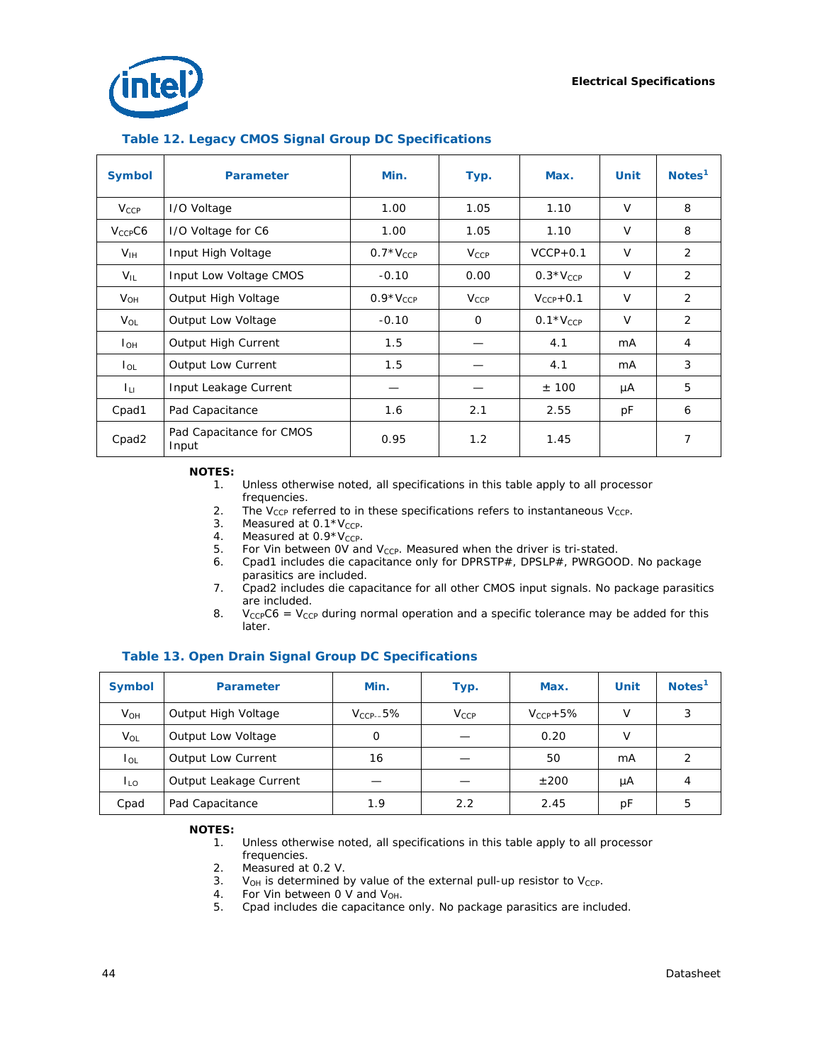### Table 12. Legacy CMOS Signal Group DC Specifications

| Symbol | Parameter | Min. | Typ. | Max. | Unit | Notes[1] |
|---|---|---|---|---|---|---|
| $V_{CCP}$ | I/O Voltage | 1.00 | 1.05 | 1.10 | V | 8 |
| $V_{CCP}$C6 | I/O Voltage for C6 | 1.00 | 1.05 | 1.10 | V | 8 |
| $V_{IH}$ | Input High Voltage | 0.7*$V_{CCP}$ | $V_{CCP}$ | VCCP+0.1 | V | 2 |
| $V_{IL}$ | Input Low Voltage CMOS | -0.10 | 0.00 | 0.3*$V_{CCP}$ | V | 2 |
| $V_{OH}$ | Output High Voltage | 0.9*$V_{CCP}$ | $V_{CCP}$ | $V_{CCP}$+0.1 | V | 2 |
| $V_{OL}$ | Output Low Voltage | -0.10 | 0 | 0.1*$V_{CCP}$ | V | 2 |
| $I_{OH}$ | Output High Current | 1.5 | — | 4.1 | mA | 4 |
| $I_{OL}$ | Output Low Current | 1.5 | — | 4.1 | mA | 3 |
| $I_{LI}$ | Input Leakage Current | — | — | ± 100 | µA | 5 |
| Cpad1 | Pad Capacitance | 1.6 | 2.1 | 2.55 | pF | 6 |
| Cpad2 | Pad Capacitance for CMOS Input | 0.95 | 1.2 | 1.45 | | 7 |

**NOTES:**

1. Unless otherwise noted, all specifications in this table apply to all processor frequencies.
2. The $V_{CCP}$ referred to in these specifications refers to instantaneous $V_{CCP}$.
3. Measured at 0.1*$V_{CCP}$.
4. Measured at 0.9*$V_{CCP}$.
5. For Vin between 0V and $V_{CCP}$. Measured when the driver is tri-stated.
6. Cpad1 includes die capacitance only for DPRSTP#, DPSLP#, PWRGOOD. No package parasitics are included.
7. Cpad2 includes die capacitance for all other CMOS input signals. No package parasitics are included.
8. $V_{CCP}$C6 = $V_{CCP}$ during normal operation and a specific tolerance may be added for this later.

### Table 13. Open Drain Signal Group DC Specifications

| Symbol | Parameter | Min. | Typ. | Max. | Unit | Notes[1] |
|---|---|---|---|---|---|---|
| $V_{OH}$ | Output High Voltage | $V_{CCP}$–5% | $V_{CCP}$ | $V_{CCP}$+5% | V | 3 |
| $V_{OL}$ | Output Low Voltage | 0 | — | 0.20 | V | |
| $I_{OL}$ | Output Low Current | 16 | — | 50 | mA | 2 |
| $I_{LO}$ | Output Leakage Current | — | — | ±200 | µA | 4 |
| Cpad | Pad Capacitance | 1.9 | 2.2 | 2.45 | pF | 5 |

**NOTES:**

1. Unless otherwise noted, all specifications in this table apply to all processor frequencies.
2. Measured at 0.2 V.
3. $V_{OH}$ is determined by value of the external pull-up resistor to $V_{CCP}$.
4. For Vin between 0 V and $V_{OH}$.
5. Cpad includes die capacitance only. No package parasitics are included.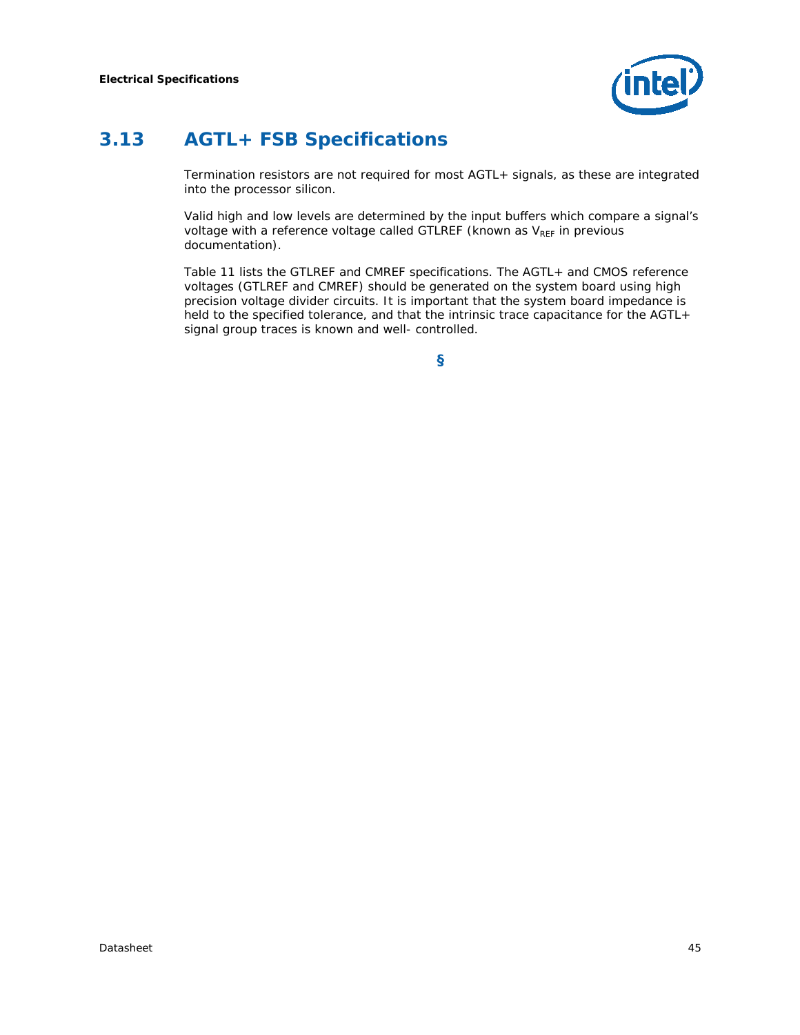## 3.13 AGTL+ FSB Specifications

Termination resistors are not required for most AGTL+ signals, as these are integrated into the processor silicon.

Valid high and low levels are determined by the input buffers which compare a signal's voltage with a reference voltage called GTLREF (known as $V_{REF}$ in previous documentation).

Table 11 lists the GTLREF and CMREF specifications. The AGTL+ and CMOS reference voltages (GTLREF and CMREF) should be generated on the system board using high precision voltage divider circuits. It is important that the system board impedance is held to the specified tolerance, and that the intrinsic trace capacitance for the AGTL+ signal group traces is known and well- controlled.

§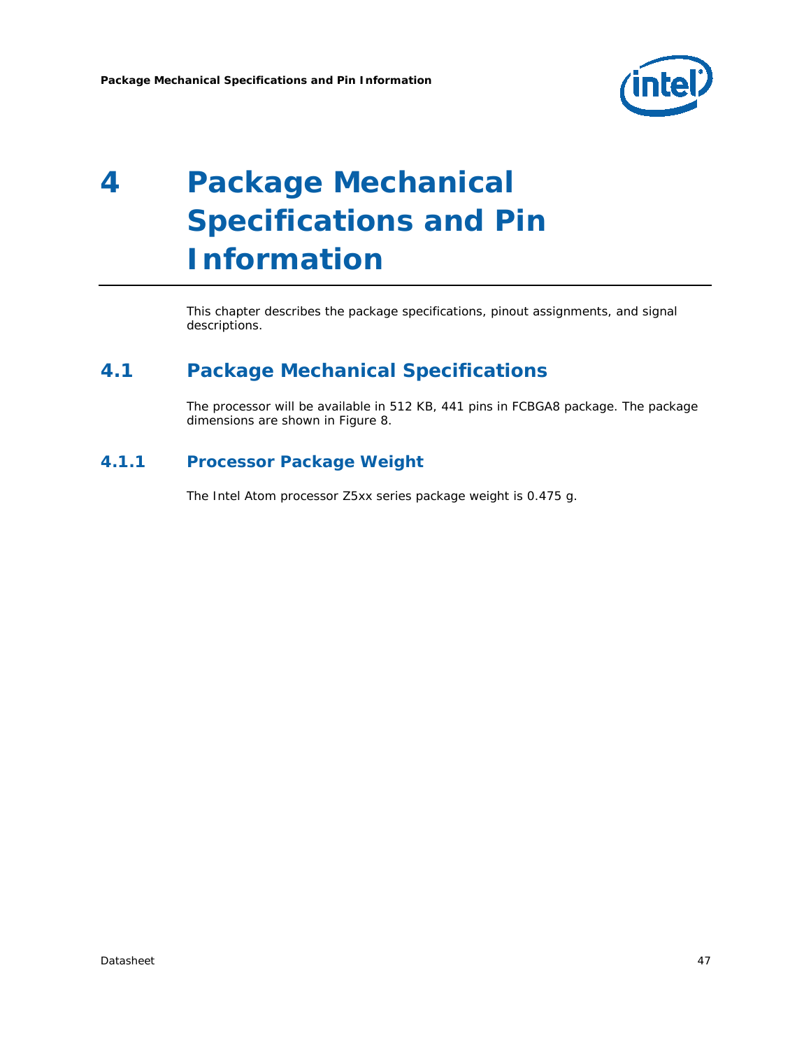# 4 Package Mechanical Specifications and Pin Information

This chapter describes the package specifications, pinout assignments, and signal descriptions.

## 4.1 Package Mechanical Specifications

The processor will be available in 512 KB, 441 pins in FCBGA8 package. The package dimensions are shown in Figure 8.

### 4.1.1 Processor Package Weight

The Intel Atom processor Z5xx series package weight is 0.475 g.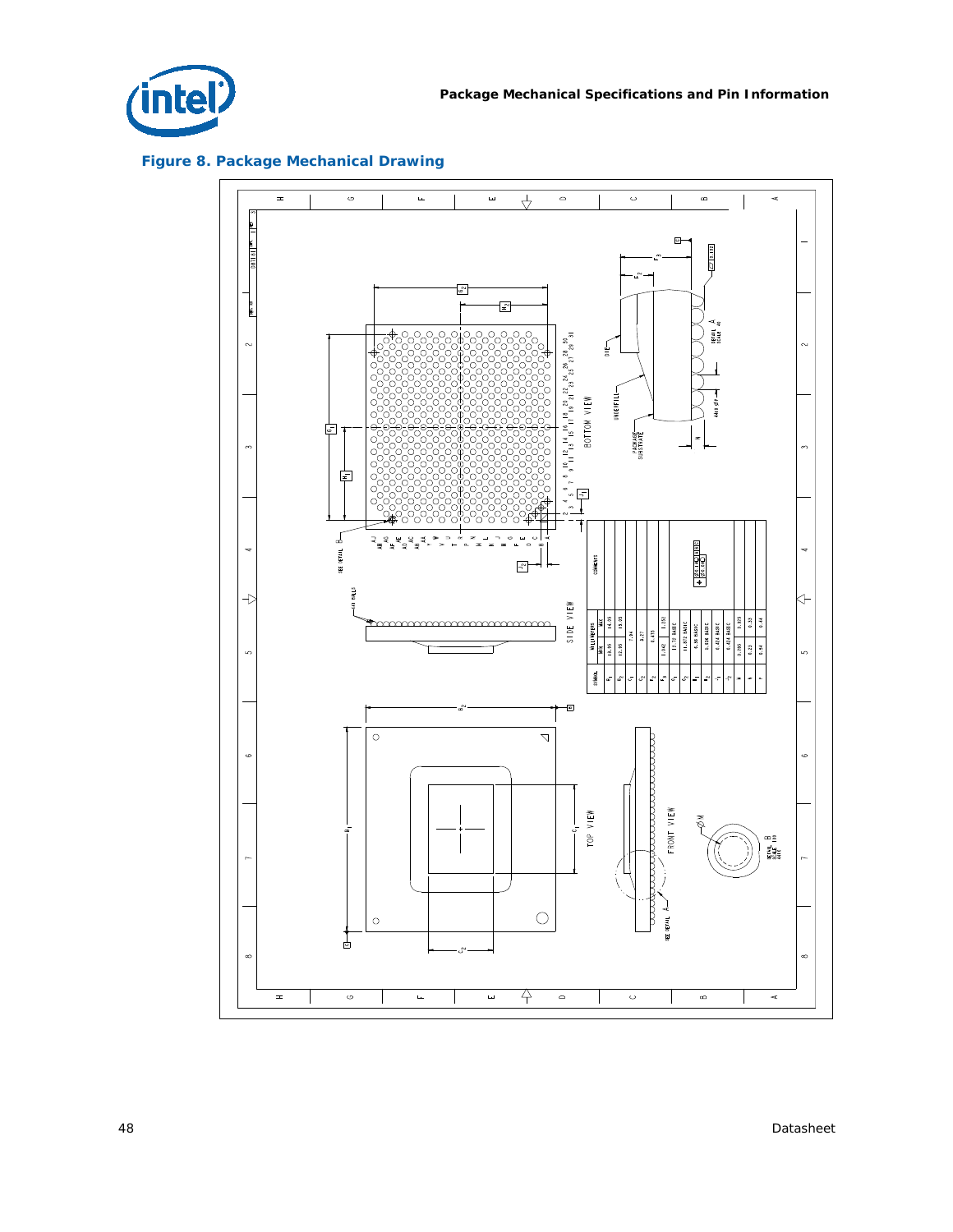**Figure 8. Package Mechanical Drawing**

| SYMBOL | MILLIMETERS MIN | MILLIMETERS MAX | COMMENTS |
|---|---|---|---|
| $B_1$ | 13.95 | 14.05 | |
| $B_2$ | 12.95 | 13.05 | |
| $C_1$ | | 7.04 | |
| $C_2$ | | 5.27 | |
| $F_2$ | | 0.470 | |
| $F_3$ | 1.042 | 1.202 | |
| $G_1$ | 12.72 BASIC | | |
| $G_2$ | 11.872 BASIC | | |
| $H_1$ | 6.36 BASIC | | |
| $H_2$ | 5.936 BASIC | | |
| $J_1$ | 0.424 BASIC | | |
| $J_2$ | 0.424 BASIC | | |
| M | 0.285 | 0.335 | |
| N | 0.23 | 0.33 | |
| P | 0.34 | 0.44 | |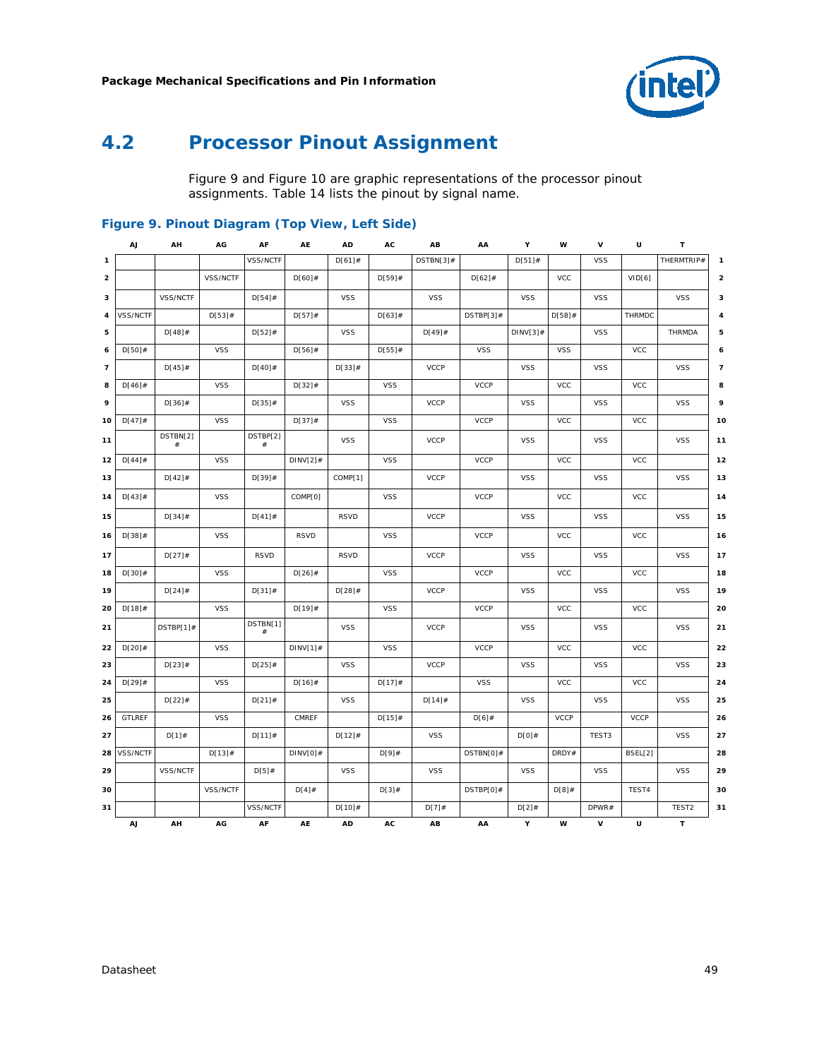## 4.2 Processor Pinout Assignment

Figure 9 and Figure 10 are graphic representations of the processor pinout assignments. Table 14 lists the pinout by signal name.

**Figure 9. Pinout Diagram (Top View, Left Side)**

| | AJ | AH | AG | AF | AE | AD | AC | AB | AA | Y | W | V | U | T | |
|---|---|---|---|---|---|---|---|---|---|---|---|---|---|---|---|
| 1 | | | | VSS/NCTF | | D[61]# | | DSTBN[3]# | | D[51]# | | VSS | | THERMTRIP# | 1 |
| 2 | | | VSS/NCTF | | D[60]# | | D[59]# | | D[62]# | | VCC | | VID[6] | | 2 |
| 3 | | VSS/NCTF | | D[54]# | | VSS | | VSS | | VSS | | VSS | | VSS | 3 |
| 4 | VSS/NCTF | | D[53]# | | D[57]# | | D[63]# | | DSTBP[3]# | | D[58]# | | THRMDC | | 4 |
| 5 | | D[48]# | | D[52]# | | VSS | | D[49]# | | DINV[3]# | | VSS | | THRMDA | 5 |
| 6 | D[50]# | | VSS | | D[56]# | | D[55]# | | VSS | | VSS | | VCC | | 6 |
| 7 | | D[45]# | | D[40]# | | D[33]# | | VCCP | | VSS | | VSS | | VSS | 7 |
| 8 | D[46]# | | VSS | | D[32]# | | VSS | | VCCP | | VCC | | VCC | | 8 |
| 9 | | D[36]# | | D[35]# | | VSS | | VCCP | | VSS | | VSS | | VSS | 9 |
| 10 | D[47]# | | VSS | | D[37]# | | VSS | | VCCP | | VCC | | VCC | | 10 |
| 11 | | DSTBN[2]# | | DSTBP[2]# | | VSS | | VCCP | | VSS | | VSS | | VSS | 11 |
| 12 | D[44]# | | VSS | | DINV[2]# | | VSS | | VCCP | | VCC | | VCC | | 12 |
| 13 | | D[42]# | | D[39]# | | COMP[1] | | VCCP | | VSS | | VSS | | VSS | 13 |
| 14 | D[43]# | | VSS | | COMP[0] | | VSS | | VCCP | | VCC | | VCC | | 14 |
| 15 | | D[34]# | | D[41]# | | RSVD | | VCCP | | VSS | | VSS | | VSS | 15 |
| 16 | D[38]# | | VSS | | RSVD | | VSS | | VCCP | | VCC | | VCC | | 16 |
| 17 | | D[27]# | | RSVD | | RSVD | | VCCP | | VSS | | VSS | | VSS | 17 |
| 18 | D[30]# | | VSS | | D[26]# | | VSS | | VCCP | | VCC | | VCC | | 18 |
| 19 | | D[24]# | | D[31]# | | D[28]# | | VCCP | | VSS | | VSS | | VSS | 19 |
| 20 | D[18]# | | VSS | | D[19]# | | VSS | | VCCP | | VCC | | VCC | | 20 |
| 21 | | DSTBP[1]# | | DSTBN[1]# | | VSS | | VCCP | | VSS | | VSS | | VSS | 21 |
| 22 | D[20]# | | VSS | | DINV[1]# | | VSS | | VCCP | | VCC | | VCC | | 22 |
| 23 | | D[23]# | | D[25]# | | VSS | | VCCP | | VSS | | VSS | | VSS | 23 |
| 24 | D[29]# | | VSS | | D[16]# | | D[17]# | | VSS | | VCC | | VCC | | 24 |
| 25 | | D[22]# | | D[21]# | | VSS | | D[14]# | | VSS | | VSS | | VSS | 25 |
| 26 | GTLREF | | VSS | | CMREF | | D[15]# | | D[6]# | | VCCP | | VCCP | | 26 |
| 27 | | D[1]# | | D[11]# | | D[12]# | | VSS | | D[0]# | | TEST3 | | VSS | 27 |
| 28 | VSS/NCTF | | D[13]# | | DINV[0]# | | D[9]# | | DSTBN[0]# | | DRDY# | | BSEL[2] | | 28 |
| 29 | | VSS/NCTF | | D[5]# | | VSS | | VSS | | VSS | | VSS | | VSS | 29 |
| 30 | | | VSS/NCTF | | D[4]# | | D[3]# | | DSTBP[0]# | | D[8]# | | TEST4 | | 30 |
| 31 | | | | VSS/NCTF | | D[10]# | | D[7]# | | D[2]# | | DPWR# | | TEST2 | 31 |
| | AJ | AH | AG | AF | AE | AD | AC | AB | AA | Y | W | V | U | T | |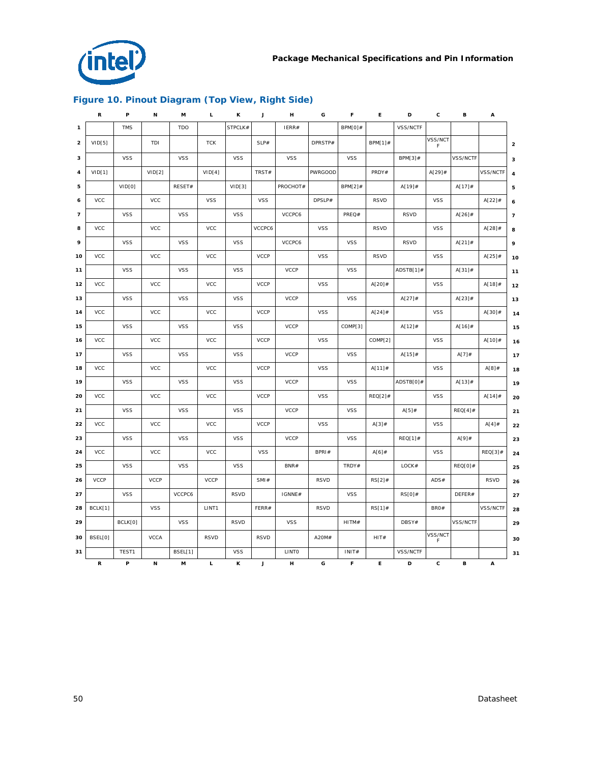## Figure 10. Pinout Diagram (Top View, Right Side)

| | R | P | N | M | L | K | J | H | G | F | E | D | C | B | A | |
|---|---|---|---|---|---|---|---|---|---|---|---|---|---|---|---|---|
| 1 | | TMS | | TDO | | STPCLK# | | IERR# | | BPM[0]# | | VSS/NCTF | | | | |
| 2 | VID[5] | | TDI | | TCK | | SLP# | | DPRSTP# | | BPM[1]# | | VSS/NCTF | | | 2 |
| 3 | | VSS | | VSS | | VSS | | VSS | | VSS | | BPM[3]# | | VSS/NCTF | | 3 |
| 4 | VID[1] | | VID[2] | | VID[4] | | TRST# | | PWRGOOD | | PRDY# | | A[29]# | | VSS/NCTF | 4 |
| 5 | | VID[0] | | RESET# | | VID[3] | | PROCHOT# | | BPM[2]# | | A[19]# | | A[17]# | | 5 |
| 6 | VCC | | VCC | | VSS | | VSS | | DPSLP# | | RSVD | | VSS | | A[22]# | 6 |
| 7 | | VSS | | VSS | | VSS | | VCCPC6 | | PREQ# | | RSVD | | A[26]# | | 7 |
| 8 | VCC | | VCC | | VCC | | VCCPC6 | | VSS | | RSVD | | VSS | | A[28]# | 8 |
| 9 | | VSS | | VSS | | VSS | | VCCPC6 | | VSS | | RSVD | | A[21]# | | 9 |
| 10 | VCC | | VCC | | VCC | | VCCP | | VSS | | RSVD | | VSS | | A[25]# | 10 |
| 11 | | VSS | | VSS | | VSS | | VCCP | | VSS | | ADSTB[1]# | | A[31]# | | 11 |
| 12 | VCC | | VCC | | VCC | | VCCP | | VSS | | A[20]# | | VSS | | A[18]# | 12 |
| 13 | | VSS | | VSS | | VSS | | VCCP | | VSS | | A[27]# | | A[23]# | | 13 |
| 14 | VCC | | VCC | | VCC | | VCCP | | VSS | | A[24]# | | VSS | | A[30]# | 14 |
| 15 | | VSS | | VSS | | VSS | | VCCP | | COMP[3] | | A[12]# | | A[16]# | | 15 |
| 16 | VCC | | VCC | | VCC | | VCCP | | VSS | | COMP[2] | | VSS | | A[10]# | 16 |
| 17 | | VSS | | VSS | | VSS | | VCCP | | VSS | | A[15]# | | A[7]# | | 17 |
| 18 | VCC | | VCC | | VCC | | VCCP | | VSS | | A[11]# | | VSS | | A[8]# | 18 |
| 19 | | VSS | | VSS | | VSS | | VCCP | | VSS | | ADSTB[0]# | | A[13]# | | 19 |
| 20 | VCC | | VCC | | VCC | | VCCP | | VSS | | REQ[2]# | | VSS | | A[14]# | 20 |
| 21 | | VSS | | VSS | | VSS | | VCCP | | VSS | | A[5]# | | REQ[4]# | | 21 |
| 22 | VCC | | VCC | | VCC | | VCCP | | VSS | | A[3]# | | VSS | | A[4]# | 22 |
| 23 | | VSS | | VSS | | VSS | | VCCP | | VSS | | REQ[1]# | | A[9]# | | 23 |
| 24 | VCC | | VCC | | VCC | | VSS | | BPRI# | | A[6]# | | VSS | | REQ[3]# | 24 |
| 25 | | VSS | | VSS | | VSS | | BNR# | | TRDY# | | LOCK# | | REQ[0]# | | 25 |
| 26 | VCCP | | VCCP | | VCCP | | SMI# | | RSVD | | RS[2]# | | ADS# | | RSVD | 26 |
| 27 | | VSS | | VCCPC6 | | RSVD | | IGNNE# | | VSS | | RS[0]# | | DEFER# | | 27 |
| 28 | BCLK[1] | | VSS | | LINT1 | | FERR# | | RSVD | | RS[1]# | | BR0# | | VSS/NCTF | 28 |
| 29 | | BCLK[0] | | VSS | | RSVD | | VSS | | HITM# | | DBSY# | | VSS/NCTF | | 29 |
| 30 | BSEL[0] | | VCCA | | RSVD | | RSVD | | A20M# | | HIT# | | VSS/NCTF | | | 30 |
| 31 | | TEST1 | | BSEL[1] | | VSS | | LINT0 | | INIT# | | VSS/NCTF | | | | 31 |
| | R | P | N | M | L | K | J | H | G | F | E | D | C | B | A | |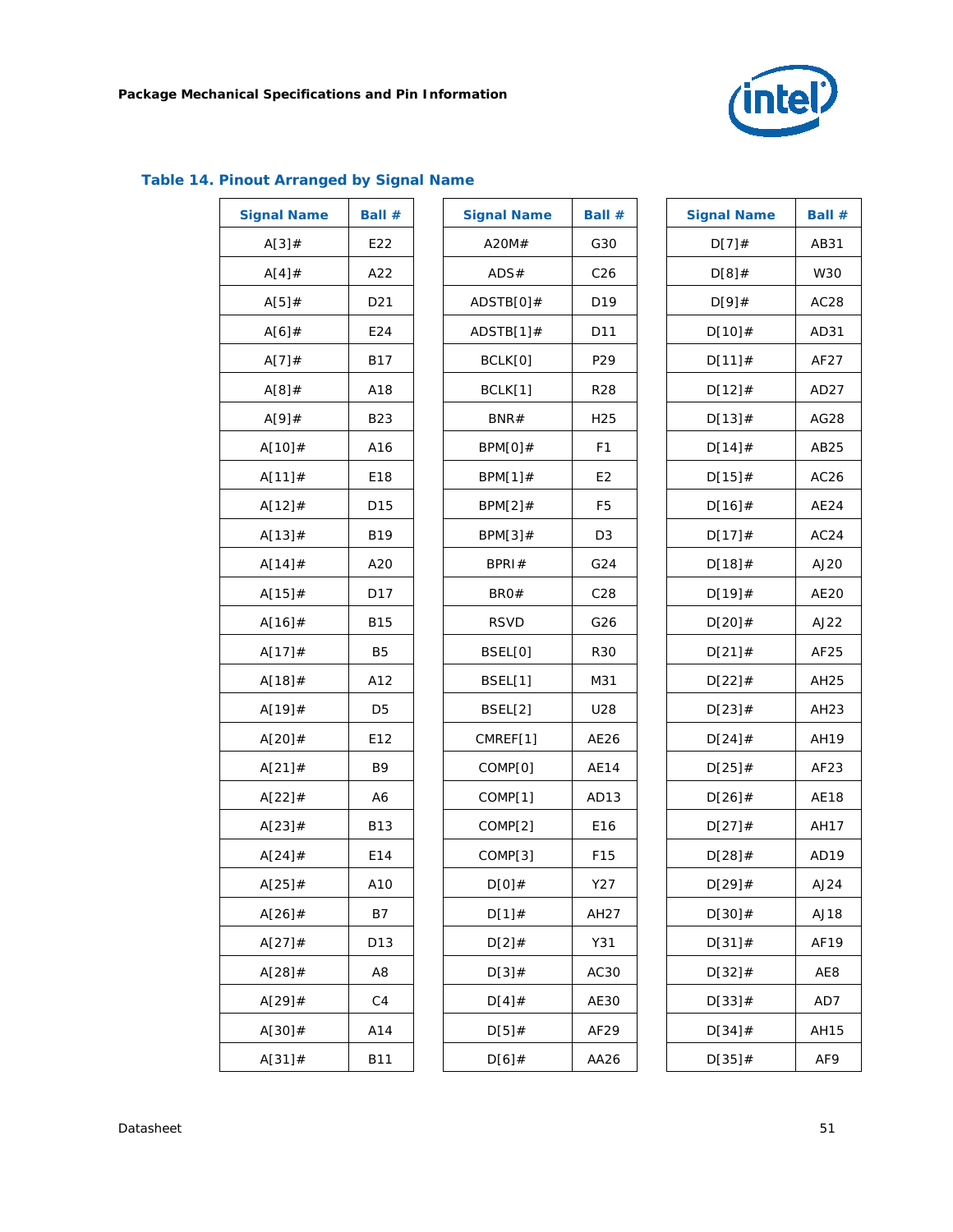## Table 14. Pinout Arranged by Signal Name

| Signal Name | Ball # |
|---|---|
| A[3]# | E22 |
| A[4]# | A22 |
| A[5]# | D21 |
| A[6]# | E24 |
| A[7]# | B17 |
| A[8]# | A18 |
| A[9]# | B23 |
| A[10]# | A16 |
| A[11]# | E18 |
| A[12]# | D15 |
| A[13]# | B19 |
| A[14]# | A20 |
| A[15]# | D17 |
| A[16]# | B15 |
| A[17]# | B5 |
| A[18]# | A12 |
| A[19]# | D5 |
| A[20]# | E12 |
| A[21]# | B9 |
| A[22]# | A6 |
| A[23]# | B13 |
| A[24]# | E14 |
| A[25]# | A10 |
| A[26]# | B7 |
| A[27]# | D13 |
| A[28]# | A8 |
| A[29]# | C4 |
| A[30]# | A14 |
| A[31]# | B11 |

| Signal Name | Ball # |
|---|---|
| A20M# | G30 |
| ADS# | C26 |
| ADSTB[0]# | D19 |
| ADSTB[1]# | D11 |
| BCLK[0] | P29 |
| BCLK[1] | R28 |
| BNR# | H25 |
| BPM[0]# | F1 |
| BPM[1]# | E2 |
| BPM[2]# | F5 |
| BPM[3]# | D3 |
| BPRI# | G24 |
| BR0# | C28 |
| RSVD | G26 |
| BSEL[0] | R30 |
| BSEL[1] | M31 |
| BSEL[2] | U28 |
| CMREF[1] | AE26 |
| COMP[0] | AE14 |
| COMP[1] | AD13 |
| COMP[2] | E16 |
| COMP[3] | F15 |
| D[0]# | Y27 |
| D[1]# | AH27 |
| D[2]# | Y31 |
| D[3]# | AC30 |
| D[4]# | AE30 |
| D[5]# | AF29 |
| D[6]# | AA26 |

| Signal Name | Ball # |
|---|---|
| D[7]# | AB31 |
| D[8]# | W30 |
| D[9]# | AC28 |
| D[10]# | AD31 |
| D[11]# | AF27 |
| D[12]# | AD27 |
| D[13]# | AG28 |
| D[14]# | AB25 |
| D[15]# | AC26 |
| D[16]# | AE24 |
| D[17]# | AC24 |
| D[18]# | AJ20 |
| D[19]# | AE20 |
| D[20]# | AJ22 |
| D[21]# | AF25 |
| D[22]# | AH25 |
| D[23]# | AH23 |
| D[24]# | AH19 |
| D[25]# | AF23 |
| D[26]# | AE18 |
| D[27]# | AH17 |
| D[28]# | AD19 |
| D[29]# | AJ24 |
| D[30]# | AJ18 |
| D[31]# | AF19 |
| D[32]# | AE8 |
| D[33]# | AD7 |
| D[34]# | AH15 |
| D[35]# | AF9 |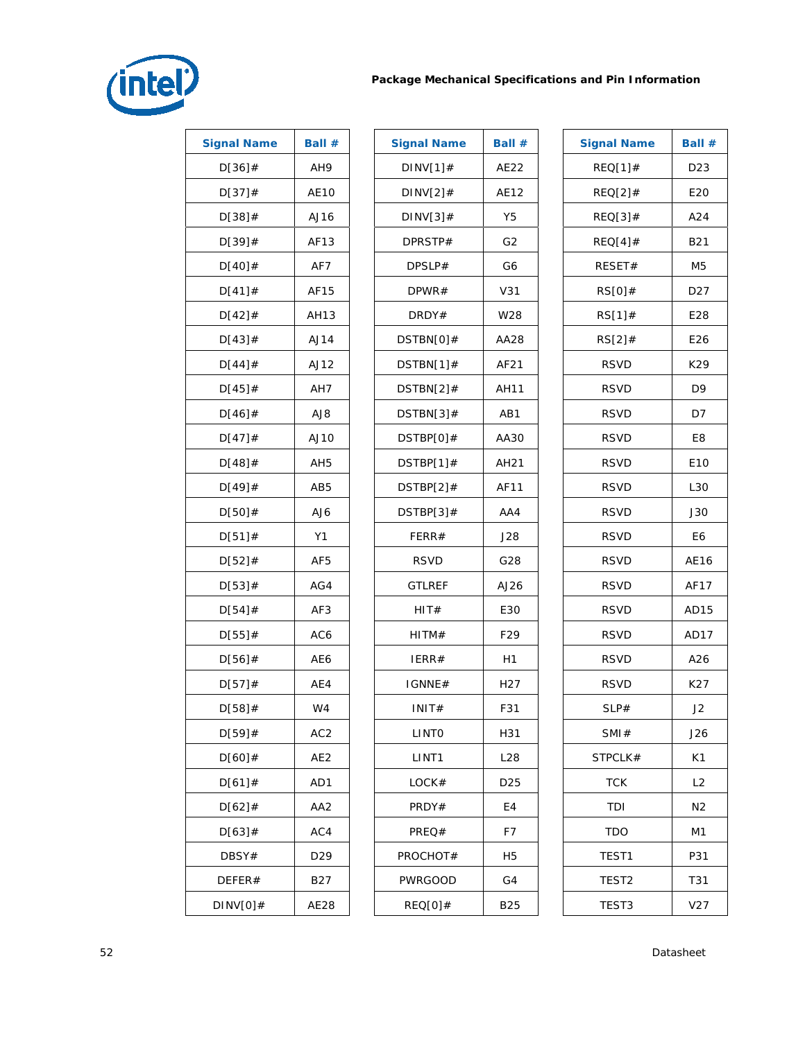| Signal Name | Ball # |
|---|---|
| D[36]# | AH9 |
| D[37]# | AE10 |
| D[38]# | AJ16 |
| D[39]# | AF13 |
| D[40]# | AF7 |
| D[41]# | AF15 |
| D[42]# | AH13 |
| D[43]# | AJ14 |
| D[44]# | AJ12 |
| D[45]# | AH7 |
| D[46]# | AJ8 |
| D[47]# | AJ10 |
| D[48]# | AH5 |
| D[49]# | AB5 |
| D[50]# | AJ6 |
| D[51]# | Y1 |
| D[52]# | AF5 |
| D[53]# | AG4 |
| D[54]# | AF3 |
| D[55]# | AC6 |
| D[56]# | AE6 |
| D[57]# | AE4 |
| D[58]# | W4 |
| D[59]# | AC2 |
| D[60]# | AE2 |
| D[61]# | AD1 |
| D[62]# | AA2 |
| D[63]# | AC4 |
| DBSY# | D29 |
| DEFER# | B27 |
| DINV[0]# | AE28 |

| Signal Name | Ball # |
|---|---|
| DINV[1]# | AE22 |
| DINV[2]# | AE12 |
| DINV[3]# | Y5 |
| DPRSTP# | G2 |
| DPSLP# | G6 |
| DPWR# | V31 |
| DRDY# | W28 |
| DSTBN[0]# | AA28 |
| DSTBN[1]# | AF21 |
| DSTBN[2]# | AH11 |
| DSTBN[3]# | AB1 |
| DSTBP[0]# | AA30 |
| DSTBP[1]# | AH21 |
| DSTBP[2]# | AF11 |
| DSTBP[3]# | AA4 |
| FERR# | J28 |
| RSVD | G28 |
| GTLREF | AJ26 |
| HIT# | E30 |
| HITM# | F29 |
| IERR# | H1 |
| IGNNE# | H27 |
| INIT# | F31 |
| LINT0 | H31 |
| LINT1 | L28 |
| LOCK# | D25 |
| PRDY# | E4 |
| PREQ# | F7 |
| PROCHOT# | H5 |
| PWRGOOD | G4 |
| REQ[0]# | B25 |

| Signal Name | Ball # |
|---|---|
| REQ[1]# | D23 |
| REQ[2]# | E20 |
| REQ[3]# | A24 |
| REQ[4]# | B21 |
| RESET# | M5 |
| RS[0]# | D27 |
| RS[1]# | E28 |
| RS[2]# | E26 |
| RSVD | K29 |
| RSVD | D9 |
| RSVD | D7 |
| RSVD | E8 |
| RSVD | E10 |
| RSVD | L30 |
| RSVD | J30 |
| RSVD | E6 |
| RSVD | AE16 |
| RSVD | AF17 |
| RSVD | AD15 |
| RSVD | AD17 |
| RSVD | A26 |
| RSVD | K27 |
| SLP# | J2 |
| SMI# | J26 |
| STPCLK# | K1 |
| TCK | L2 |
| TDI | N2 |
| TDO | M1 |
| TEST1 | P31 |
| TEST2 | T31 |
| TEST3 | V27 |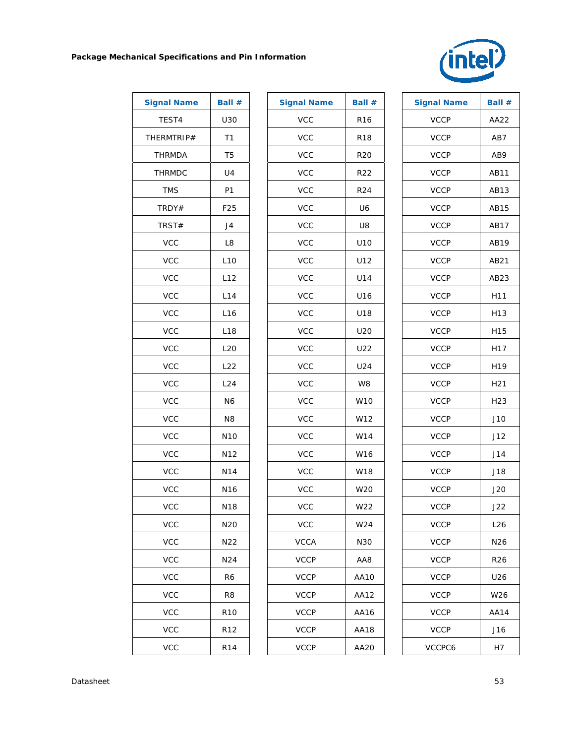| Signal Name | Ball # |
|---|---|
| TEST4 | U30 |
| THERMTRIP# | T1 |
| THRMDA | T5 |
| THRMDC | U4 |
| TMS | P1 |
| TRDY# | F25 |
| TRST# | J4 |
| VCC | L8 |
| VCC | L10 |
| VCC | L12 |
| VCC | L14 |
| VCC | L16 |
| VCC | L18 |
| VCC | L20 |
| VCC | L22 |
| VCC | L24 |
| VCC | N6 |
| VCC | N8 |
| VCC | N10 |
| VCC | N12 |
| VCC | N14 |
| VCC | N16 |
| VCC | N18 |
| VCC | N20 |
| VCC | N22 |
| VCC | N24 |
| VCC | R6 |
| VCC | R8 |
| VCC | R10 |
| VCC | R12 |
| VCC | R14 |

| Signal Name | Ball # |
|---|---|
| VCC | R16 |
| VCC | R18 |
| VCC | R20 |
| VCC | R22 |
| VCC | R24 |
| VCC | U6 |
| VCC | U8 |
| VCC | U10 |
| VCC | U12 |
| VCC | U14 |
| VCC | U16 |
| VCC | U18 |
| VCC | U20 |
| VCC | U22 |
| VCC | U24 |
| VCC | W8 |
| VCC | W10 |
| VCC | W12 |
| VCC | W14 |
| VCC | W16 |
| VCC | W18 |
| VCC | W20 |
| VCC | W22 |
| VCC | W24 |
| VCCA | N30 |
| VCCP | AA8 |
| VCCP | AA10 |
| VCCP | AA12 |
| VCCP | AA16 |
| VCCP | AA18 |
| VCCP | AA20 |

| Signal Name | Ball # |
|---|---|
| VCCP | AA22 |
| VCCP | AB7 |
| VCCP | AB9 |
| VCCP | AB11 |
| VCCP | AB13 |
| VCCP | AB15 |
| VCCP | AB17 |
| VCCP | AB19 |
| VCCP | AB21 |
| VCCP | AB23 |
| VCCP | H11 |
| VCCP | H13 |
| VCCP | H15 |
| VCCP | H17 |
| VCCP | H19 |
| VCCP | H21 |
| VCCP | H23 |
| VCCP | J10 |
| VCCP | J12 |
| VCCP | J14 |
| VCCP | J18 |
| VCCP | J20 |
| VCCP | J22 |
| VCCP | L26 |
| VCCP | N26 |
| VCCP | R26 |
| VCCP | U26 |
| VCCP | W26 |
| VCCP | AA14 |
| VCCP | J16 |
| VCCPC6 | H7 |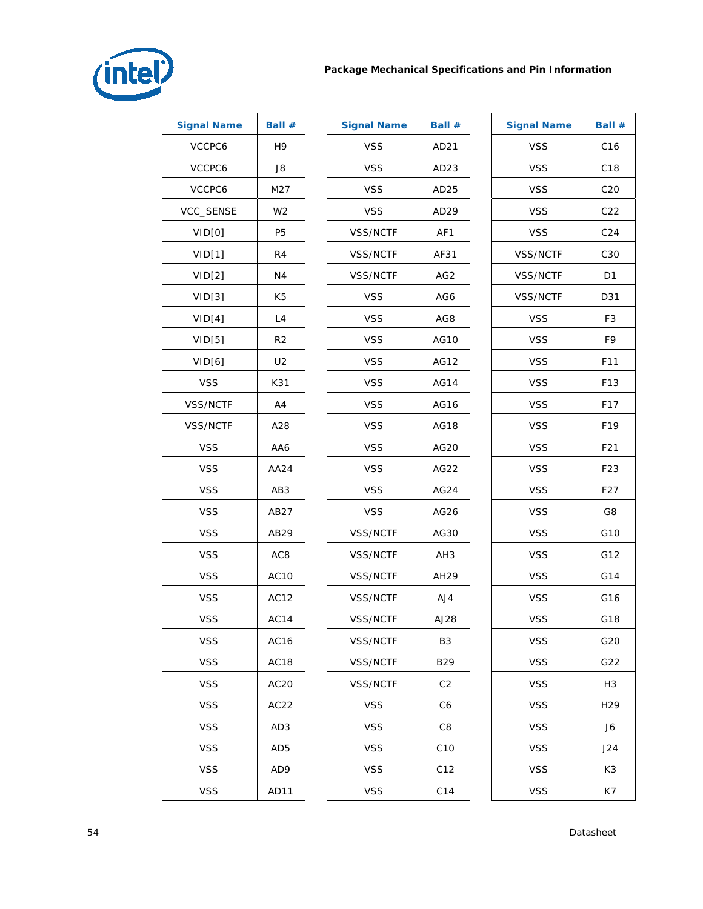| Signal Name | Ball # |
| --- | --- |
| VCCPC6 | H9 |
| VCCPC6 | J8 |
| VCCPC6 | M27 |
| VCC_SENSE | W2 |
| VID[0] | P5 |
| VID[1] | R4 |
| VID[2] | N4 |
| VID[3] | K5 |
| VID[4] | L4 |
| VID[5] | R2 |
| VID[6] | U2 |
| VSS | K31 |
| VSS/NCTF | A4 |
| VSS/NCTF | A28 |
| VSS | AA6 |
| VSS | AA24 |
| VSS | AB3 |
| VSS | AB27 |
| VSS | AB29 |
| VSS | AC8 |
| VSS | AC10 |
| VSS | AC12 |
| VSS | AC14 |
| VSS | AC16 |
| VSS | AC18 |
| VSS | AC20 |
| VSS | AC22 |
| VSS | AD3 |
| VSS | AD5 |
| VSS | AD9 |
| VSS | AD11 |

| Signal Name | Ball # |
| --- | --- |
| VSS | AD21 |
| VSS | AD23 |
| VSS | AD25 |
| VSS | AD29 |
| VSS/NCTF | AF1 |
| VSS/NCTF | AF31 |
| VSS/NCTF | AG2 |
| VSS | AG6 |
| VSS | AG8 |
| VSS | AG10 |
| VSS | AG12 |
| VSS | AG14 |
| VSS | AG16 |
| VSS | AG18 |
| VSS | AG20 |
| VSS | AG22 |
| VSS | AG24 |
| VSS | AG26 |
| VSS/NCTF | AG30 |
| VSS/NCTF | AH3 |
| VSS/NCTF | AH29 |
| VSS/NCTF | AJ4 |
| VSS/NCTF | AJ28 |
| VSS/NCTF | B3 |
| VSS/NCTF | B29 |
| VSS/NCTF | C2 |
| VSS | C6 |
| VSS | C8 |
| VSS | C10 |
| VSS | C12 |
| VSS | C14 |

| Signal Name | Ball # |
| --- | --- |
| VSS | C16 |
| VSS | C18 |
| VSS | C20 |
| VSS | C22 |
| VSS | C24 |
| VSS/NCTF | C30 |
| VSS/NCTF | D1 |
| VSS/NCTF | D31 |
| VSS | F3 |
| VSS | F9 |
| VSS | F11 |
| VSS | F13 |
| VSS | F17 |
| VSS | F19 |
| VSS | F21 |
| VSS | F23 |
| VSS | F27 |
| VSS | G8 |
| VSS | G10 |
| VSS | G12 |
| VSS | G14 |
| VSS | G16 |
| VSS | G18 |
| VSS | G20 |
| VSS | G22 |
| VSS | H3 |
| VSS | H29 |
| VSS | J6 |
| VSS | J24 |
| VSS | K3 |
| VSS | K7 |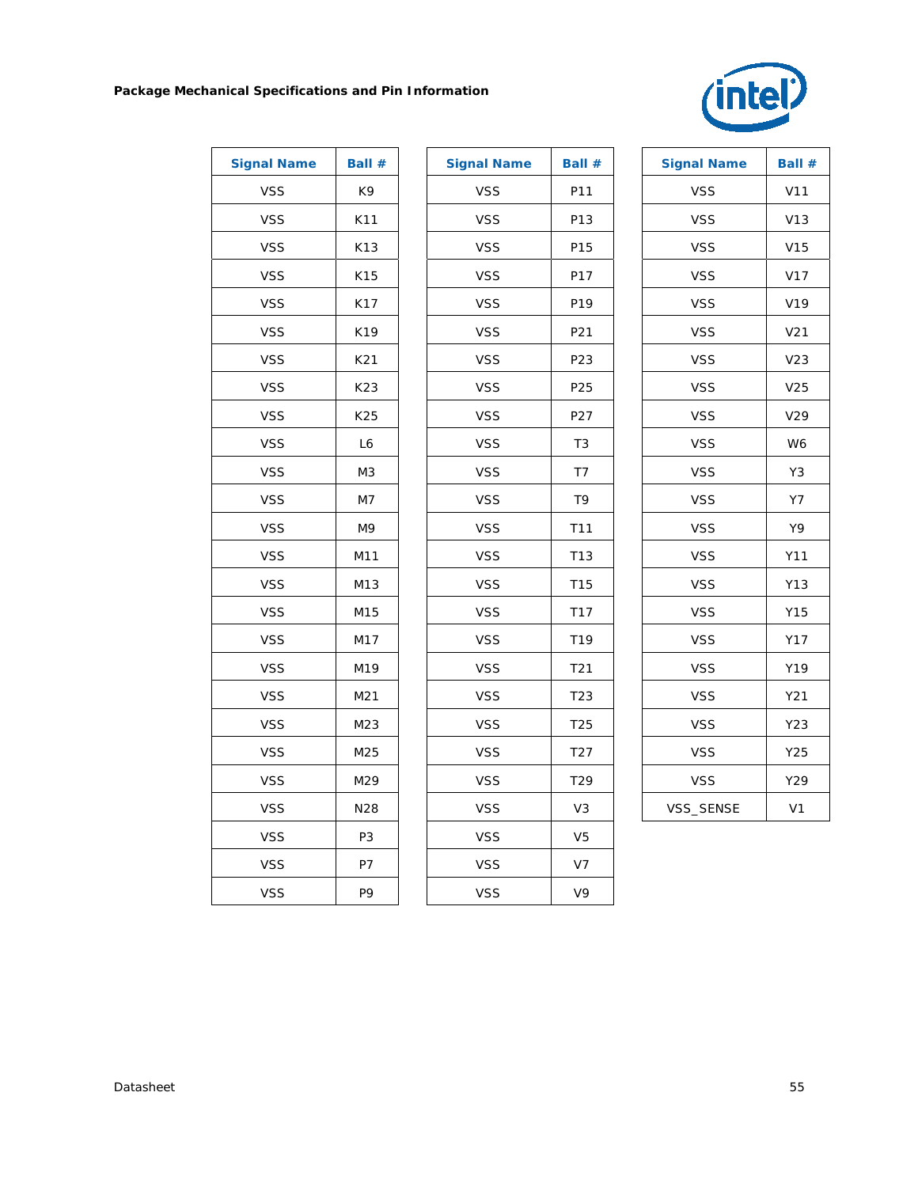| Signal Name | Ball # |
|---|---|
| VSS | K9 |
| VSS | K11 |
| VSS | K13 |
| VSS | K15 |
| VSS | K17 |
| VSS | K19 |
| VSS | K21 |
| VSS | K23 |
| VSS | K25 |
| VSS | L6 |
| VSS | M3 |
| VSS | M7 |
| VSS | M9 |
| VSS | M11 |
| VSS | M13 |
| VSS | M15 |
| VSS | M17 |
| VSS | M19 |
| VSS | M21 |
| VSS | M23 |
| VSS | M25 |
| VSS | M29 |
| VSS | N28 |
| VSS | P3 |
| VSS | P7 |
| VSS | P9 |

| Signal Name | Ball # |
|---|---|
| VSS | P11 |
| VSS | P13 |
| VSS | P15 |
| VSS | P17 |
| VSS | P19 |
| VSS | P21 |
| VSS | P23 |
| VSS | P25 |
| VSS | P27 |
| VSS | T3 |
| VSS | T7 |
| VSS | T9 |
| VSS | T11 |
| VSS | T13 |
| VSS | T15 |
| VSS | T17 |
| VSS | T19 |
| VSS | T21 |
| VSS | T23 |
| VSS | T25 |
| VSS | T27 |
| VSS | T29 |
| VSS | V3 |
| VSS | V5 |
| VSS | V7 |
| VSS | V9 |

| Signal Name | Ball # |
|---|---|
| VSS | V11 |
| VSS | V13 |
| VSS | V15 |
| VSS | V17 |
| VSS | V19 |
| VSS | V21 |
| VSS | V23 |
| VSS | V25 |
| VSS | V29 |
| VSS | W6 |
| VSS | Y3 |
| VSS | Y7 |
| VSS | Y9 |
| VSS | Y11 |
| VSS | Y13 |
| VSS | Y15 |
| VSS | Y17 |
| VSS | Y19 |
| VSS | Y21 |
| VSS | Y23 |
| VSS | Y25 |
| VSS | Y29 |
| VSS_SENSE | V1 |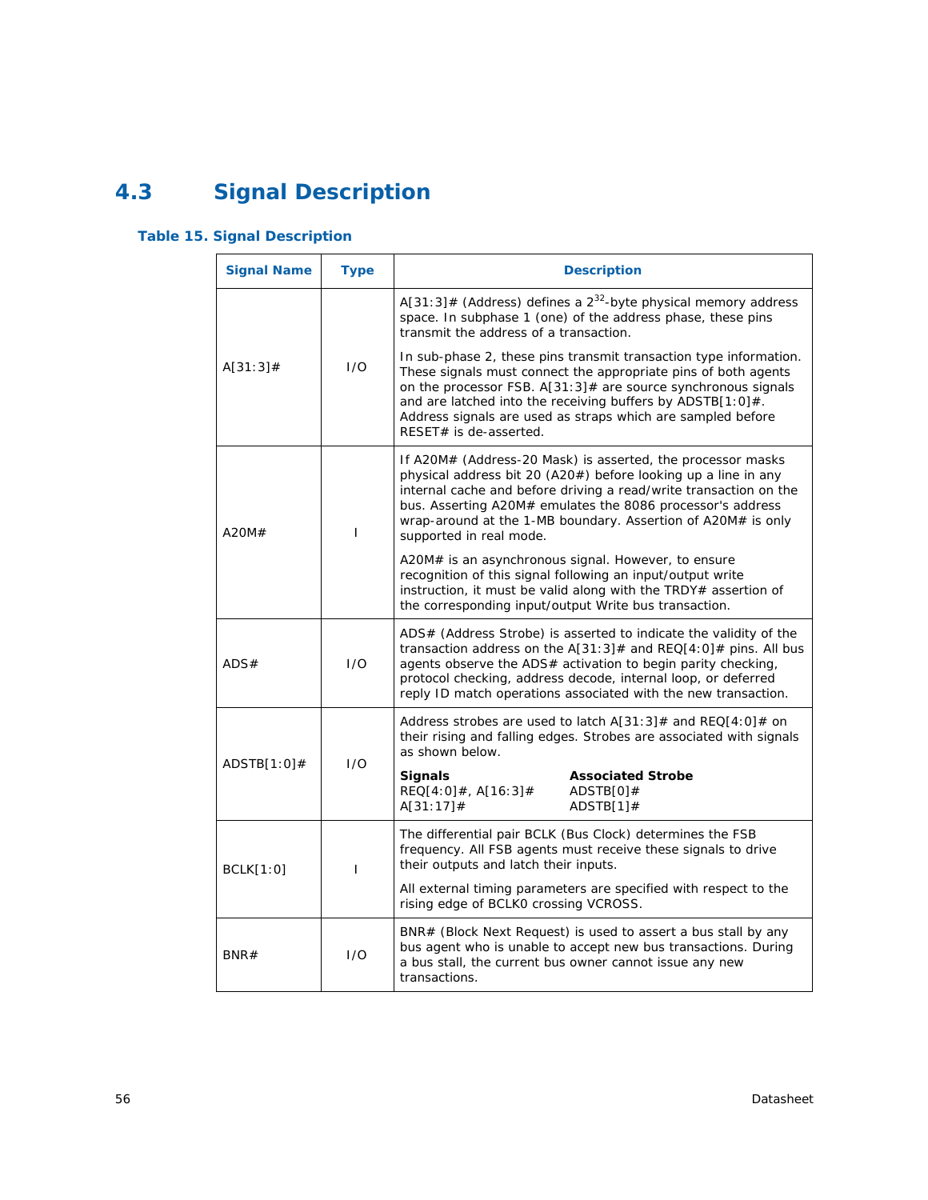## 4.3 Signal Description

### Table 15. Signal Description

| Signal Name | Type | Description |
|---|---|---|
| A[31:3]# | I/O | A[31:3]# (Address) defines a $2^{32}$-byte physical memory address space. In subphase 1 (one) of the address phase, these pins transmit the address of a transaction.<br><br>In sub-phase 2, these pins transmit transaction type information. These signals must connect the appropriate pins of both agents on the processor FSB. A[31:3]# are source synchronous signals and are latched into the receiving buffers by ADSTB[1:0]#. Address signals are used as straps which are sampled before RESET# is de-asserted. |
| A20M# | I | If A20M# (Address-20 Mask) is asserted, the processor masks physical address bit 20 (A20#) before looking up a line in any internal cache and before driving a read/write transaction on the bus. Asserting A20M# emulates the 8086 processor's address wrap-around at the 1-MB boundary. Assertion of A20M# is only supported in real mode.<br><br>A20M# is an asynchronous signal. However, to ensure recognition of this signal following an input/output write instruction, it must be valid along with the TRDY# assertion of the corresponding input/output Write bus transaction. |
| ADS# | I/O | ADS# (Address Strobe) is asserted to indicate the validity of the transaction address on the A[31:3]# and REQ[4:0]# pins. All bus agents observe the ADS# activation to begin parity checking, protocol checking, address decode, internal loop, or deferred reply ID match operations associated with the new transaction. |
| ADSTB[1:0]# | I/O | Address strobes are used to latch A[31:3]# and REQ[4:0]# on their rising and falling edges. Strobes are associated with signals as shown below.<br><br>**Signals** — **Associated Strobe**<br>REQ[4:0]#, A[16:3]# — ADSTB[0]#<br>A[31:17]# — ADSTB[1]# |
| BCLK[1:0] | I | The differential pair BCLK (Bus Clock) determines the FSB frequency. All FSB agents must receive these signals to drive their outputs and latch their inputs.<br><br>All external timing parameters are specified with respect to the rising edge of BCLK0 crossing VCROSS. |
| BNR# | I/O | BNR# (Block Next Request) is used to assert a bus stall by any bus agent who is unable to accept new bus transactions. During a bus stall, the current bus owner cannot issue any new transactions. |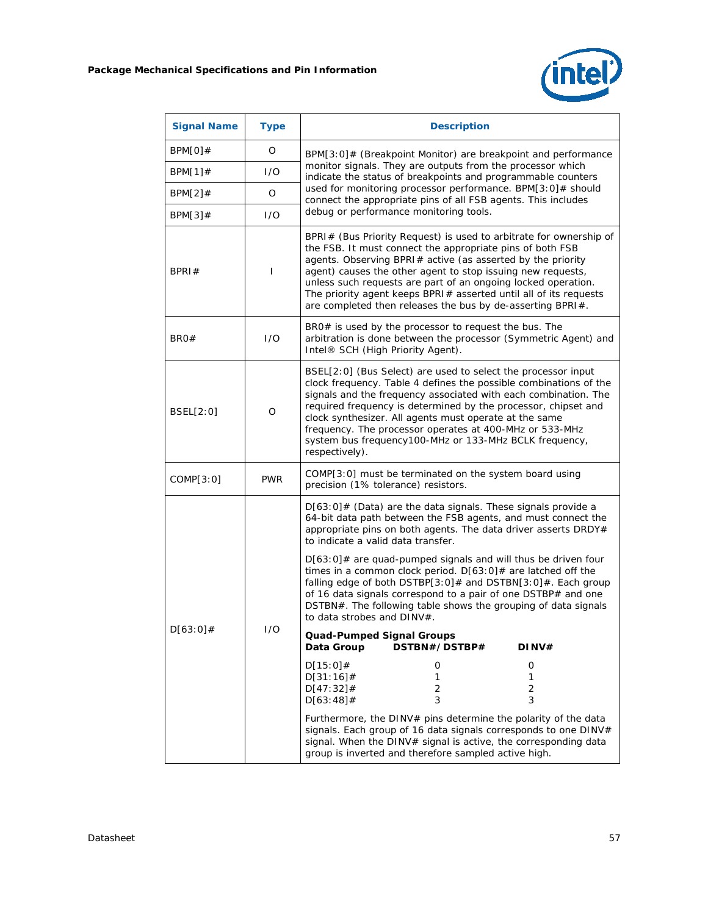| Signal Name | Type | Description |
|---|---|---|
| BPM[0]# | O | BPM[3:0]# (Breakpoint Monitor) are breakpoint and performance monitor signals. They are outputs from the processor which indicate the status of breakpoints and programmable counters used for monitoring processor performance. BPM[3:0]# should connect the appropriate pins of all FSB agents. This includes debug or performance monitoring tools. |
| BPM[1]# | I/O | |
| BPM[2]# | O | |
| BPM[3]# | I/O | |
| BPRI# | I | BPRI# (Bus Priority Request) is used to arbitrate for ownership of the FSB. It must connect the appropriate pins of both FSB agents. Observing BPRI# active (as asserted by the priority agent) causes the other agent to stop issuing new requests, unless such requests are part of an ongoing locked operation. The priority agent keeps BPRI# asserted until all of its requests are completed then releases the bus by de-asserting BPRI#. |
| BR0# | I/O | BR0# is used by the processor to request the bus. The arbitration is done between the processor (Symmetric Agent) and Intel® SCH (High Priority Agent). |
| BSEL[2:0] | O | BSEL[2:0] (Bus Select) are used to select the processor input clock frequency. Table 4 defines the possible combinations of the signals and the frequency associated with each combination. The required frequency is determined by the processor, chipset and clock synthesizer. All agents must operate at the same frequency. The processor operates at 400-MHz or 533-MHz system bus frequency100-MHz or 133-MHz BCLK frequency, respectively). |
| COMP[3:0] | PWR | COMP[3:0] must be terminated on the system board using precision (1% tolerance) resistors. |
| D[63:0]# | I/O | D[63:0]# (Data) are the data signals. These signals provide a 64-bit data path between the FSB agents, and must connect the appropriate pins on both agents. The data driver asserts DRDY# to indicate a valid data transfer.<br><br>D[63:0]# are quad-pumped signals and will thus be driven four times in a common clock period. D[63:0]# are latched off the falling edge of both DSTBP[3:0]# and DSTBN[3:0]#. Each group of 16 data signals correspond to a pair of one DSTBP# and one DSTBN#. The following table shows the grouping of data signals to data strobes and DINV#.<br><br>**Quad-Pumped Signal Groups**<br>**Data Group — DSTBN#/DSTBP# — DINV#**<br>D[15:0]# — 0 — 0<br>D[31:16]# — 1 — 1<br>D[47:32]# — 2 — 2<br>D[63:48]# — 3 — 3<br><br>Furthermore, the DINV# pins determine the polarity of the data signals. Each group of 16 data signals corresponds to one DINV# signal. When the DINV# signal is active, the corresponding data group is inverted and therefore sampled active high. |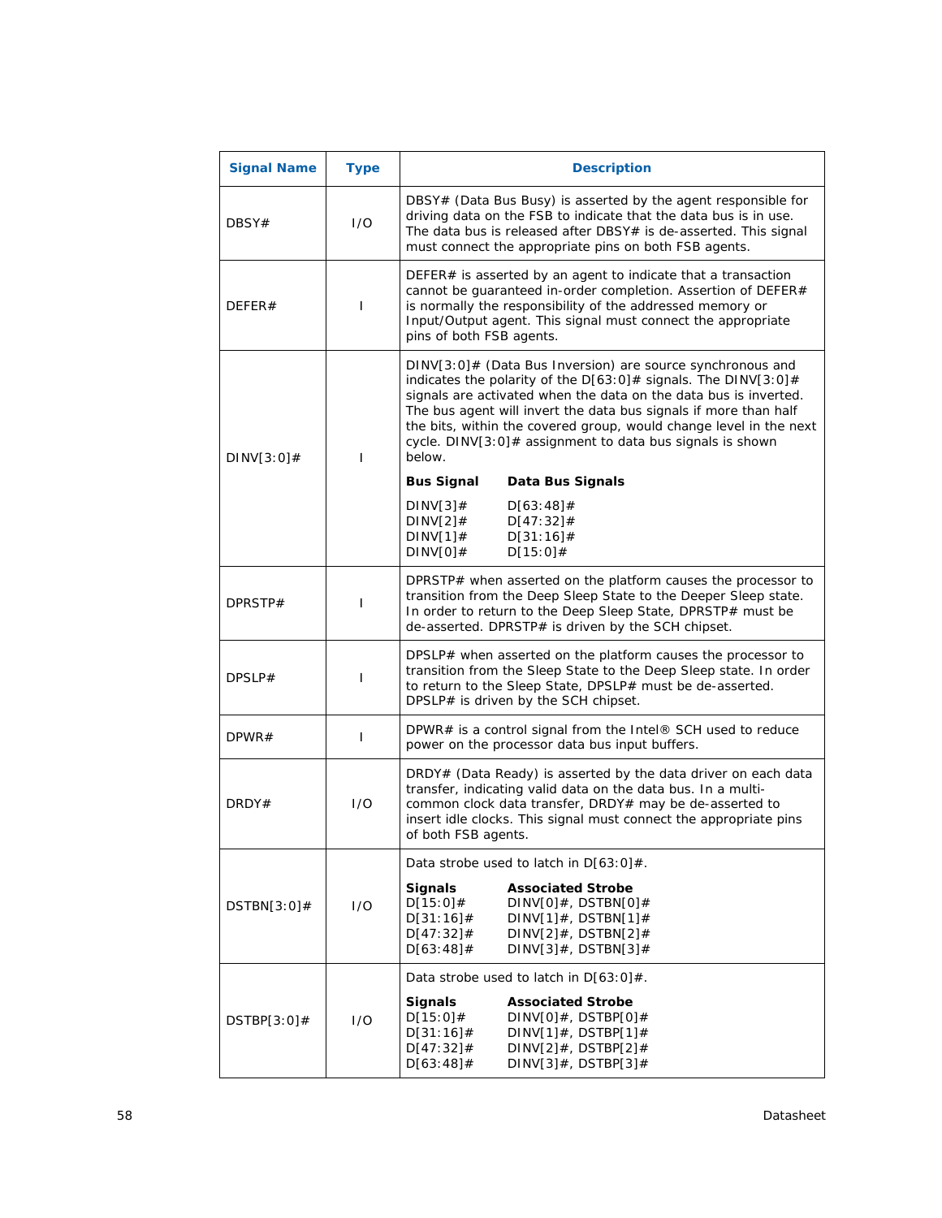| Signal Name | Type | Description |
|---|---|---|
| DBSY# | I/O | DBSY# (Data Bus Busy) is asserted by the agent responsible for driving data on the FSB to indicate that the data bus is in use. The data bus is released after DBSY# is de-asserted. This signal must connect the appropriate pins on both FSB agents. |
| DEFER# | I | DEFER# is asserted by an agent to indicate that a transaction cannot be guaranteed in-order completion. Assertion of DEFER# is normally the responsibility of the addressed memory or Input/Output agent. This signal must connect the appropriate pins of both FSB agents. |
| DINV[3:0]# | I | DINV[3:0]# (Data Bus Inversion) are source synchronous and indicates the polarity of the D[63:0]# signals. The DINV[3:0]# signals are activated when the data on the data bus is inverted. The bus agent will invert the data bus signals if more than half the bits, within the covered group, would change level in the next cycle. DINV[3:0]# assignment to data bus signals is shown below.<br><br>**Bus Signal** **Data Bus Signals**<br>DINV[3]# D[63:48]#<br>DINV[2]# D[47:32]#<br>DINV[1]# D[31:16]#<br>DINV[0]# D[15:0]# |
| DPRSTP# | I | DPRSTP# when asserted on the platform causes the processor to transition from the Deep Sleep State to the Deeper Sleep state. In order to return to the Deep Sleep State, DPRSTP# must be de-asserted. DPRSTP# is driven by the SCH chipset. |
| DPSLP# | I | DPSLP# when asserted on the platform causes the processor to transition from the Sleep State to the Deep Sleep state. In order to return to the Sleep State, DPSLP# must be de-asserted. DPSLP# is driven by the SCH chipset. |
| DPWR# | I | DPWR# is a control signal from the Intel® SCH used to reduce power on the processor data bus input buffers. |
| DRDY# | I/O | DRDY# (Data Ready) is asserted by the data driver on each data transfer, indicating valid data on the data bus. In a multi-common clock data transfer, DRDY# may be de-asserted to insert idle clocks. This signal must connect the appropriate pins of both FSB agents. |
| DSTBN[3:0]# | I/O | Data strobe used to latch in D[63:0]#.<br><br>**Signals** **Associated Strobe**<br>D[15:0]# DINV[0]#, DSTBN[0]#<br>D[31:16]# DINV[1]#, DSTBN[1]#<br>D[47:32]# DINV[2]#, DSTBN[2]#<br>D[63:48]# DINV[3]#, DSTBN[3]# |
| DSTBP[3:0]# | I/O | Data strobe used to latch in D[63:0]#.<br><br>**Signals** **Associated Strobe**<br>D[15:0]# DINV[0]#, DSTBP[0]#<br>D[31:16]# DINV[1]#, DSTBP[1]#<br>D[47:32]# DINV[2]#, DSTBP[2]#<br>D[63:48]# DINV[3]#, DSTBP[3]# |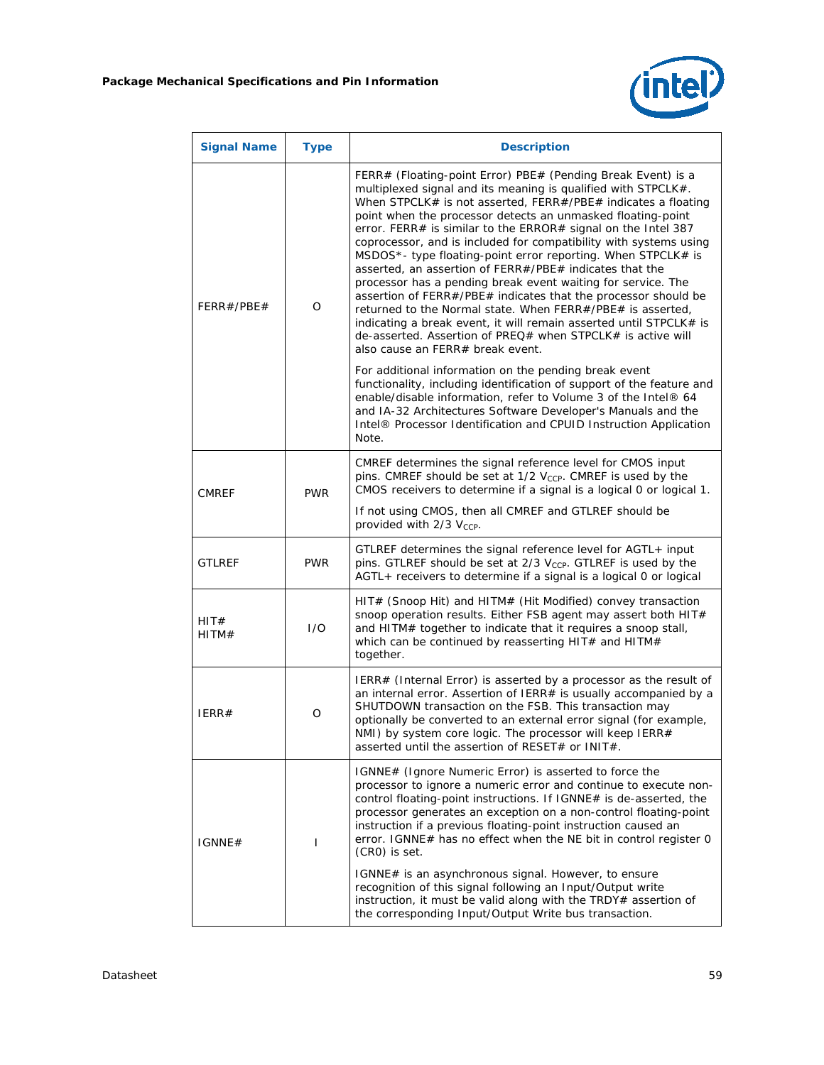| Signal Name | Type | Description |
|---|---|---|
| FERR#/PBE# | O | FERR# (Floating-point Error) PBE# (Pending Break Event) is a multiplexed signal and its meaning is qualified with STPCLK#. When STPCLK# is not asserted, FERR#/PBE# indicates a floating point when the processor detects an unmasked floating-point error. FERR# is similar to the ERROR# signal on the Intel 387 coprocessor, and is included for compatibility with systems using MSDOS*- type floating-point error reporting. When STPCLK# is asserted, an assertion of FERR#/PBE# indicates that the processor has a pending break event waiting for service. The assertion of FERR#/PBE# indicates that the processor should be returned to the Normal state. When FERR#/PBE# is asserted, indicating a break event, it will remain asserted until STPCLK# is de-asserted. Assertion of PREQ# when STPCLK# is active will also cause an FERR# break event.<br><br>For additional information on the pending break event functionality, including identification of support of the feature and enable/disable information, refer to Volume 3 of the Intel® 64 and IA-32 Architectures Software Developer's Manuals and the Intel® Processor Identification and CPUID Instruction Application Note. |
| CMREF | PWR | CMREF determines the signal reference level for CMOS input pins. CMREF should be set at 1/2 $V_{CCP}$. CMREF is used by the CMOS receivers to determine if a signal is a logical 0 or logical 1.<br><br>If not using CMOS, then all CMREF and GTLREF should be provided with 2/3 $V_{CCP}$. |
| GTLREF | PWR | GTLREF determines the signal reference level for AGTL+ input pins. GTLREF should be set at 2/3 $V_{CCP}$. GTLREF is used by the AGTL+ receivers to determine if a signal is a logical 0 or logical |
| HIT#<br>HITM# | I/O | HIT# (Snoop Hit) and HITM# (Hit Modified) convey transaction snoop operation results. Either FSB agent may assert both HIT# and HITM# together to indicate that it requires a snoop stall, which can be continued by reasserting HIT# and HITM# together. |
| IERR# | O | IERR# (Internal Error) is asserted by a processor as the result of an internal error. Assertion of IERR# is usually accompanied by a SHUTDOWN transaction on the FSB. This transaction may optionally be converted to an external error signal (for example, NMI) by system core logic. The processor will keep IERR# asserted until the assertion of RESET# or INIT#. |
| IGNNE# | I | IGNNE# (Ignore Numeric Error) is asserted to force the processor to ignore a numeric error and continue to execute non-control floating-point instructions. If IGNNE# is de-asserted, the processor generates an exception on a non-control floating-point instruction if a previous floating-point instruction caused an error. IGNNE# has no effect when the NE bit in control register 0 (CR0) is set.<br><br>IGNNE# is an asynchronous signal. However, to ensure recognition of this signal following an Input/Output write instruction, it must be valid along with the TRDY# assertion of the corresponding Input/Output Write bus transaction. |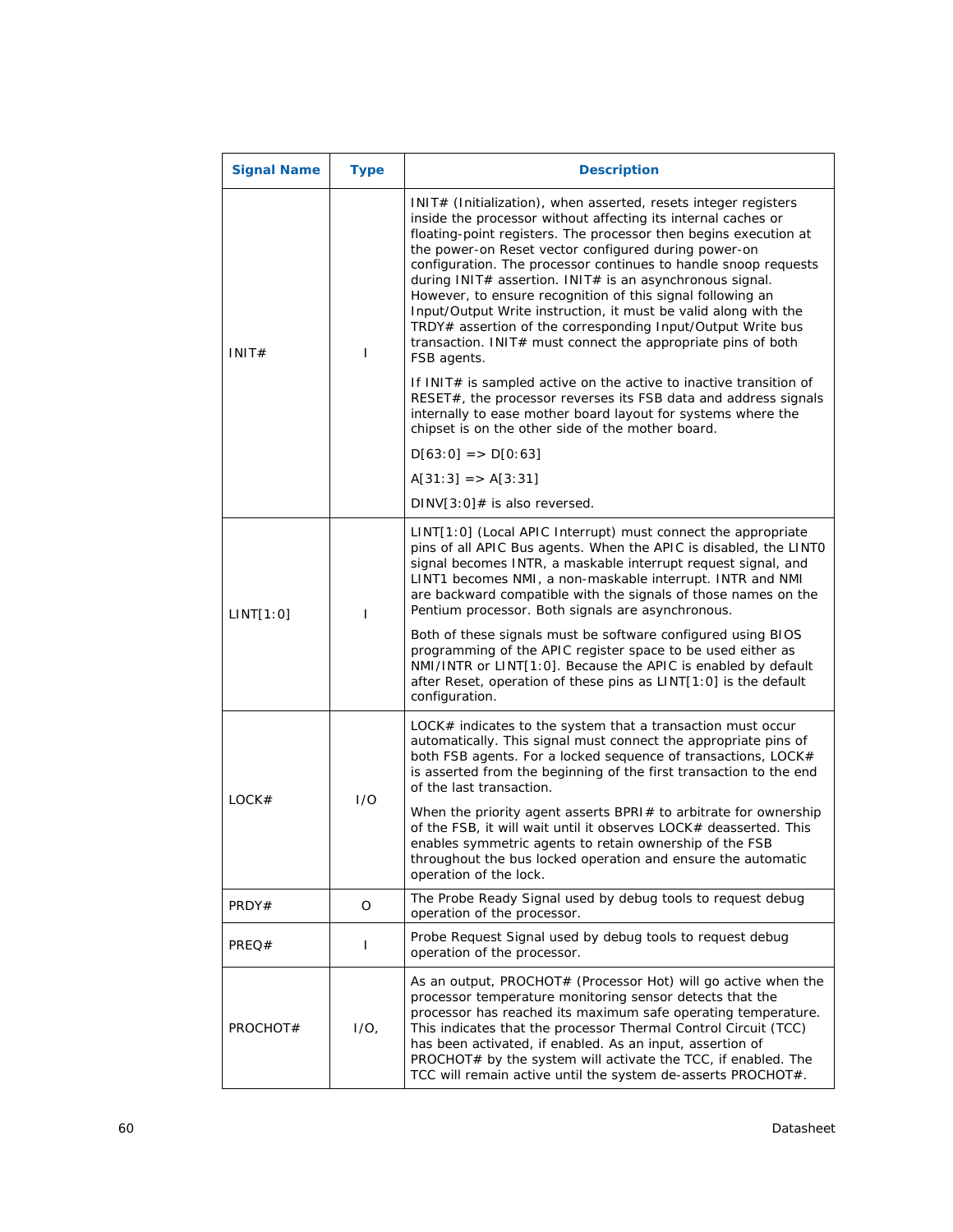| Signal Name | Type | Description |
|---|---|---|
| INIT# | I | INIT# (Initialization), when asserted, resets integer registers inside the processor without affecting its internal caches or floating-point registers. The processor then begins execution at the power-on Reset vector configured during power-on configuration. The processor continues to handle snoop requests during INIT# assertion. INIT# is an asynchronous signal. However, to ensure recognition of this signal following an Input/Output Write instruction, it must be valid along with the TRDY# assertion of the corresponding Input/Output Write bus transaction. INIT# must connect the appropriate pins of both FSB agents.<br><br>If INIT# is sampled active on the active to inactive transition of RESET#, the processor reverses its FSB data and address signals internally to ease mother board layout for systems where the chipset is on the other side of the mother board.<br><br>D[63:0] => D[0:63]<br><br>A[31:3] => A[3:31]<br><br>DINV[3:0]# is also reversed. |
| LINT[1:0] | I | LINT[1:0] (Local APIC Interrupt) must connect the appropriate pins of all APIC Bus agents. When the APIC is disabled, the LINT0 signal becomes INTR, a maskable interrupt request signal, and LINT1 becomes NMI, a non-maskable interrupt. INTR and NMI are backward compatible with the signals of those names on the Pentium processor. Both signals are asynchronous.<br><br>Both of these signals must be software configured using BIOS programming of the APIC register space to be used either as NMI/INTR or LINT[1:0]. Because the APIC is enabled by default after Reset, operation of these pins as LINT[1:0] is the default configuration. |
| LOCK# | I/O | LOCK# indicates to the system that a transaction must occur automatically. This signal must connect the appropriate pins of both FSB agents. For a locked sequence of transactions, LOCK# is asserted from the beginning of the first transaction to the end of the last transaction.<br><br>When the priority agent asserts BPRI# to arbitrate for ownership of the FSB, it will wait until it observes LOCK# deasserted. This enables symmetric agents to retain ownership of the FSB throughout the bus locked operation and ensure the automatic operation of the lock. |
| PRDY# | O | The Probe Ready Signal used by debug tools to request debug operation of the processor. |
| PREQ# | I | Probe Request Signal used by debug tools to request debug operation of the processor. |
| PROCHOT# | I/O, | As an output, PROCHOT# (Processor Hot) will go active when the processor temperature monitoring sensor detects that the processor has reached its maximum safe operating temperature. This indicates that the processor Thermal Control Circuit (TCC) has been activated, if enabled. As an input, assertion of PROCHOT# by the system will activate the TCC, if enabled. The TCC will remain active until the system de-asserts PROCHOT#. |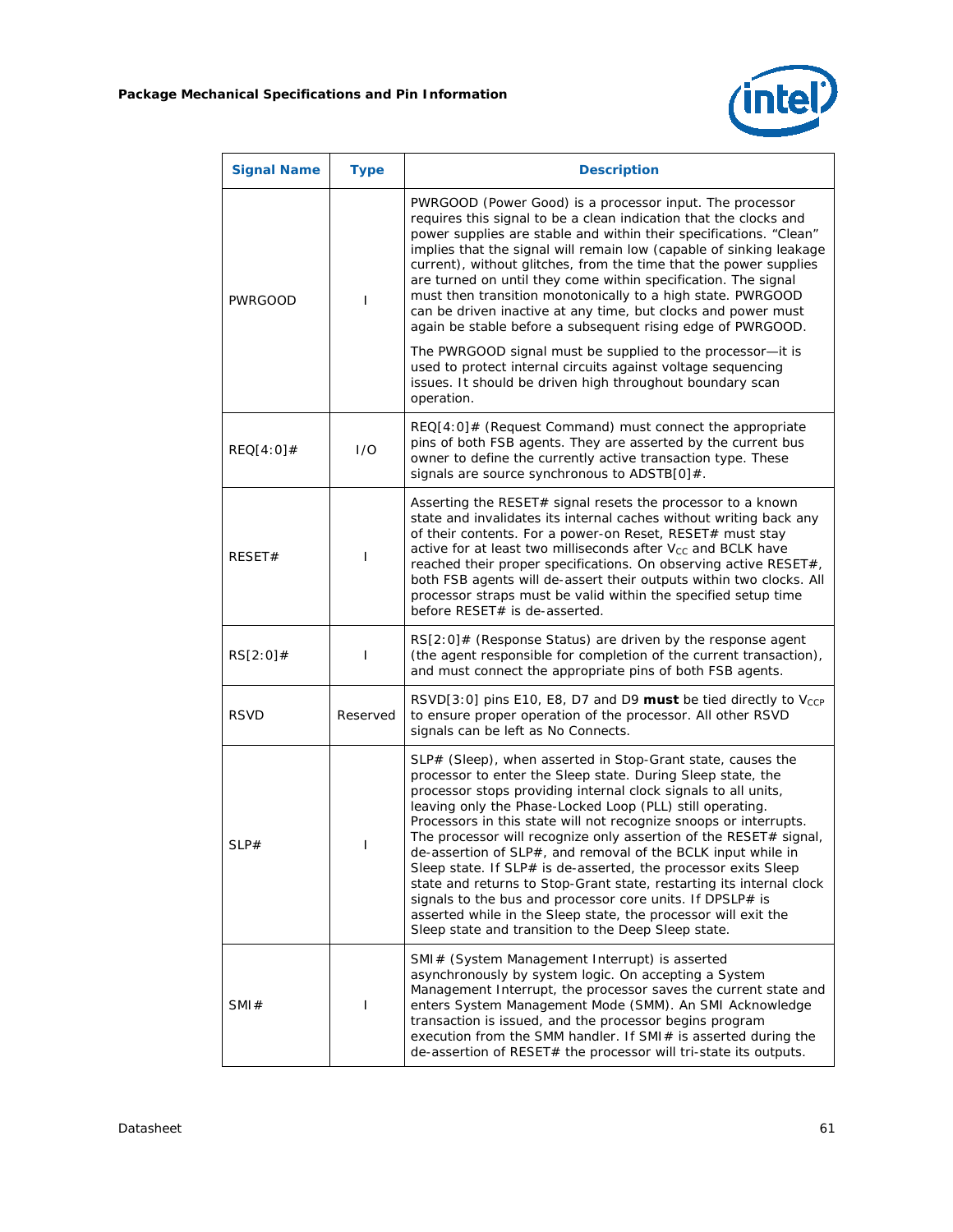| Signal Name | Type | Description |
| --- | --- | --- |
| PWRGOOD | I | PWRGOOD (Power Good) is a processor input. The processor requires this signal to be a clean indication that the clocks and power supplies are stable and within their specifications. "Clean" implies that the signal will remain low (capable of sinking leakage current), without glitches, from the time that the power supplies are turned on until they come within specification. The signal must then transition monotonically to a high state. PWRGOOD can be driven inactive at any time, but clocks and power must again be stable before a subsequent rising edge of PWRGOOD.<br><br>The PWRGOOD signal must be supplied to the processor—it is used to protect internal circuits against voltage sequencing issues. It should be driven high throughout boundary scan operation. |
| REQ[4:0]# | I/O | REQ[4:0]# (Request Command) must connect the appropriate pins of both FSB agents. They are asserted by the current bus owner to define the currently active transaction type. These signals are source synchronous to ADSTB[0]#. |
| RESET# | I | Asserting the RESET# signal resets the processor to a known state and invalidates its internal caches without writing back any of their contents. For a power-on Reset, RESET# must stay active for at least two milliseconds after $V_{CC}$ and BCLK have reached their proper specifications. On observing active RESET#, both FSB agents will de-assert their outputs within two clocks. All processor straps must be valid within the specified setup time before RESET# is de-asserted. |
| RS[2:0]# | I | RS[2:0]# (Response Status) are driven by the response agent (the agent responsible for completion of the current transaction), and must connect the appropriate pins of both FSB agents. |
| RSVD | Reserved | RSVD[3:0] pins E10, E8, D7 and D9 **must** be tied directly to $V_{CCP}$ to ensure proper operation of the processor. All other RSVD signals can be left as No Connects. |
| SLP# | I | SLP# (Sleep), when asserted in Stop-Grant state, causes the processor to enter the Sleep state. During Sleep state, the processor stops providing internal clock signals to all units, leaving only the Phase-Locked Loop (PLL) still operating. Processors in this state will not recognize snoops or interrupts. The processor will recognize only assertion of the RESET# signal, de-assertion of SLP#, and removal of the BCLK input while in Sleep state. If SLP# is de-asserted, the processor exits Sleep state and returns to Stop-Grant state, restarting its internal clock signals to the bus and processor core units. If DPSLP# is asserted while in the Sleep state, the processor will exit the Sleep state and transition to the Deep Sleep state. |
| SMI# | I | SMI# (System Management Interrupt) is asserted asynchronously by system logic. On accepting a System Management Interrupt, the processor saves the current state and enters System Management Mode (SMM). An SMI Acknowledge transaction is issued, and the processor begins program execution from the SMM handler. If SMI# is asserted during the de-assertion of RESET# the processor will tri-state its outputs. |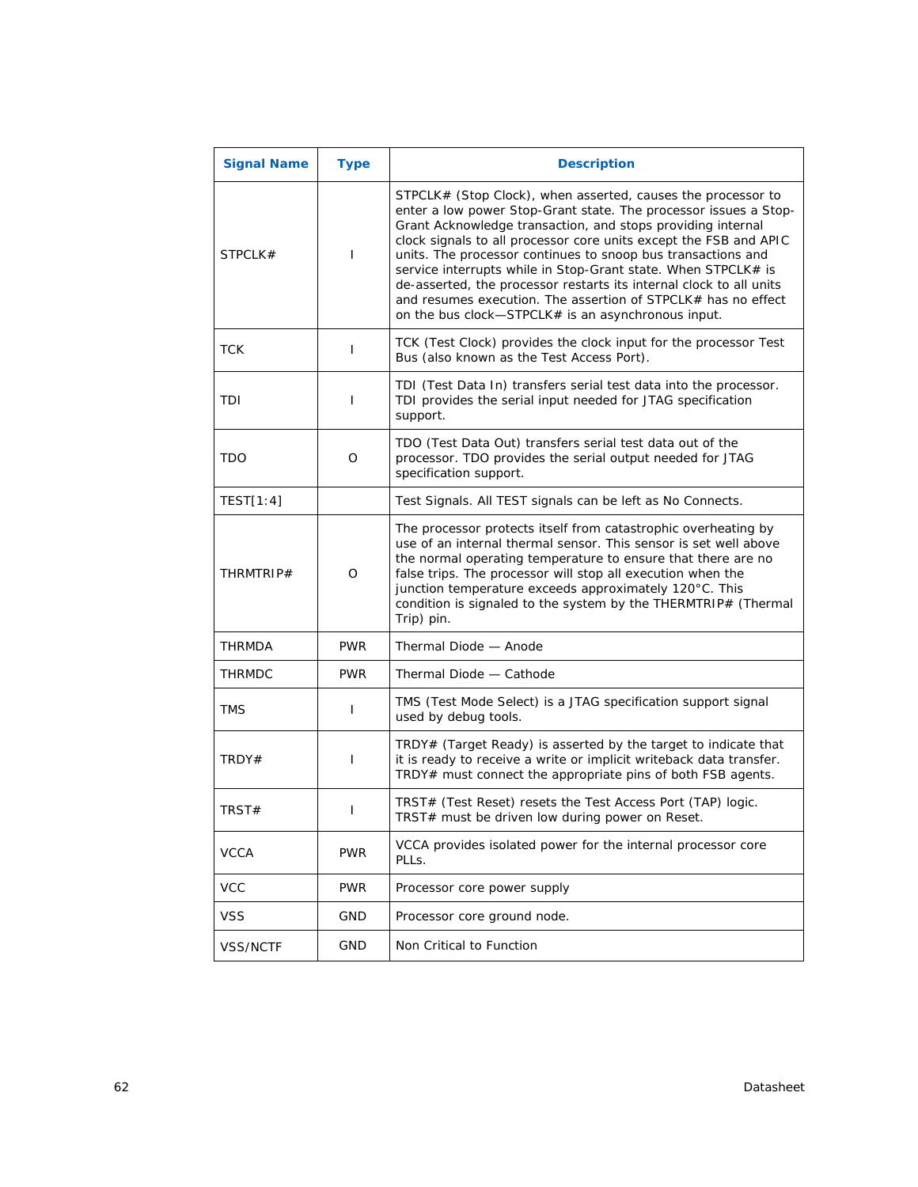| Signal Name | Type | Description |
|---|---|---|
| STPCLK# | I | STPCLK# (Stop Clock), when asserted, causes the processor to enter a low power Stop-Grant state. The processor issues a Stop-Grant Acknowledge transaction, and stops providing internal clock signals to all processor core units except the FSB and APIC units. The processor continues to snoop bus transactions and service interrupts while in Stop-Grant state. When STPCLK# is de-asserted, the processor restarts its internal clock to all units and resumes execution. The assertion of STPCLK# has no effect on the bus clock—STPCLK# is an asynchronous input. |
| TCK | I | TCK (Test Clock) provides the clock input for the processor Test Bus (also known as the Test Access Port). |
| TDI | I | TDI (Test Data In) transfers serial test data into the processor. TDI provides the serial input needed for JTAG specification support. |
| TDO | O | TDO (Test Data Out) transfers serial test data out of the processor. TDO provides the serial output needed for JTAG specification support. |
| TEST[1:4] | | Test Signals. All TEST signals can be left as No Connects. |
| THRMTRIP# | O | The processor protects itself from catastrophic overheating by use of an internal thermal sensor. This sensor is set well above the normal operating temperature to ensure that there are no false trips. The processor will stop all execution when the junction temperature exceeds approximately 120°C. This condition is signaled to the system by the THERMTRIP# (Thermal Trip) pin. |
| THRMDA | PWR | Thermal Diode — Anode |
| THRMDC | PWR | Thermal Diode — Cathode |
| TMS | I | TMS (Test Mode Select) is a JTAG specification support signal used by debug tools. |
| TRDY# | I | TRDY# (Target Ready) is asserted by the target to indicate that it is ready to receive a write or implicit writeback data transfer. TRDY# must connect the appropriate pins of both FSB agents. |
| TRST# | I | TRST# (Test Reset) resets the Test Access Port (TAP) logic. TRST# must be driven low during power on Reset. |
| VCCA | PWR | VCCA provides isolated power for the internal processor core PLLs. |
| VCC | PWR | Processor core power supply |
| VSS | GND | Processor core ground node. |
| VSS/NCTF | GND | Non Critical to Function |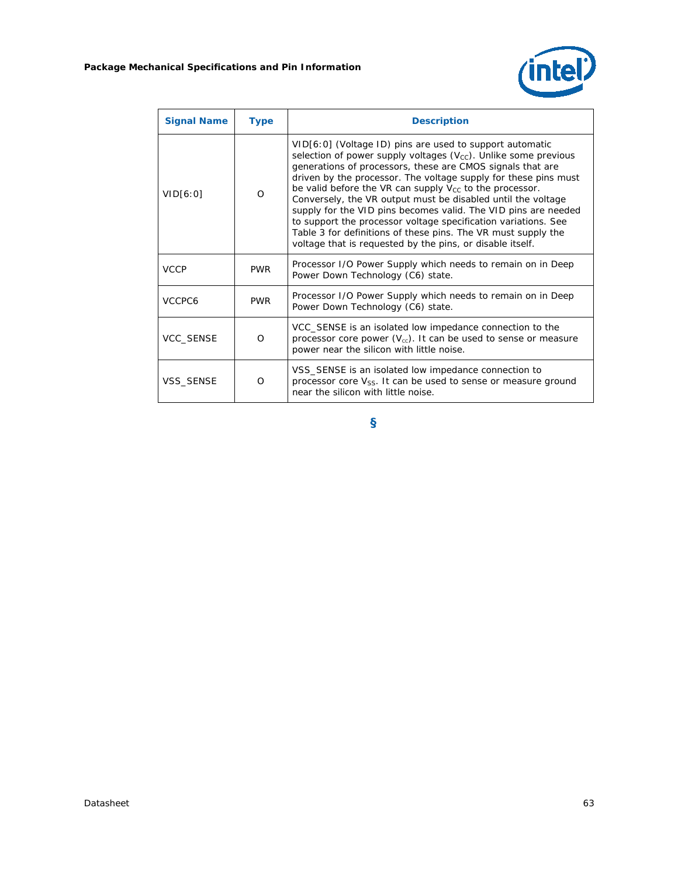| Signal Name | Type | Description |
|---|---|---|
| VID[6:0] | O | VID[6:0] (Voltage ID) pins are used to support automatic selection of power supply voltages ($V_{CC}$). Unlike some previous generations of processors, these are CMOS signals that are driven by the processor. The voltage supply for these pins must be valid before the VR can supply $V_{CC}$ to the processor. Conversely, the VR output must be disabled until the voltage supply for the VID pins becomes valid. The VID pins are needed to support the processor voltage specification variations. See Table 3 for definitions of these pins. The VR must supply the voltage that is requested by the pins, or disable itself. |
| VCCP | PWR | Processor I/O Power Supply which needs to remain on in Deep Power Down Technology (C6) state. |
| VCCPC6 | PWR | Processor I/O Power Supply which needs to remain on in Deep Power Down Technology (C6) state. |
| VCC_SENSE | O | VCC_SENSE is an isolated low impedance connection to the processor core power ($V_{cc}$). It can be used to sense or measure power near the silicon with little noise. |
| VSS_SENSE | O | VSS_SENSE is an isolated low impedance connection to processor core $V_{SS}$. It can be used to sense or measure ground near the silicon with little noise. |

§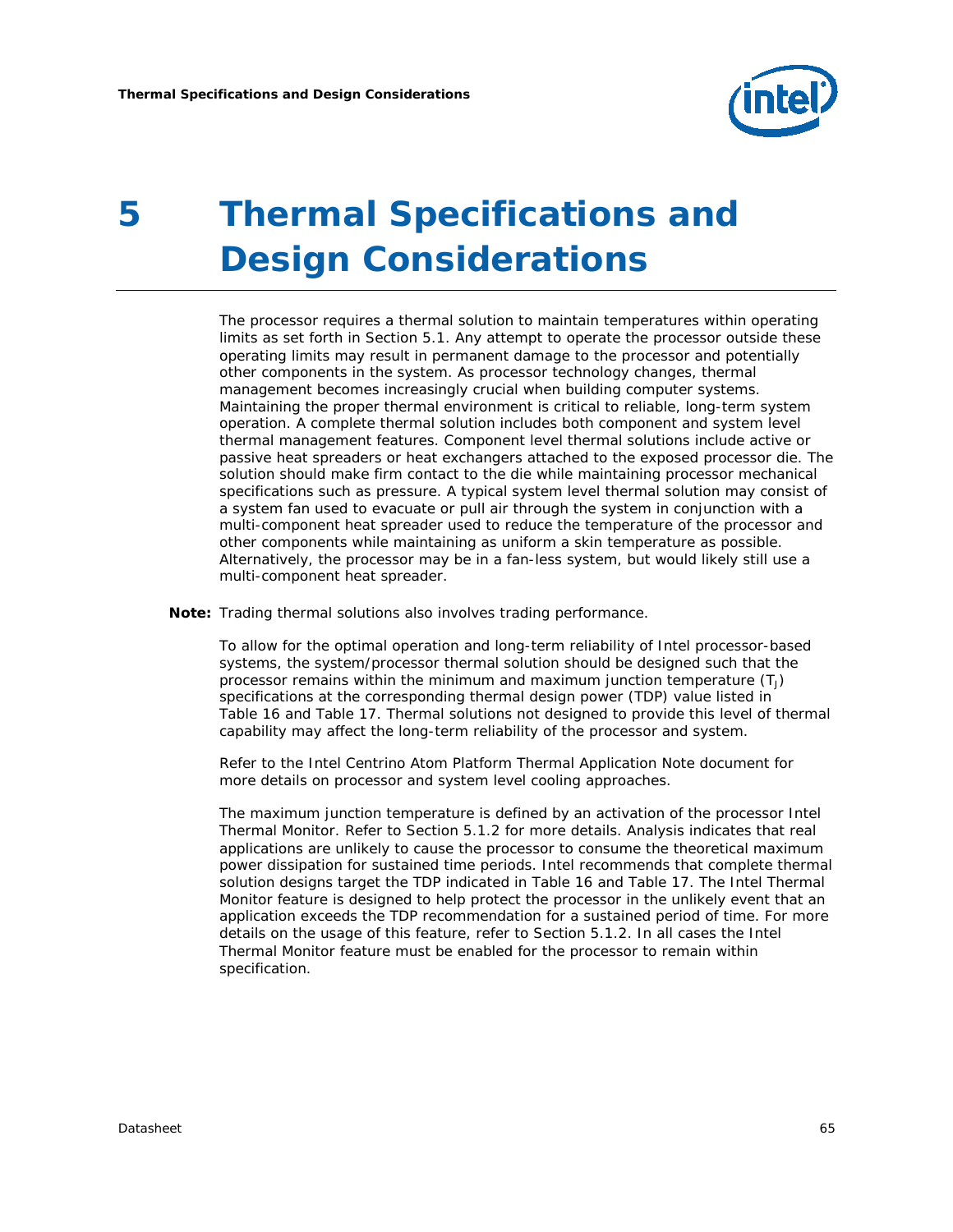# 5 Thermal Specifications and Design Considerations

The processor requires a thermal solution to maintain temperatures within operating limits as set forth in Section 5.1. Any attempt to operate the processor outside these operating limits may result in permanent damage to the processor and potentially other components in the system. As processor technology changes, thermal management becomes increasingly crucial when building computer systems. Maintaining the proper thermal environment is critical to reliable, long-term system operation. A complete thermal solution includes both component and system level thermal management features. Component level thermal solutions include active or passive heat spreaders or heat exchangers attached to the exposed processor die. The solution should make firm contact to the die while maintaining processor mechanical specifications such as pressure. A typical system level thermal solution may consist of a system fan used to evacuate or pull air through the system in conjunction with a multi-component heat spreader used to reduce the temperature of the processor and other components while maintaining as uniform a skin temperature as possible. Alternatively, the processor may be in a fan-less system, but would likely still use a multi-component heat spreader.

**Note:** Trading thermal solutions also involves trading performance.

To allow for the optimal operation and long-term reliability of Intel processor-based systems, the system/processor thermal solution should be designed such that the processor remains within the minimum and maximum junction temperature ($T_J$) specifications at the corresponding thermal design power (TDP) value listed in Table 16 and Table 17. Thermal solutions not designed to provide this level of thermal capability may affect the long-term reliability of the processor and system.

Refer to the Intel Centrino Atom Platform Thermal Application Note document for more details on processor and system level cooling approaches.

The maximum junction temperature is defined by an activation of the processor Intel Thermal Monitor. Refer to Section 5.1.2 for more details. Analysis indicates that real applications are unlikely to cause the processor to consume the theoretical maximum power dissipation for sustained time periods. Intel recommends that complete thermal solution designs target the TDP indicated in Table 16 and Table 17. The Intel Thermal Monitor feature is designed to help protect the processor in the unlikely event that an application exceeds the TDP recommendation for a sustained period of time. For more details on the usage of this feature, refer to Section 5.1.2. In all cases the Intel Thermal Monitor feature must be enabled for the processor to remain within specification.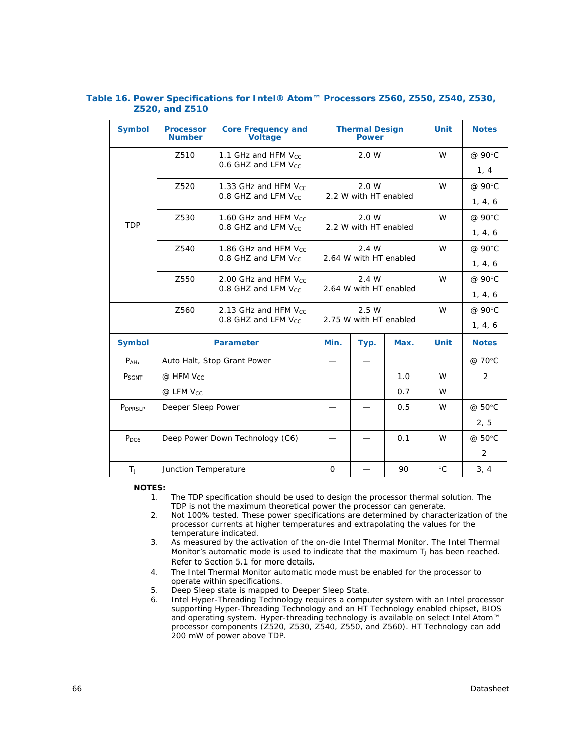### Table 16. Power Specifications for Intel® Atom™ Processors Z560, Z550, Z540, Z530, Z520, and Z510

| Symbol | Processor Number | Core Frequency and Voltage | Thermal Design Power | | | Unit | Notes |
|---|---|---|---|---|---|---|---|
| TDP | Z510 | 1.1 GHz and HFM $V_{CC}$<br>0.6 GHZ and LFM $V_{CC}$ | 2.0 W | | | W | @ 90°C<br>1, 4 |
| | Z520 | 1.33 GHz and HFM $V_{CC}$<br>0.8 GHZ and LFM $V_{CC}$ | 2.0 W<br>2.2 W with HT enabled | | | W | @ 90°C<br>1, 4, 6 |
| | Z530 | 1.60 GHz and HFM $V_{CC}$<br>0.8 GHZ and LFM $V_{CC}$ | 2.0 W<br>2.2 W with HT enabled | | | W | @ 90°C<br>1, 4, 6 |
| | Z540 | 1.86 GHz and HFM $V_{CC}$<br>0.8 GHZ and LFM $V_{CC}$ | 2.4 W<br>2.64 W with HT enabled | | | W | @ 90°C<br>1, 4, 6 |
| | Z550 | 2.00 GHz and HFM $V_{CC}$<br>0.8 GHZ and LFM $V_{CC}$ | 2.4 W<br>2.64 W with HT enabled | | | W | @ 90°C<br>1, 4, 6 |
| | Z560 | 2.13 GHz and HFM $V_{CC}$<br>0.8 GHZ and LFM $V_{CC}$ | 2.5 W<br>2.75 W with HT enabled | | | W | @ 90°C<br>1, 4, 6 |
| **Symbol** | **Parameter** | | **Min.** | **Typ.** | **Max.** | **Unit** | **Notes** |
| $P_{AH}$,<br>$P_{SGNT}$ | Auto Halt, Stop Grant Power<br>@ HFM $V_{CC}$<br>@ LFM $V_{CC}$ | | — | — | <br>1.0<br>0.7 | <br>W<br>W | @ 70°C<br>2 |
| $P_{DPRSLP}$ | Deeper Sleep Power | | — | — | 0.5 | W | @ 50°C<br>2, 5 |
| $P_{DC6}$ | Deep Power Down Technology (C6) | | — | — | 0.1 | W | @ 50°C<br>2 |
| $T_J$ | Junction Temperature | | 0 | — | 90 | °C | 3, 4 |

**NOTES:**

1. The TDP specification should be used to design the processor thermal solution. The TDP is not the maximum theoretical power the processor can generate.
2. Not 100% tested. These power specifications are determined by characterization of the processor currents at higher temperatures and extrapolating the values for the temperature indicated.
3. As measured by the activation of the on-die Intel Thermal Monitor. The Intel Thermal Monitor's automatic mode is used to indicate that the maximum $T_J$ has been reached. Refer to Section 5.1 for more details.
4. The Intel Thermal Monitor automatic mode must be enabled for the processor to operate within specifications.
5. Deep Sleep state is mapped to Deeper Sleep State.
6. Intel Hyper-Threading Technology requires a computer system with an Intel processor supporting Hyper-Threading Technology and an HT Technology enabled chipset, BIOS and operating system. Hyper-threading technology is available on select Intel Atom™ processor components (Z520, Z530, Z540, Z550, and Z560). HT Technology can add 200 mW of power above TDP.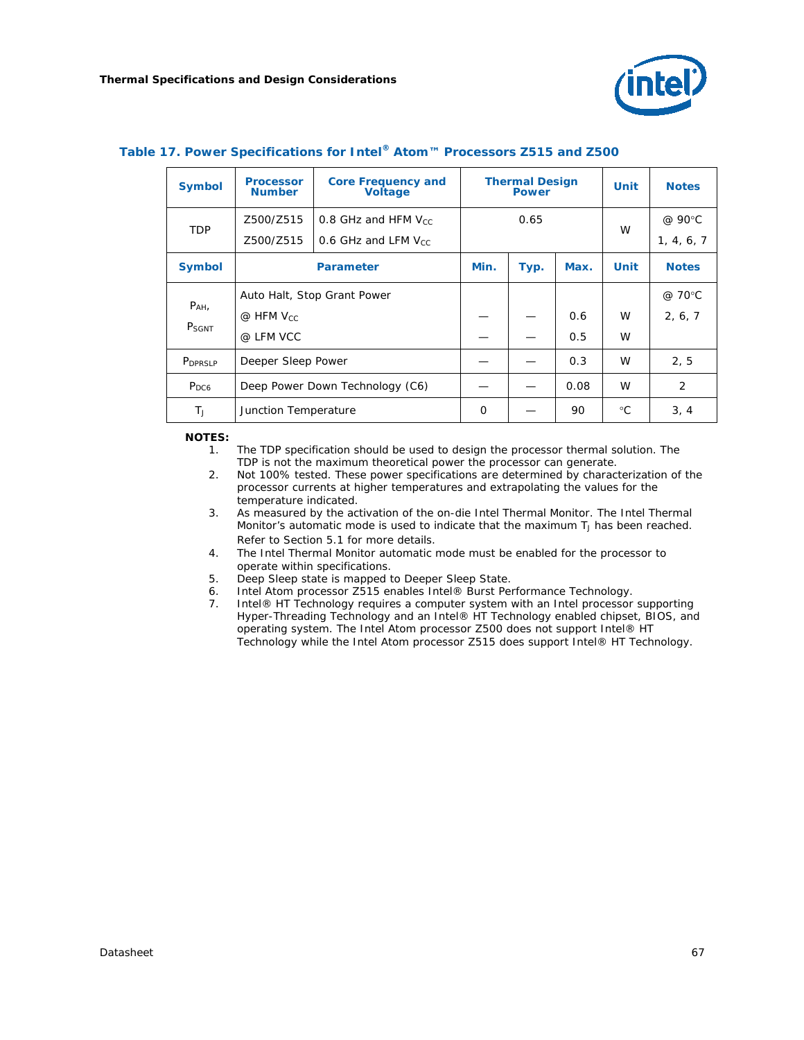**Table 17. Power Specifications for Intel® Atom™ Processors Z515 and Z500**

| Symbol | Processor Number | Core Frequency and Voltage | Thermal Design Power | | | Unit | Notes |
|---|---|---|---|---|---|---|---|
| TDP | Z500/Z515 | 0.8 GHz and HFM $V_{CC}$ | 0.65 | | | W | @ 90°C |
| | Z500/Z515 | 0.6 GHz and LFM $V_{CC}$ | | | | | 1, 4, 6, 7 |
| **Symbol** | **Parameter** | | **Min.** | **Typ.** | **Max.** | **Unit** | **Notes** |
| $P_{AH}$, $P_{SGNT}$ | Auto Halt, Stop Grant Power | | | | | | @ 70°C |
| | @ HFM $V_{CC}$ | | — | — | 0.6 | W | 2, 6, 7 |
| | @ LFM VCC | | — | — | 0.5 | W | |
| $P_{DPRSLP}$ | Deeper Sleep Power | | — | — | 0.3 | W | 2, 5 |
| $P_{DC6}$ | Deep Power Down Technology (C6) | | — | — | 0.08 | W | 2 |
| $T_J$ | Junction Temperature | | 0 | — | 90 | °C | 3, 4 |

**NOTES:**

1. The TDP specification should be used to design the processor thermal solution. The TDP is not the maximum theoretical power the processor can generate.
2. Not 100% tested. These power specifications are determined by characterization of the processor currents at higher temperatures and extrapolating the values for the temperature indicated.
3. As measured by the activation of the on-die Intel Thermal Monitor. The Intel Thermal Monitor's automatic mode is used to indicate that the maximum $T_J$ has been reached. Refer to Section 5.1 for more details.
4. The Intel Thermal Monitor automatic mode must be enabled for the processor to operate within specifications.
5. Deep Sleep state is mapped to Deeper Sleep State.
6. Intel Atom processor Z515 enables Intel® Burst Performance Technology.
7. Intel® HT Technology requires a computer system with an Intel processor supporting Hyper-Threading Technology and an Intel® HT Technology enabled chipset, BIOS, and operating system. The Intel Atom processor Z500 does not support Intel® HT Technology while the Intel Atom processor Z515 does support Intel® HT Technology.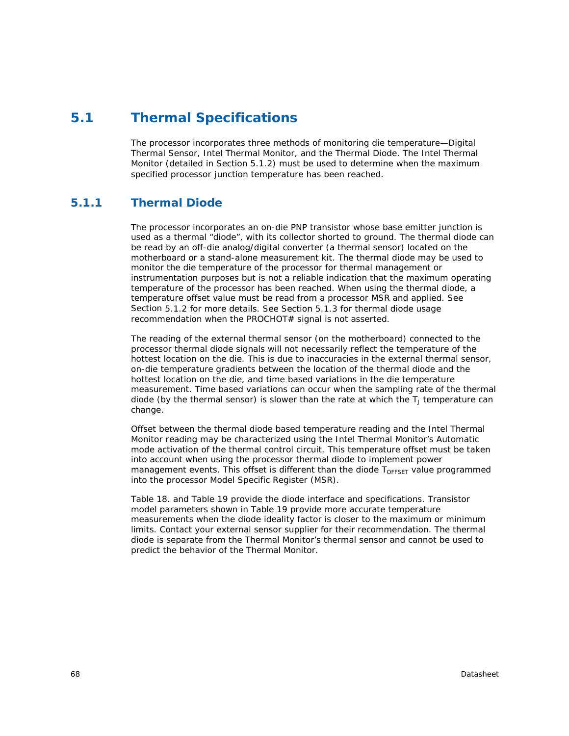## 5.1 Thermal Specifications

The processor incorporates three methods of monitoring die temperature—Digital Thermal Sensor, Intel Thermal Monitor, and the Thermal Diode. The Intel Thermal Monitor (detailed in Section 5.1.2) must be used to determine when the maximum specified processor junction temperature has been reached.

### 5.1.1 Thermal Diode

The processor incorporates an on-die PNP transistor whose base emitter junction is used as a thermal "diode", with its collector shorted to ground. The thermal diode can be read by an off-die analog/digital converter (a thermal sensor) located on the motherboard or a stand-alone measurement kit. The thermal diode may be used to monitor the die temperature of the processor for thermal management or instrumentation purposes but is not a reliable indication that the maximum operating temperature of the processor has been reached. When using the thermal diode, a temperature offset value must be read from a processor MSR and applied. See Section 5.1.2 for more details. See Section 5.1.3 for thermal diode usage recommendation when the PROCHOT# signal is not asserted.

The reading of the external thermal sensor (on the motherboard) connected to the processor thermal diode signals will not necessarily reflect the temperature of the hottest location on the die. This is due to inaccuracies in the external thermal sensor, on-die temperature gradients between the location of the thermal diode and the hottest location on the die, and time based variations in the die temperature measurement. Time based variations can occur when the sampling rate of the thermal diode (by the thermal sensor) is slower than the rate at which the $T_J$ temperature can change.

Offset between the thermal diode based temperature reading and the Intel Thermal Monitor reading may be characterized using the Intel Thermal Monitor's Automatic mode activation of the thermal control circuit. This temperature offset must be taken into account when using the processor thermal diode to implement power management events. This offset is different than the diode $T_{OFFSET}$ value programmed into the processor Model Specific Register (MSR).

Table 18. and Table 19 provide the diode interface and specifications. Transistor model parameters shown in Table 19 provide more accurate temperature measurements when the diode ideality factor is closer to the maximum or minimum limits. Contact your external sensor supplier for their recommendation. The thermal diode is separate from the Thermal Monitor's thermal sensor and cannot be used to predict the behavior of the Thermal Monitor.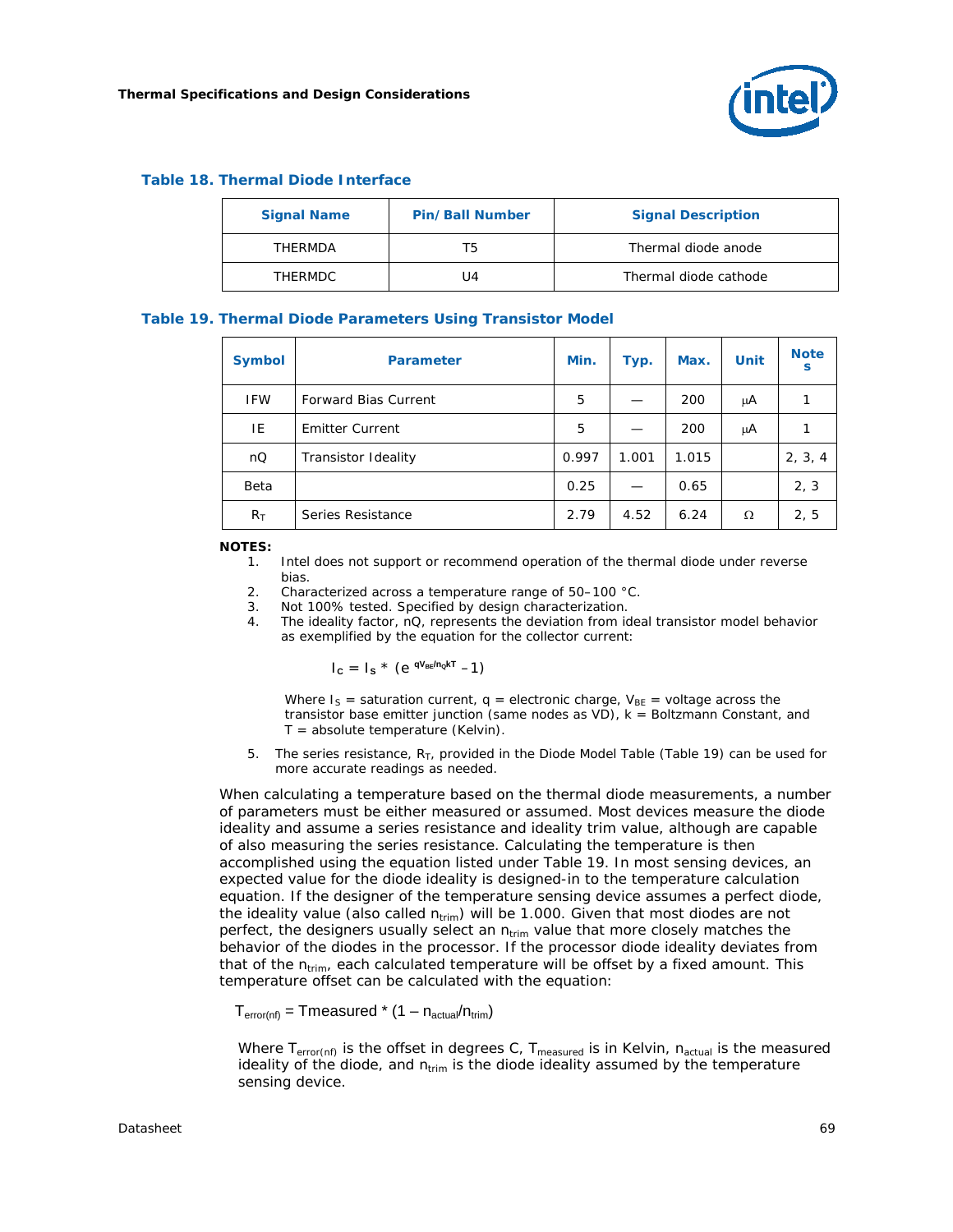### Table 18. Thermal Diode Interface

| Signal Name | Pin/Ball Number | Signal Description |
|---|---|---|
| THERMDA | T5 | Thermal diode anode |
| THERMDC | U4 | Thermal diode cathode |

### Table 19. Thermal Diode Parameters Using Transistor Model

| Symbol | Parameter | Min. | Typ. | Max. | Unit | Notes |
|---|---|---|---|---|---|---|
| IFW | Forward Bias Current | 5 | — | 200 | μA | 1 |
| IE | Emitter Current | 5 | — | 200 | μA | 1 |
| nQ | Transistor Ideality | 0.997 | 1.001 | 1.015 | | 2, 3, 4 |
| Beta | | 0.25 | — | 0.65 | | 2, 3 |
| $R_T$ | Series Resistance | 2.79 | 4.52 | 6.24 | Ω | 2, 5 |

**NOTES:**

1. Intel does not support or recommend operation of the thermal diode under reverse bias.
2. Characterized across a temperature range of 50–100 °C.
3. Not 100% tested. Specified by design characterization.
4. The ideality factor, nQ, represents the deviation from ideal transistor model behavior as exemplified by the equation for the collector current:

$$I_C = I_S * (e^{qV_{BE}/n_QkT} - 1)$$

Where $I_S$ = saturation current, q = electronic charge, $V_{BE}$ = voltage across the transistor base emitter junction (same nodes as VD), k = Boltzmann Constant, and T = absolute temperature (Kelvin).

5. The series resistance, $R_T$, provided in the Diode Model Table (Table 19) can be used for more accurate readings as needed.

When calculating a temperature based on the thermal diode measurements, a number of parameters must be either measured or assumed. Most devices measure the diode ideality and assume a series resistance and ideality trim value, although are capable of also measuring the series resistance. Calculating the temperature is then accomplished using the equation listed under Table 19. In most sensing devices, an expected value for the diode ideality is designed-in to the temperature calculation equation. If the designer of the temperature sensing device assumes a perfect diode, the ideality value (also called $n_{trim}$) will be 1.000. Given that most diodes are not perfect, the designers usually select an $n_{trim}$ value that more closely matches the behavior of the diodes in the processor. If the processor diode ideality deviates from that of the $n_{trim}$, each calculated temperature will be offset by a fixed amount. This temperature offset can be calculated with the equation:

$$T_{error(nf)} = T_{measured} * (1 - n_{actual}/n_{trim})$$

Where $T_{error(nf)}$ is the offset in degrees C, $T_{measured}$ is in Kelvin, $n_{actual}$ is the measured ideality of the diode, and $n_{trim}$ is the diode ideality assumed by the temperature sensing device.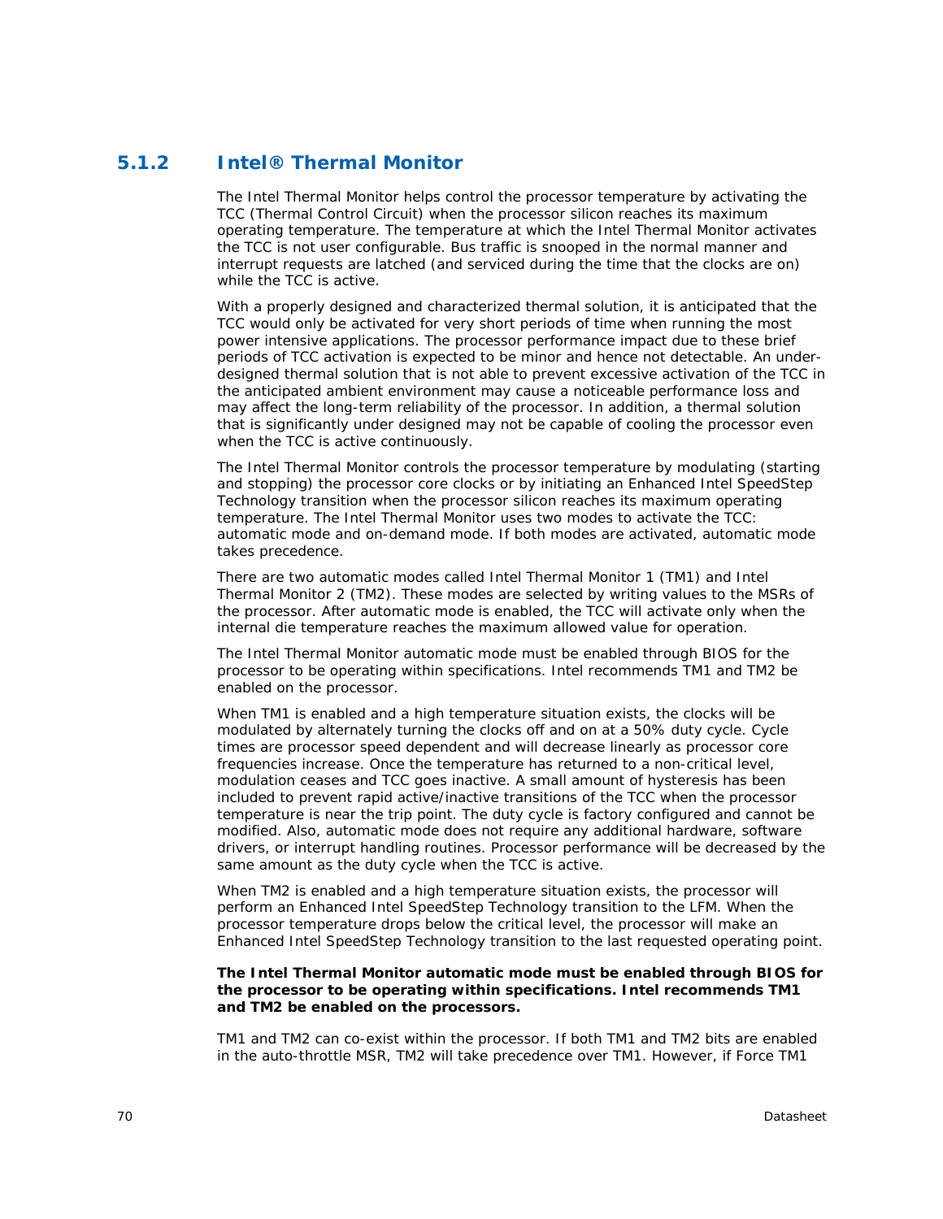### 5.1.2 Intel® Thermal Monitor

The Intel Thermal Monitor helps control the processor temperature by activating the TCC (Thermal Control Circuit) when the processor silicon reaches its maximum operating temperature. The temperature at which the Intel Thermal Monitor activates the TCC is not user configurable. Bus traffic is snooped in the normal manner and interrupt requests are latched (and serviced during the time that the clocks are on) while the TCC is active.

With a properly designed and characterized thermal solution, it is anticipated that the TCC would only be activated for very short periods of time when running the most power intensive applications. The processor performance impact due to these brief periods of TCC activation is expected to be minor and hence not detectable. An under-designed thermal solution that is not able to prevent excessive activation of the TCC in the anticipated ambient environment may cause a noticeable performance loss and may affect the long-term reliability of the processor. In addition, a thermal solution that is significantly under designed may not be capable of cooling the processor even when the TCC is active continuously.

The Intel Thermal Monitor controls the processor temperature by modulating (starting and stopping) the processor core clocks or by initiating an Enhanced Intel SpeedStep Technology transition when the processor silicon reaches its maximum operating temperature. The Intel Thermal Monitor uses two modes to activate the TCC: automatic mode and on-demand mode. If both modes are activated, automatic mode takes precedence.

There are two automatic modes called Intel Thermal Monitor 1 (TM1) and Intel Thermal Monitor 2 (TM2). These modes are selected by writing values to the MSRs of the processor. After automatic mode is enabled, the TCC will activate only when the internal die temperature reaches the maximum allowed value for operation.

The Intel Thermal Monitor automatic mode must be enabled through BIOS for the processor to be operating within specifications. Intel recommends TM1 and TM2 be enabled on the processor.

When TM1 is enabled and a high temperature situation exists, the clocks will be modulated by alternately turning the clocks off and on at a 50% duty cycle. Cycle times are processor speed dependent and will decrease linearly as processor core frequencies increase. Once the temperature has returned to a non-critical level, modulation ceases and TCC goes inactive. A small amount of hysteresis has been included to prevent rapid active/inactive transitions of the TCC when the processor temperature is near the trip point. The duty cycle is factory configured and cannot be modified. Also, automatic mode does not require any additional hardware, software drivers, or interrupt handling routines. Processor performance will be decreased by the same amount as the duty cycle when the TCC is active.

When TM2 is enabled and a high temperature situation exists, the processor will perform an Enhanced Intel SpeedStep Technology transition to the LFM. When the processor temperature drops below the critical level, the processor will make an Enhanced Intel SpeedStep Technology transition to the last requested operating point.

**The Intel Thermal Monitor automatic mode must be enabled through BIOS for the processor to be operating within specifications. Intel recommends TM1 and TM2 be enabled on the processors.**

TM1 and TM2 can co-exist within the processor. If both TM1 and TM2 bits are enabled in the auto-throttle MSR, TM2 will take precedence over TM1. However, if Force TM1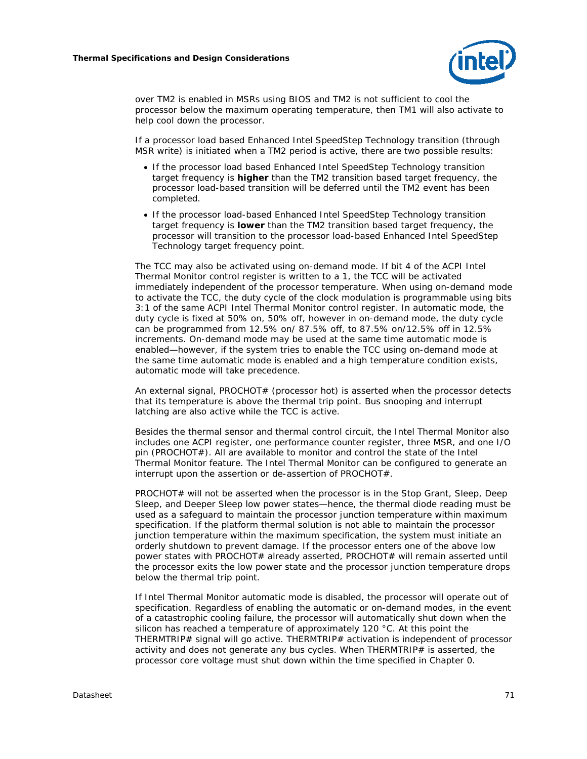over TM2 is enabled in MSRs using BIOS and TM2 is not sufficient to cool the processor below the maximum operating temperature, then TM1 will also activate to help cool down the processor.

If a processor load based Enhanced Intel SpeedStep Technology transition (through MSR write) is initiated when a TM2 period is active, there are two possible results:

- If the processor load based Enhanced Intel SpeedStep Technology transition target frequency is **higher** than the TM2 transition based target frequency, the processor load-based transition will be deferred until the TM2 event has been completed.
- If the processor load-based Enhanced Intel SpeedStep Technology transition target frequency is **lower** than the TM2 transition based target frequency, the processor will transition to the processor load-based Enhanced Intel SpeedStep Technology target frequency point.

The TCC may also be activated using on-demand mode. If bit 4 of the ACPI Intel Thermal Monitor control register is written to a 1, the TCC will be activated immediately independent of the processor temperature. When using on-demand mode to activate the TCC, the duty cycle of the clock modulation is programmable using bits 3:1 of the same ACPI Intel Thermal Monitor control register. In automatic mode, the duty cycle is fixed at 50% on, 50% off, however in on-demand mode, the duty cycle can be programmed from 12.5% on/ 87.5% off, to 87.5% on/12.5% off in 12.5% increments. On-demand mode may be used at the same time automatic mode is enabled—however, if the system tries to enable the TCC using on-demand mode at the same time automatic mode is enabled and a high temperature condition exists, automatic mode will take precedence.

An external signal, PROCHOT# (processor hot) is asserted when the processor detects that its temperature is above the thermal trip point. Bus snooping and interrupt latching are also active while the TCC is active.

Besides the thermal sensor and thermal control circuit, the Intel Thermal Monitor also includes one ACPI register, one performance counter register, three MSR, and one I/O pin (PROCHOT#). All are available to monitor and control the state of the Intel Thermal Monitor feature. The Intel Thermal Monitor can be configured to generate an interrupt upon the assertion or de-assertion of PROCHOT#.

PROCHOT# will not be asserted when the processor is in the Stop Grant, Sleep, Deep Sleep, and Deeper Sleep low power states—hence, the thermal diode reading must be used as a safeguard to maintain the processor junction temperature within maximum specification. If the platform thermal solution is not able to maintain the processor junction temperature within the maximum specification, the system must initiate an orderly shutdown to prevent damage. If the processor enters one of the above low power states with PROCHOT# already asserted, PROCHOT# will remain asserted until the processor exits the low power state and the processor junction temperature drops below the thermal trip point.

If Intel Thermal Monitor automatic mode is disabled, the processor will operate out of specification. Regardless of enabling the automatic or on-demand modes, in the event of a catastrophic cooling failure, the processor will automatically shut down when the silicon has reached a temperature of approximately 120 °C. At this point the THERMTRIP# signal will go active. THERMTRIP# activation is independent of processor activity and does not generate any bus cycles. When THERMTRIP# is asserted, the processor core voltage must shut down within the time specified in Chapter 0.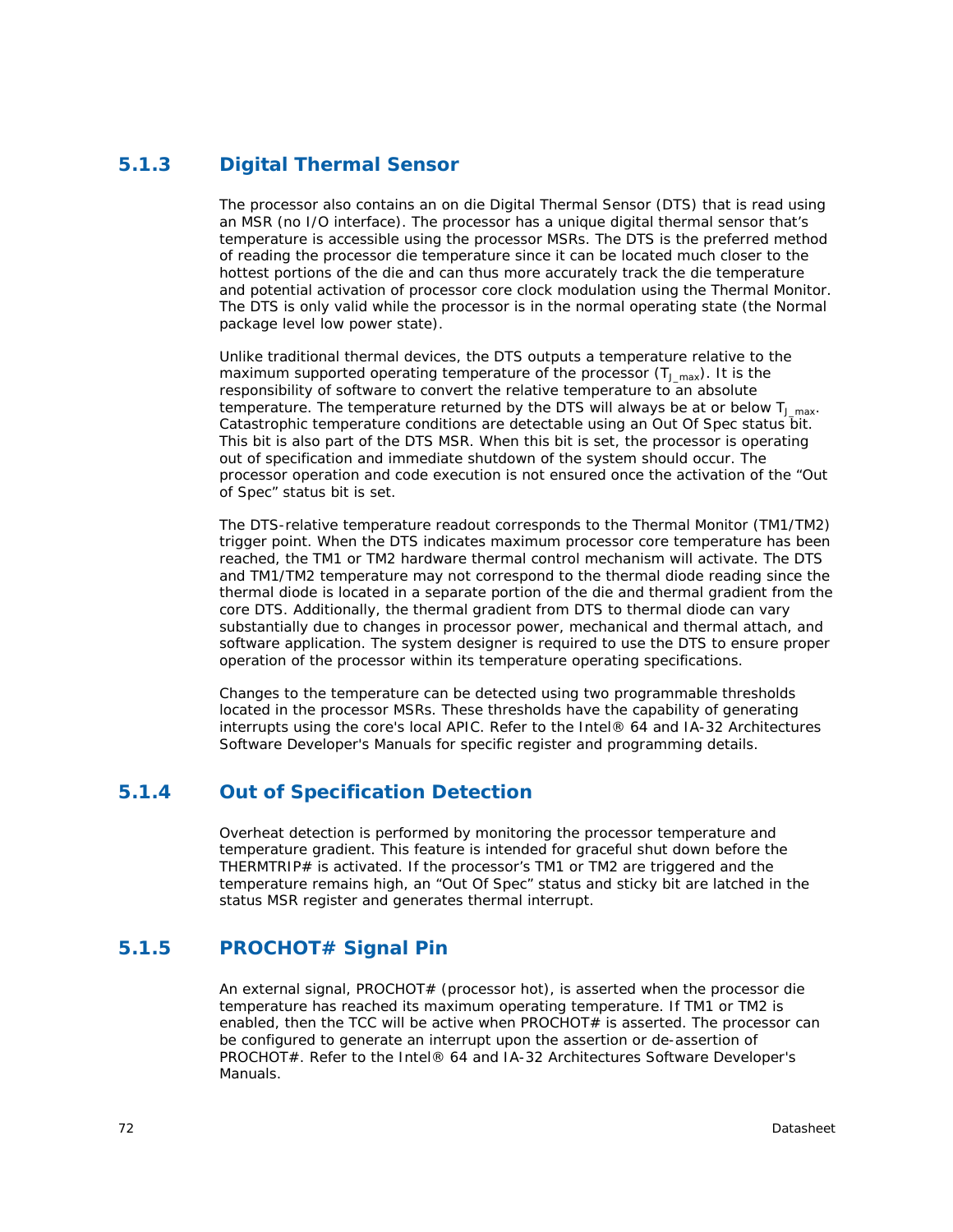### 5.1.3 Digital Thermal Sensor

The processor also contains an on die Digital Thermal Sensor (DTS) that is read using an MSR (no I/O interface). The processor has a unique digital thermal sensor that's temperature is accessible using the processor MSRs. The DTS is the preferred method of reading the processor die temperature since it can be located much closer to the hottest portions of the die and can thus more accurately track the die temperature and potential activation of processor core clock modulation using the Thermal Monitor. The DTS is only valid while the processor is in the normal operating state (the Normal package level low power state).

Unlike traditional thermal devices, the DTS outputs a temperature relative to the maximum supported operating temperature of the processor ($T_{J\_max}$). It is the responsibility of software to convert the relative temperature to an absolute temperature. The temperature returned by the DTS will always be at or below $T_{J\_max}$. Catastrophic temperature conditions are detectable using an Out Of Spec status bit. This bit is also part of the DTS MSR. When this bit is set, the processor is operating out of specification and immediate shutdown of the system should occur. The processor operation and code execution is not ensured once the activation of the "Out of Spec" status bit is set.

The DTS-relative temperature readout corresponds to the Thermal Monitor (TM1/TM2) trigger point. When the DTS indicates maximum processor core temperature has been reached, the TM1 or TM2 hardware thermal control mechanism will activate. The DTS and TM1/TM2 temperature may not correspond to the thermal diode reading since the thermal diode is located in a separate portion of the die and thermal gradient from the core DTS. Additionally, the thermal gradient from DTS to thermal diode can vary substantially due to changes in processor power, mechanical and thermal attach, and software application. The system designer is required to use the DTS to ensure proper operation of the processor within its temperature operating specifications.

Changes to the temperature can be detected using two programmable thresholds located in the processor MSRs. These thresholds have the capability of generating interrupts using the core's local APIC. Refer to the Intel® 64 and IA-32 Architectures Software Developer's Manuals for specific register and programming details.

### 5.1.4 Out of Specification Detection

Overheat detection is performed by monitoring the processor temperature and temperature gradient. This feature is intended for graceful shut down before the THERMTRIP# is activated. If the processor's TM1 or TM2 are triggered and the temperature remains high, an "Out Of Spec" status and sticky bit are latched in the status MSR register and generates thermal interrupt.

### 5.1.5 PROCHOT# Signal Pin

An external signal, PROCHOT# (processor hot), is asserted when the processor die temperature has reached its maximum operating temperature. If TM1 or TM2 is enabled, then the TCC will be active when PROCHOT# is asserted. The processor can be configured to generate an interrupt upon the assertion or de-assertion of PROCHOT#. Refer to the Intel® 64 and IA-32 Architectures Software Developer's Manuals.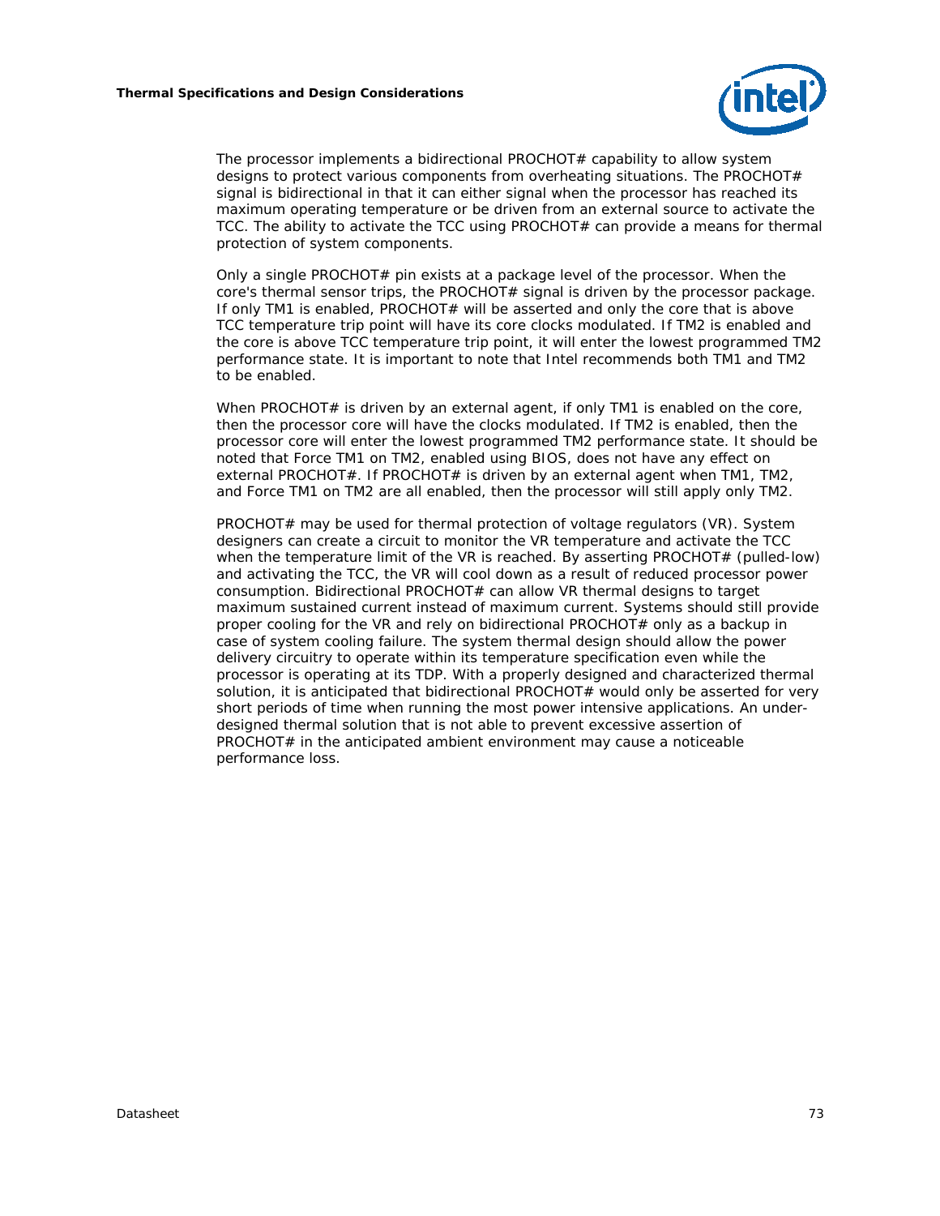The processor implements a bidirectional PROCHOT# capability to allow system designs to protect various components from overheating situations. The PROCHOT# signal is bidirectional in that it can either signal when the processor has reached its maximum operating temperature or be driven from an external source to activate the TCC. The ability to activate the TCC using PROCHOT# can provide a means for thermal protection of system components.

Only a single PROCHOT# pin exists at a package level of the processor. When the core's thermal sensor trips, the PROCHOT# signal is driven by the processor package. If only TM1 is enabled, PROCHOT# will be asserted and only the core that is above TCC temperature trip point will have its core clocks modulated. If TM2 is enabled and the core is above TCC temperature trip point, it will enter the lowest programmed TM2 performance state. It is important to note that Intel recommends both TM1 and TM2 to be enabled.

When PROCHOT# is driven by an external agent, if only TM1 is enabled on the core, then the processor core will have the clocks modulated. If TM2 is enabled, then the processor core will enter the lowest programmed TM2 performance state. It should be noted that Force TM1 on TM2, enabled using BIOS, does not have any effect on external PROCHOT#. If PROCHOT# is driven by an external agent when TM1, TM2, and Force TM1 on TM2 are all enabled, then the processor will still apply only TM2.

PROCHOT# may be used for thermal protection of voltage regulators (VR). System designers can create a circuit to monitor the VR temperature and activate the TCC when the temperature limit of the VR is reached. By asserting PROCHOT# (pulled-low) and activating the TCC, the VR will cool down as a result of reduced processor power consumption. Bidirectional PROCHOT# can allow VR thermal designs to target maximum sustained current instead of maximum current. Systems should still provide proper cooling for the VR and rely on bidirectional PROCHOT# only as a backup in case of system cooling failure. The system thermal design should allow the power delivery circuitry to operate within its temperature specification even while the processor is operating at its TDP. With a properly designed and characterized thermal solution, it is anticipated that bidirectional PROCHOT# would only be asserted for very short periods of time when running the most power intensive applications. An under-designed thermal solution that is not able to prevent excessive assertion of PROCHOT# in the anticipated ambient environment may cause a noticeable performance loss.